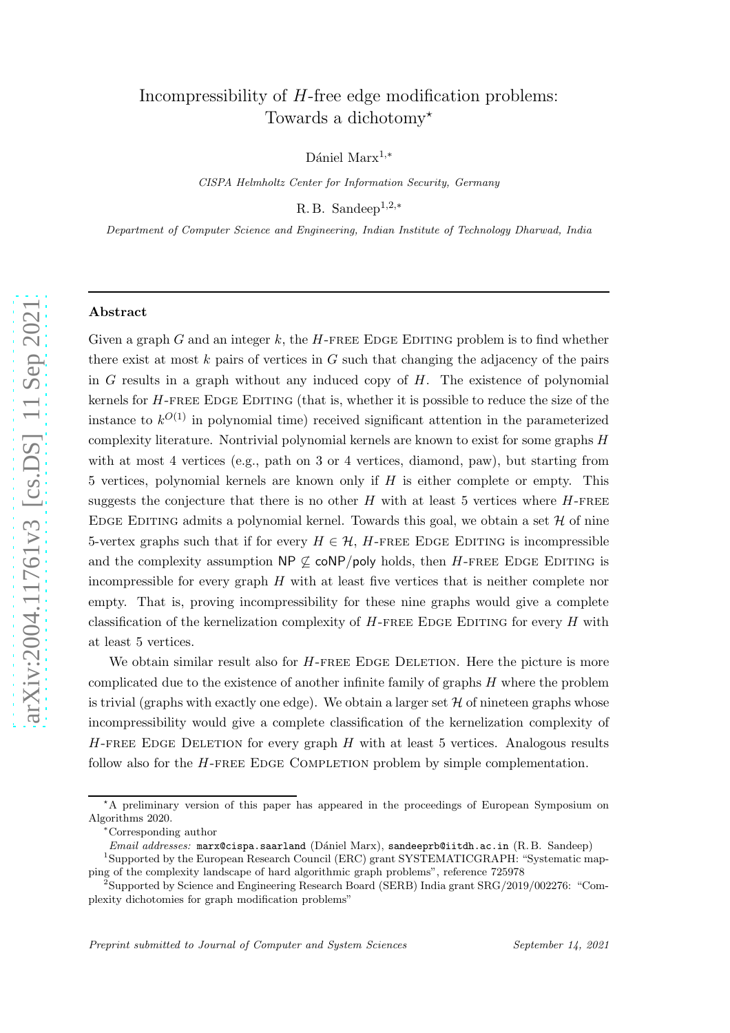# Incompressibility of $H$-free edge modification problems: Towards a dichotomy*

Dániel Marx[1,*]

*CISPA Helmholtz Center for Information Security, Germany*

R. B. Sandeep[1,2,*]

*Department of Computer Science and Engineering, Indian Institute of Technology Dharwad, India*

---

## Abstract

Given a graph $G$ and an integer $k$, the $H$-free Edge Editing problem is to find whether there exist at most $k$ pairs of vertices in $G$ such that changing the adjacency of the pairs in $G$ results in a graph without any induced copy of $H$. The existence of polynomial kernels for $H$-free Edge Editing (that is, whether it is possible to reduce the size of the instance to $k^{O(1)}$ in polynomial time) received significant attention in the parameterized complexity literature. Nontrivial polynomial kernels are known to exist for some graphs $H$ with at most 4 vertices (e.g., path on 3 or 4 vertices, diamond, paw), but starting from 5 vertices, polynomial kernels are known only if $H$ is either complete or empty. This suggests the conjecture that there is no other $H$ with at least 5 vertices where $H$-free Edge Editing admits a polynomial kernel. Towards this goal, we obtain a set $\mathcal{H}$ of nine 5-vertex graphs such that if for every $H \in \mathcal{H}$, $H$-free Edge Editing is incompressible and the complexity assumption $\mathsf{NP} \not\subseteq \mathsf{coNP/poly}$ holds, then $H$-free Edge Editing is incompressible for every graph $H$ with at least five vertices that is neither complete nor empty. That is, proving incompressibility for these nine graphs would give a complete classification of the kernelization complexity of $H$-free Edge Editing for every $H$ with at least 5 vertices.

We obtain similar result also for $H$-free Edge Deletion. Here the picture is more complicated due to the existence of another infinite family of graphs $H$ where the problem is trivial (graphs with exactly one edge). We obtain a larger set $\mathcal{H}$ of nineteen graphs whose incompressibility would give a complete classification of the kernelization complexity of $H$-free Edge Deletion for every graph $H$ with at least 5 vertices. Analogous results follow also for the $H$-free Edge Completion problem by simple complementation.

---

*A preliminary version of this paper has appeared in the proceedings of European Symposium on Algorithms 2020.

*Corresponding author

*Email addresses:* marx@cispa.saarland (Dániel Marx), sandeeprb@iitdh.ac.in (R. B. Sandeep)

[1] Supported by the European Research Council (ERC) grant SYSTEMATICGRAPH: "Systematic mapping of the complexity landscape of hard algorithmic graph problems", reference 725978

[2] Supported by Science and Engineering Research Board (SERB) India grant SRG/2019/002276: "Complexity dichotomies for graph modification problems"

*Preprint submitted to Journal of Computer and System Sciences* *September 14, 2021*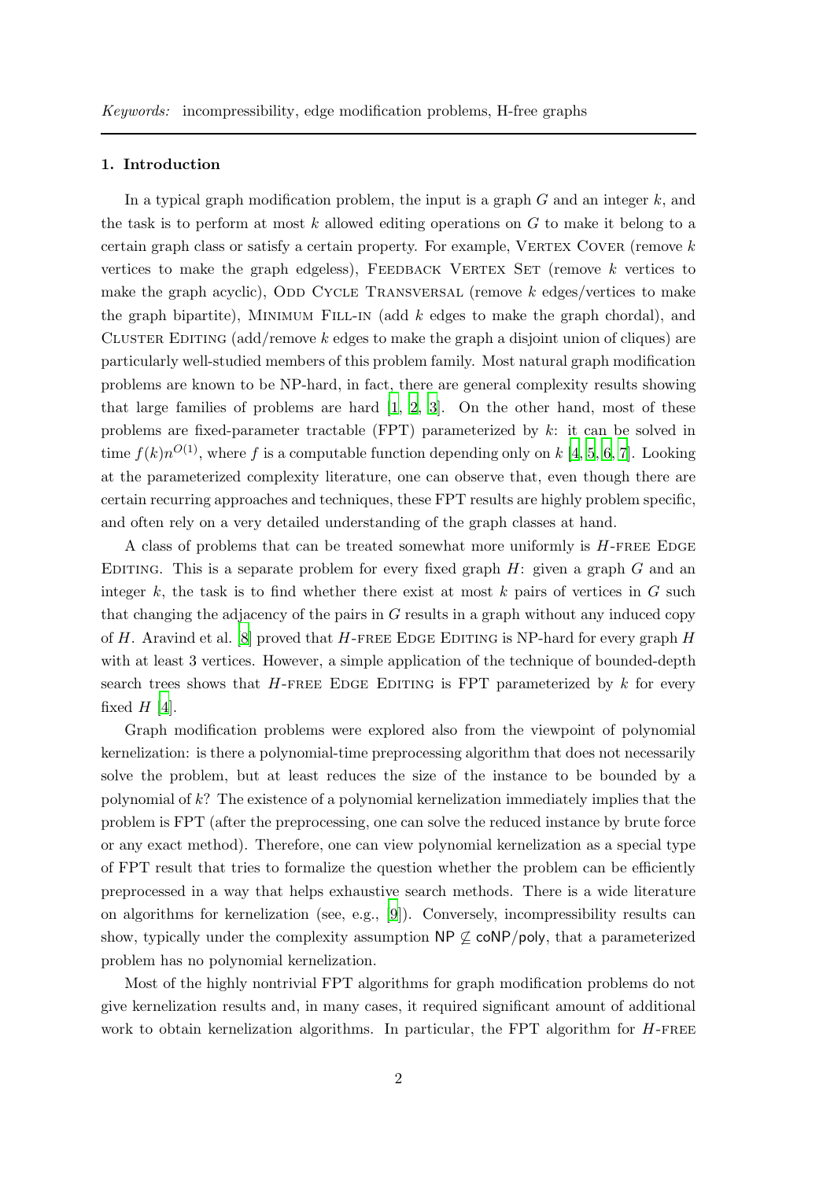*Keywords:* incompressibility, edge modification problems, H-free graphs

## 1. Introduction

In a typical graph modification problem, the input is a graph $G$ and an integer $k$, and the task is to perform at most $k$ allowed editing operations on $G$ to make it belong to a certain graph class or satisfy a certain property. For example, Vertex Cover (remove $k$ vertices to make the graph edgeless), Feedback Vertex Set (remove $k$ vertices to make the graph acyclic), Odd Cycle Transversal (remove $k$ edges/vertices to make the graph bipartite), Minimum Fill-in (add $k$ edges to make the graph chordal), and Cluster Editing (add/remove $k$ edges to make the graph a disjoint union of cliques) are particularly well-studied members of this problem family. Most natural graph modification problems are known to be NP-hard, in fact, there are general complexity results showing that large families of problems are hard [1, 2, 3]. On the other hand, most of these problems are fixed-parameter tractable (FPT) parameterized by $k$: it can be solved in time $f(k)n^{O(1)}$, where $f$ is a computable function depending only on $k$ [4, 5, 6, 7]. Looking at the parameterized complexity literature, one can observe that, even though there are certain recurring approaches and techniques, these FPT results are highly problem specific, and often rely on a very detailed understanding of the graph classes at hand.

A class of problems that can be treated somewhat more uniformly is $H$-free Edge Editing. This is a separate problem for every fixed graph $H$: given a graph $G$ and an integer $k$, the task is to find whether there exist at most $k$ pairs of vertices in $G$ such that changing the adjacency of the pairs in $G$ results in a graph without any induced copy of $H$. Aravind et al. [8] proved that $H$-free Edge Editing is NP-hard for every graph $H$ with at least 3 vertices. However, a simple application of the technique of bounded-depth search trees shows that $H$-free Edge Editing is FPT parameterized by $k$ for every fixed $H$ [4].

Graph modification problems were explored also from the viewpoint of polynomial kernelization: is there a polynomial-time preprocessing algorithm that does not necessarily solve the problem, but at least reduces the size of the instance to be bounded by a polynomial of $k$? The existence of a polynomial kernelization immediately implies that the problem is FPT (after the preprocessing, one can solve the reduced instance by brute force or any exact method). Therefore, one can view polynomial kernelization as a special type of FPT result that tries to formalize the question whether the problem can be efficiently preprocessed in a way that helps exhaustive search methods. There is a wide literature on algorithms for kernelization (see, e.g., [9]). Conversely, incompressibility results can show, typically under the complexity assumption $\mathsf{NP} \not\subseteq \mathsf{coNP/poly}$, that a parameterized problem has no polynomial kernelization.

Most of the highly nontrivial FPT algorithms for graph modification problems do not give kernelization results and, in many cases, it required significant amount of additional work to obtain kernelization algorithms. In particular, the FPT algorithm for $H$-free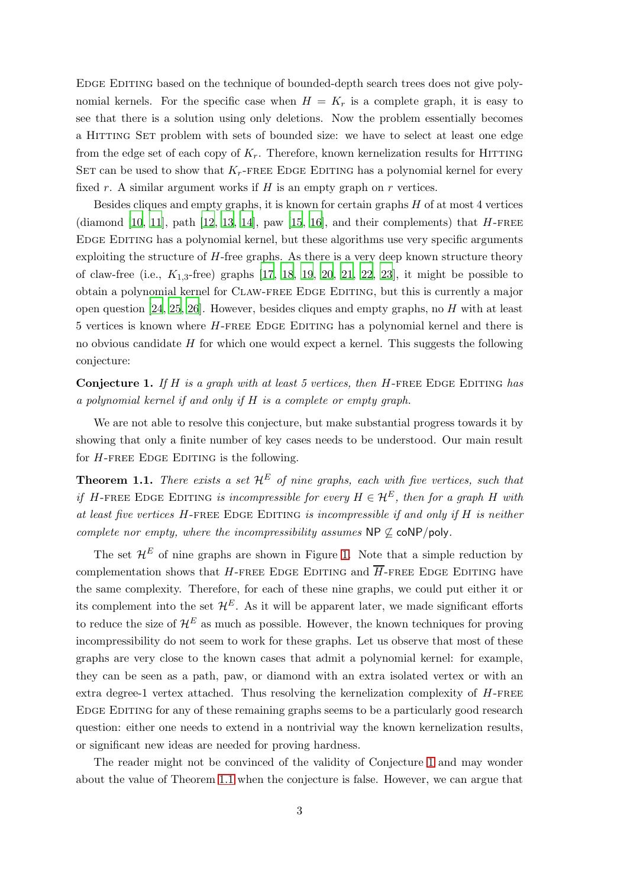Edge Editing based on the technique of bounded-depth search trees does not give polynomial kernels. For the specific case when $H = K_r$ is a complete graph, it is easy to see that there is a solution using only deletions. Now the problem essentially becomes a Hitting Set problem with sets of bounded size: we have to select at least one edge from the edge set of each copy of $K_r$. Therefore, known kernelization results for Hitting Set can be used to show that $K_r$-free Edge Editing has a polynomial kernel for every fixed $r$. A similar argument works if $H$ is an empty graph on $r$ vertices.

Besides cliques and empty graphs, it is known for certain graphs $H$ of at most 4 vertices (diamond [10, 11], path [12, 13, 14], paw [15, 16], and their complements) that $H$-free Edge Editing has a polynomial kernel, but these algorithms use very specific arguments exploiting the structure of $H$-free graphs. As there is a very deep known structure theory of claw-free (i.e., $K_{1,3}$-free) graphs [17, 18, 19, 20, 21, 22, 23], it might be possible to obtain a polynomial kernel for Claw-free Edge Editing, but this is currently a major open question [24, 25, 26]. However, besides cliques and empty graphs, no $H$ with at least 5 vertices is known where $H$-free Edge Editing has a polynomial kernel and there is no obvious candidate $H$ for which one would expect a kernel. This suggests the following conjecture:

**Conjecture 1.** *If $H$ is a graph with at least 5 vertices, then $H$-free Edge Editing has a polynomial kernel if and only if $H$ is a complete or empty graph.*

We are not able to resolve this conjecture, but make substantial progress towards it by showing that only a finite number of key cases needs to be understood. Our main result for $H$-free Edge Editing is the following.

**Theorem 1.1.** *There exists a set $\mathcal{H}^E$ of nine graphs, each with five vertices, such that if $H$-free Edge Editing is incompressible for every $H \in \mathcal{H}^E$, then for a graph $H$ with at least five vertices $H$-free Edge Editing is incompressible if and only if $H$ is neither complete nor empty, where the incompressibility assumes $\mathsf{NP} \not\subseteq \mathsf{coNP/poly}$.*

The set $\mathcal{H}^E$ of nine graphs are shown in Figure 1. Note that a simple reduction by complementation shows that $H$-free Edge Editing and $\overline{H}$-free Edge Editing have the same complexity. Therefore, for each of these nine graphs, we could put either it or its complement into the set $\mathcal{H}^E$. As it will be apparent later, we made significant efforts to reduce the size of $\mathcal{H}^E$ as much as possible. However, the known techniques for proving incompressibility do not seem to work for these graphs. Let us observe that most of these graphs are very close to the known cases that admit a polynomial kernel: for example, they can be seen as a path, paw, or diamond with an extra isolated vertex or with an extra degree-1 vertex attached. Thus resolving the kernelization complexity of $H$-free Edge Editing for any of these remaining graphs seems to be a particularly good research question: either one needs to extend in a nontrivial way the known kernelization results, or significant new ideas are needed for proving hardness.

The reader might not be convinced of the validity of Conjecture 1 and may wonder about the value of Theorem 1.1 when the conjecture is false. However, we can argue that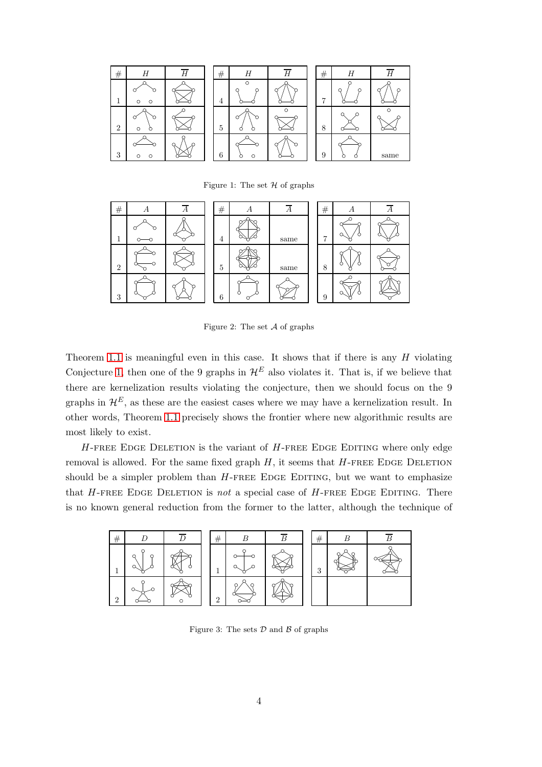| # | $H$ | $\overline{H}$ | # | $H$ | $\overline{H}$ | # | $H$ | $\overline{H}$ |
|---|---|---|---|---|---|---|---|---|
| 1 | | | 4 | | | 7 | | |
| 2 | | | 5 | | | 8 | | |
| 3 | | | 6 | | | 9 | | same |

Figure 1: The set $\mathcal{H}$ of graphs

| # | $A$ | $\overline{A}$ | # | $A$ | $\overline{A}$ | # | $A$ | $\overline{A}$ |
|---|---|---|---|---|---|---|---|---|
| 1 | | | 4 | | same | 7 | | |
| 2 | | | 5 | | same | 8 | | |
| 3 | | | 6 | | | 9 | | |

Figure 2: The set $\mathcal{A}$ of graphs

Theorem 1.1 is meaningful even in this case. It shows that if there is any $H$ violating Conjecture 1, then one of the 9 graphs in $\mathcal{H}^E$ also violates it. That is, if we believe that there are kernelization results violating the conjecture, then we should focus on the 9 graphs in $\mathcal{H}^E$, as these are the easiest cases where we may have a kernelization result. In other words, Theorem 1.1 precisely shows the frontier where new algorithmic results are most likely to exist.

$H$-free Edge Deletion is the variant of $H$-free Edge Editing where only edge removal is allowed. For the same fixed graph $H$, it seems that $H$-free Edge Deletion should be a simpler problem than $H$-free Edge Editing, but we want to emphasize that $H$-free Edge Deletion is *not* a special case of $H$-free Edge Editing. There is no known general reduction from the former to the latter, although the technique of

| # | $D$ | $\overline{D}$ | # | $B$ | $\overline{B}$ | # | $B$ | $\overline{B}$ |
|---|---|---|---|---|---|---|---|---|
| 1 | | | 1 | | | 3 | | |
| 2 | | | 2 | | | | | |

Figure 3: The sets $\mathcal{D}$ and $\mathcal{B}$ of graphs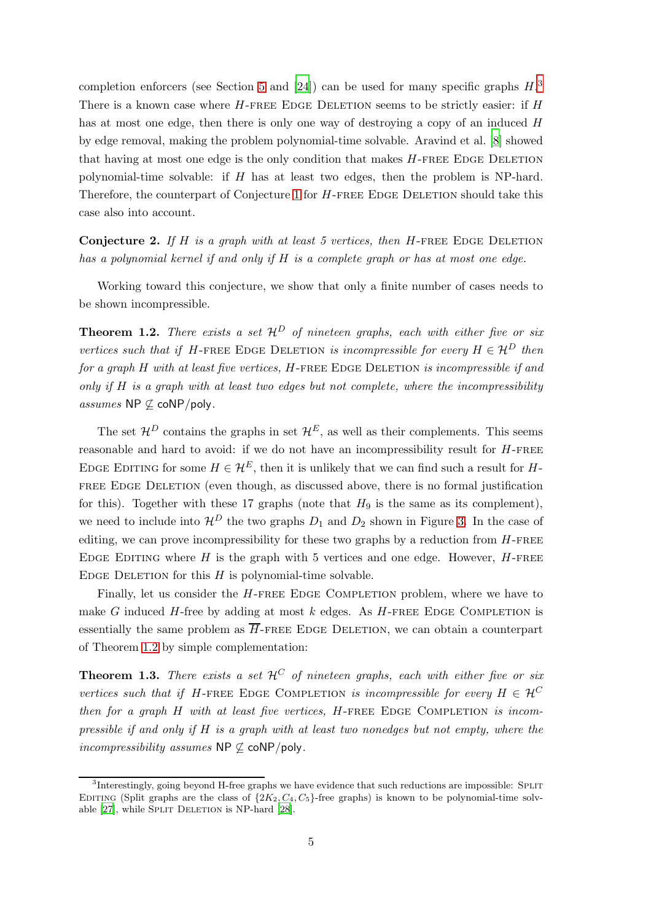completion enforcers (see Section 5 and [24]) can be used for many specific graphs $H$.[3] There is a known case where $H$-free Edge Deletion seems to be strictly easier: if $H$ has at most one edge, then there is only one way of destroying a copy of an induced $H$ by edge removal, making the problem polynomial-time solvable. Aravind et al. [8] showed that having at most one edge is the only condition that makes $H$-free Edge Deletion polynomial-time solvable: if $H$ has at least two edges, then the problem is NP-hard. Therefore, the counterpart of Conjecture 1 for $H$-free Edge Deletion should take this case also into account.

**Conjecture 2.** *If $H$ is a graph with at least 5 vertices, then $H$-free Edge Deletion has a polynomial kernel if and only if $H$ is a complete graph or has at most one edge.*

Working toward this conjecture, we show that only a finite number of cases needs to be shown incompressible.

**Theorem 1.2.** *There exists a set $\mathcal{H}^D$ of nineteen graphs, each with either five or six vertices such that if $H$-free Edge Deletion is incompressible for every $H \in \mathcal{H}^D$ then for a graph $H$ with at least five vertices, $H$-free Edge Deletion is incompressible if and only if $H$ is a graph with at least two edges but not complete, where the incompressibility assumes $\mathsf{NP} \not\subseteq \mathsf{coNP/poly}$.*

The set $\mathcal{H}^D$ contains the graphs in set $\mathcal{H}^E$, as well as their complements. This seems reasonable and hard to avoid: if we do not have an incompressibility result for $H$-free Edge Editing for some $H \in \mathcal{H}^E$, then it is unlikely that we can find such a result for $H$-free Edge Deletion (even though, as discussed above, there is no formal justification for this). Together with these 17 graphs (note that $H_9$ is the same as its complement), we need to include into $\mathcal{H}^D$ the two graphs $D_1$ and $D_2$ shown in Figure 3. In the case of editing, we can prove incompressibility for these two graphs by a reduction from $H$-free Edge Editing where $H$ is the graph with 5 vertices and one edge. However, $H$-free Edge Deletion for this $H$ is polynomial-time solvable.

Finally, let us consider the $H$-free Edge Completion problem, where we have to make $G$ induced $H$-free by adding at most $k$ edges. As $H$-free Edge Completion is essentially the same problem as $\overline{H}$-free Edge Deletion, we can obtain a counterpart of Theorem 1.2 by simple complementation:

**Theorem 1.3.** *There exists a set $\mathcal{H}^C$ of nineteen graphs, each with either five or six vertices such that if $H$-free Edge Completion is incompressible for every $H \in \mathcal{H}^C$ then for a graph $H$ with at least five vertices, $H$-free Edge Completion is incompressible if and only if $H$ is a graph with at least two nonedges but not empty, where the incompressibility assumes $\mathsf{NP} \not\subseteq \mathsf{coNP/poly}$.*

[3] Interestingly, going beyond H-free graphs we have evidence that such reductions are impossible: Split Editing (Split graphs are the class of $\{2K_2, C_4, C_5\}$-free graphs) is known to be polynomial-time solvable [27], while Split Deletion is NP-hard [28].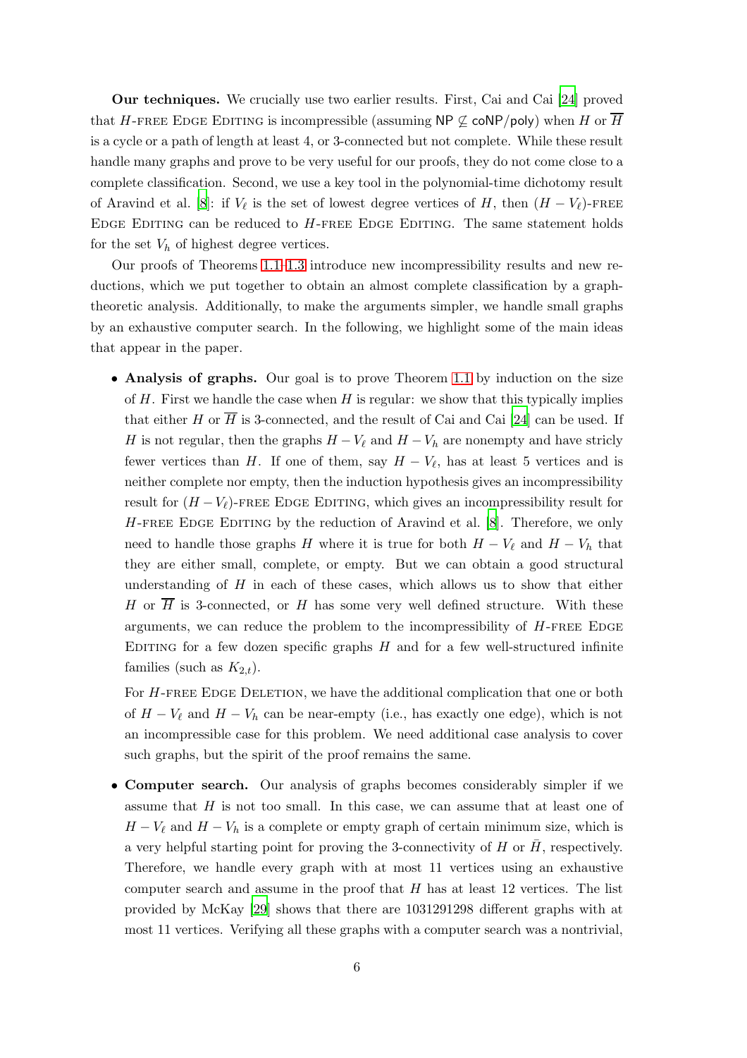**Our techniques.** We crucially use two earlier results. First, Cai and Cai [24] proved that $H$-free Edge Editing is incompressible (assuming $\mathsf{NP} \not\subseteq \mathsf{coNP/poly}$) when $H$ or $\overline{H}$ is a cycle or a path of length at least 4, or 3-connected but not complete. While these result handle many graphs and prove to be very useful for our proofs, they do not come close to a complete classification. Second, we use a key tool in the polynomial-time dichotomy result of Aravind et al. [8]: if $V_\ell$ is the set of lowest degree vertices of $H$, then $(H - V_\ell)$-free Edge Editing can be reduced to $H$-free Edge Editing. The same statement holds for the set $V_h$ of highest degree vertices.

Our proofs of Theorems 1.1–1.3 introduce new incompressibility results and new reductions, which we put together to obtain an almost complete classification by a graph-theoretic analysis. Additionally, to make the arguments simpler, we handle small graphs by an exhaustive computer search. In the following, we highlight some of the main ideas that appear in the paper.

- **Analysis of graphs.** Our goal is to prove Theorem 1.1 by induction on the size of $H$. First we handle the case when $H$ is regular: we show that this typically implies that either $H$ or $\overline{H}$ is 3-connected, and the result of Cai and Cai [24] can be used. If $H$ is not regular, then the graphs $H - V_\ell$ and $H - V_h$ are nonempty and have stricly fewer vertices than $H$. If one of them, say $H - V_\ell$, has at least 5 vertices and is neither complete nor empty, then the induction hypothesis gives an incompressibility result for $(H - V_\ell)$-free Edge Editing, which gives an incompressibility result for $H$-free Edge Editing by the reduction of Aravind et al. [8]. Therefore, we only need to handle those graphs $H$ where it is true for both $H - V_\ell$ and $H - V_h$ that they are either small, complete, or empty. But we can obtain a good structural understanding of $H$ in each of these cases, which allows us to show that either $H$ or $\overline{H}$ is 3-connected, or $H$ has some very well defined structure. With these arguments, we can reduce the problem to the incompressibility of $H$-free Edge Editing for a few dozen specific graphs $H$ and for a few well-structured infinite families (such as $K_{2,t}$).

  For $H$-free Edge Deletion, we have the additional complication that one or both of $H - V_\ell$ and $H - V_h$ can be near-empty (i.e., has exactly one edge), which is not an incompressible case for this problem. We need additional case analysis to cover such graphs, but the spirit of the proof remains the same.

- **Computer search.** Our analysis of graphs becomes considerably simpler if we assume that $H$ is not too small. In this case, we can assume that at least one of $H - V_\ell$ and $H - V_h$ is a complete or empty graph of certain minimum size, which is a very helpful starting point for proving the 3-connectivity of $H$ or $\bar{H}$, respectively. Therefore, we handle every graph with at most 11 vertices using an exhaustive computer search and assume in the proof that $H$ has at least 12 vertices. The list provided by McKay [29] shows that there are 1031291298 different graphs with at most 11 vertices. Verifying all these graphs with a computer search was a nontrivial,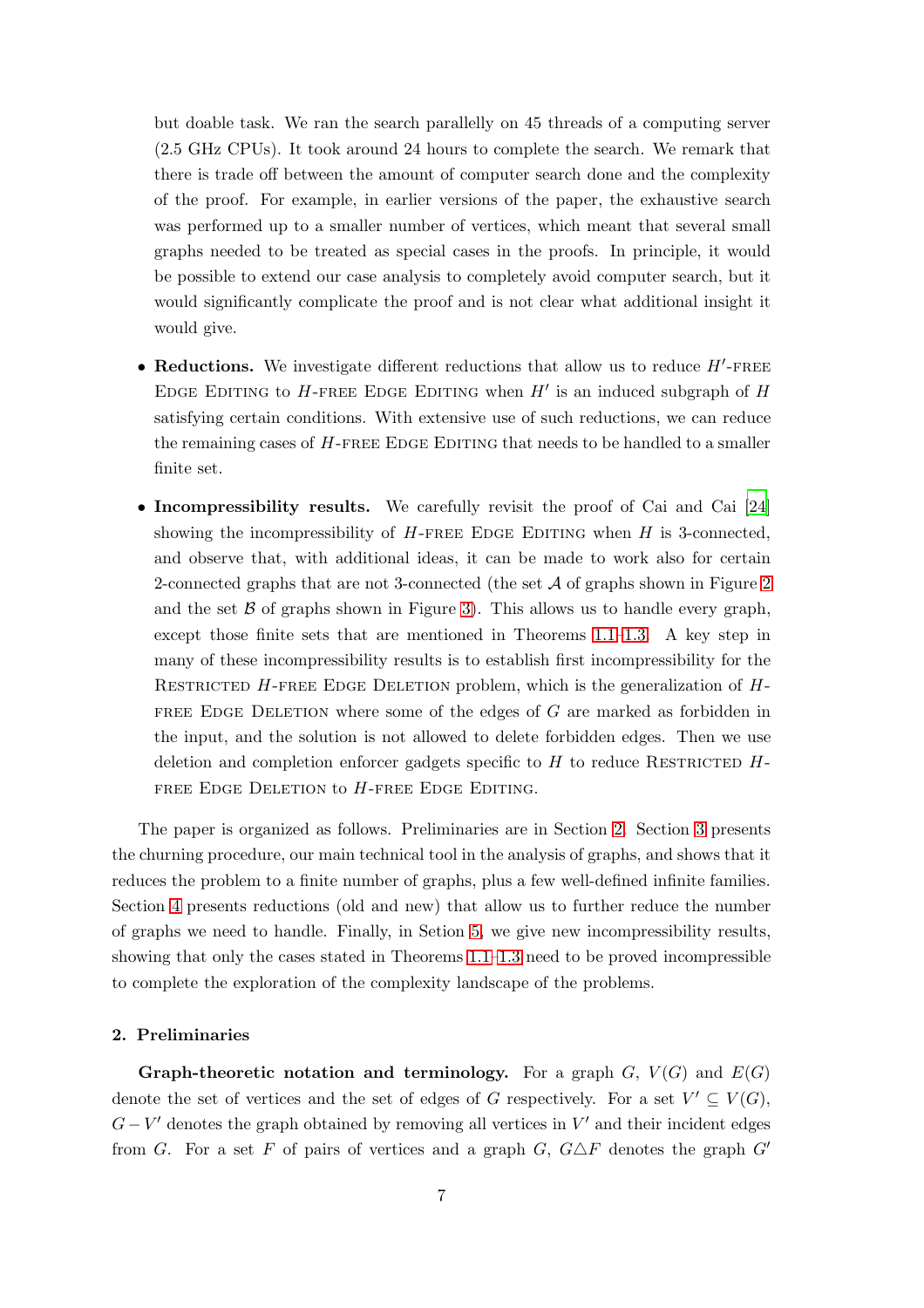but doable task. We ran the search parallelly on 45 threads of a computing server (2.5 GHz CPUs). It took around 24 hours to complete the search. We remark that there is trade off between the amount of computer search done and the complexity of the proof. For example, in earlier versions of the paper, the exhaustive search was performed up to a smaller number of vertices, which meant that several small graphs needed to be treated as special cases in the proofs. In principle, it would be possible to extend our case analysis to completely avoid computer search, but it would significantly complicate the proof and is not clear what additional insight it would give.

- **Reductions.** We investigate different reductions that allow us to reduce $H'$-free Edge Editing to $H$-free Edge Editing when $H'$ is an induced subgraph of $H$ satisfying certain conditions. With extensive use of such reductions, we can reduce the remaining cases of $H$-free Edge Editing that needs to be handled to a smaller finite set.
- **Incompressibility results.** We carefully revisit the proof of Cai and Cai [24] showing the incompressibility of $H$-free Edge Editing when $H$ is 3-connected, and observe that, with additional ideas, it can be made to work also for certain 2-connected graphs that are not 3-connected (the set $\mathcal{A}$ of graphs shown in Figure 2 and the set $\mathcal{B}$ of graphs shown in Figure 3). This allows us to handle every graph, except those finite sets that are mentioned in Theorems 1.1–1.3. A key step in many of these incompressibility results is to establish first incompressibility for the Restricted $H$-free Edge Deletion problem, which is the generalization of $H$-free Edge Deletion where some of the edges of $G$ are marked as forbidden in the input, and the solution is not allowed to delete forbidden edges. Then we use deletion and completion enforcer gadgets specific to $H$ to reduce Restricted $H$-free Edge Deletion to $H$-free Edge Editing.

The paper is organized as follows. Preliminaries are in Section 2. Section 3 presents the churning procedure, our main technical tool in the analysis of graphs, and shows that it reduces the problem to a finite number of graphs, plus a few well-defined infinite families. Section 4 presents reductions (old and new) that allow us to further reduce the number of graphs we need to handle. Finally, in Setion 5, we give new incompressibility results, showing that only the cases stated in Theorems 1.1–1.3 need to be proved incompressible to complete the exploration of the complexity landscape of the problems.

## 2. Preliminaries

**Graph-theoretic notation and terminology.** For a graph $G$, $V(G)$ and $E(G)$ denote the set of vertices and the set of edges of $G$ respectively. For a set $V' \subseteq V(G)$, $G - V'$ denotes the graph obtained by removing all vertices in $V'$ and their incident edges from $G$. For a set $F$ of pairs of vertices and a graph $G$, $G \triangle F$ denotes the graph $G'$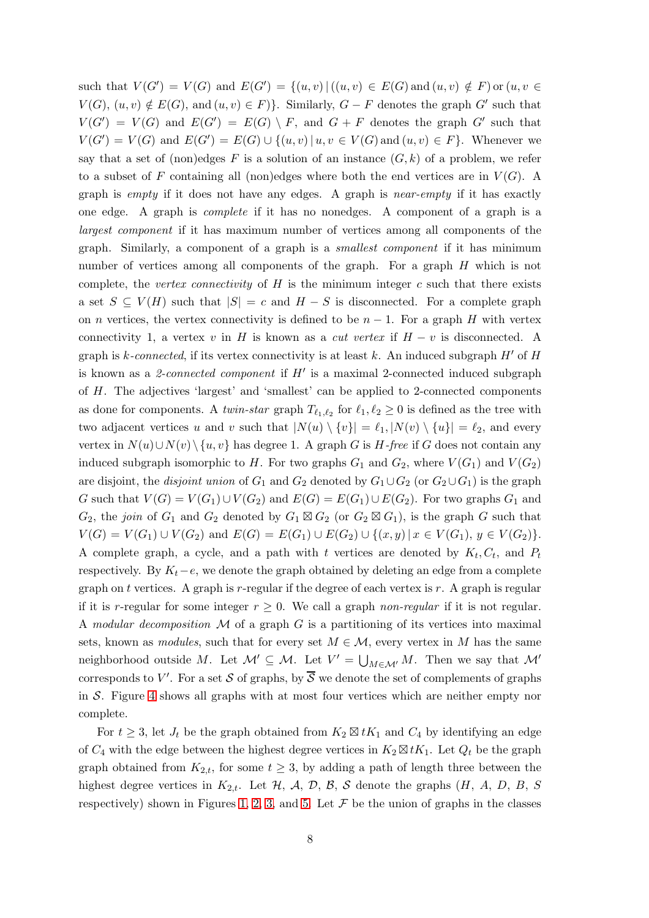such that $V(G') = V(G)$ and $E(G') = \{(u,v) \,|\, ((u,v) \in E(G) \text{ and } (u,v) \notin F) \text{ or } (u,v \in V(G),\, (u,v) \notin E(G), \text{ and } (u,v) \in F)\}$. Similarly, $G - F$ denotes the graph $G'$ such that $V(G') = V(G)$ and $E(G') = E(G) \setminus F$, and $G + F$ denotes the graph $G'$ such that $V(G') = V(G)$ and $E(G') = E(G) \cup \{(u,v) \,|\, u,v \in V(G) \text{ and } (u,v) \in F\}$. Whenever we say that a set of (non)edges $F$ is a solution of an instance $(G,k)$ of a problem, we refer to a subset of $F$ containing all (non)edges where both the end vertices are in $V(G)$. A graph is *empty* if it does not have any edges. A graph is *near-empty* if it has exactly one edge. A graph is *complete* if it has no nonedges. A component of a graph is a *largest component* if it has maximum number of vertices among all components of the graph. Similarly, a component of a graph is a *smallest component* if it has minimum number of vertices among all components of the graph. For a graph $H$ which is not complete, the *vertex connectivity* of $H$ is the minimum integer $c$ such that there exists a set $S \subseteq V(H)$ such that $|S| = c$ and $H - S$ is disconnected. For a complete graph on $n$ vertices, the vertex connectivity is defined to be $n-1$. For a graph $H$ with vertex connectivity 1, a vertex $v$ in $H$ is known as a *cut vertex* if $H - v$ is disconnected. A graph is $k$*-connected*, if its vertex connectivity is at least $k$. An induced subgraph $H'$ of $H$ is known as a *2-connected component* if $H'$ is a maximal 2-connected induced subgraph of $H$. The adjectives 'largest' and 'smallest' can be applied to 2-connected components as done for components. A *twin-star* graph $T_{\ell_1,\ell_2}$ for $\ell_1, \ell_2 \geq 0$ is defined as the tree with two adjacent vertices $u$ and $v$ such that $|N(u) \setminus \{v\}| = \ell_1, |N(v) \setminus \{u\}| = \ell_2$, and every vertex in $N(u) \cup N(v) \setminus \{u,v\}$ has degree 1. A graph $G$ is $H$*-free* if $G$ does not contain any induced subgraph isomorphic to $H$. For two graphs $G_1$ and $G_2$, where $V(G_1)$ and $V(G_2)$ are disjoint, the *disjoint union* of $G_1$ and $G_2$ denoted by $G_1 \cup G_2$ (or $G_2 \cup G_1$) is the graph $G$ such that $V(G) = V(G_1) \cup V(G_2)$ and $E(G) = E(G_1) \cup E(G_2)$. For two graphs $G_1$ and $G_2$, the *join* of $G_1$ and $G_2$ denoted by $G_1 \boxtimes G_2$ (or $G_2 \boxtimes G_1$), is the graph $G$ such that $V(G) = V(G_1) \cup V(G_2)$ and $E(G) = E(G_1) \cup E(G_2) \cup \{(x,y) \,|\, x \in V(G_1),\, y \in V(G_2)\}$. A complete graph, a cycle, and a path with $t$ vertices are denoted by $K_t, C_t$, and $P_t$ respectively. By $K_t - e$, we denote the graph obtained by deleting an edge from a complete graph on $t$ vertices. A graph is $r$-regular if the degree of each vertex is $r$. A graph is regular if it is $r$-regular for some integer $r \geq 0$. We call a graph *non-regular* if it is not regular. A *modular decomposition* $\mathcal{M}$ of a graph $G$ is a partitioning of its vertices into maximal sets, known as *modules*, such that for every set $M \in \mathcal{M}$, every vertex in $M$ has the same neighborhood outside $M$. Let $\mathcal{M}' \subseteq \mathcal{M}$. Let $V' = \bigcup_{M \in \mathcal{M}'} M$. Then we say that $\mathcal{M}'$ corresponds to $V'$. For a set $\mathcal{S}$ of graphs, by $\overline{\mathcal{S}}$ we denote the set of complements of graphs in $\mathcal{S}$. Figure 4 shows all graphs with at most four vertices which are neither empty nor complete.

For $t \geq 3$, let $J_t$ be the graph obtained from $K_2 \boxtimes tK_1$ and $C_4$ by identifying an edge of $C_4$ with the edge between the highest degree vertices in $K_2 \boxtimes tK_1$. Let $Q_t$ be the graph graph obtained from $K_{2,t}$, for some $t \geq 3$, by adding a path of length three between the highest degree vertices in $K_{2,t}$. Let $\mathcal{H}$, $\mathcal{A}$, $\mathcal{D}$, $\mathcal{B}$, $\mathcal{S}$ denote the graphs ($H$, $A$, $D$, $B$, $S$ respectively) shown in Figures 1, 2, 3, and 5. Let $\mathcal{F}$ be the union of graphs in the classes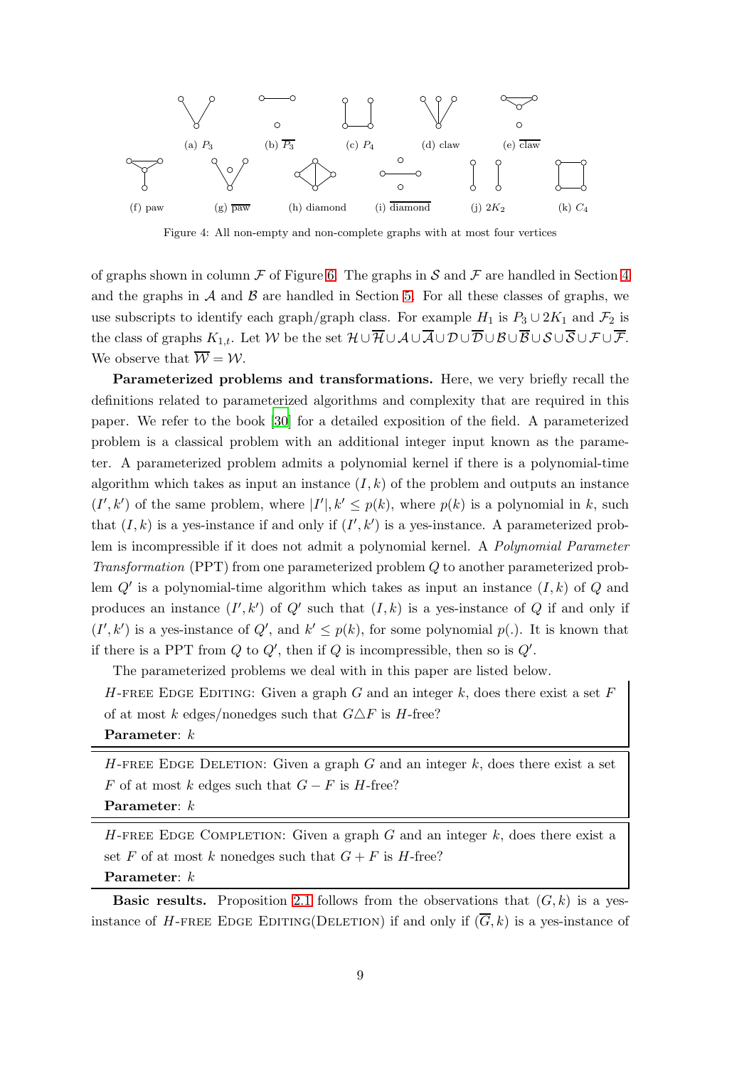(a) $P_3$ (b) $\overline{P_3}$ (c) $P_4$ (d) claw (e) $\overline{\text{claw}}$

(f) paw (g) $\overline{\text{paw}}$ (h) diamond (i) $\overline{\text{diamond}}$ (j) $2K_2$ (k) $C_4$

Figure 4: All non-empty and non-complete graphs with at most four vertices

of graphs shown in column $\mathcal{F}$ of Figure 6. The graphs in $\mathcal{S}$ and $\mathcal{F}$ are handled in Section 4 and the graphs in $\mathcal{A}$ and $\mathcal{B}$ are handled in Section 5. For all these classes of graphs, we use subscripts to identify each graph/graph class. For example $H_1$ is $P_3 \cup 2K_1$ and $\mathcal{F}_2$ is the class of graphs $K_{1,t}$. Let $\mathcal{W}$ be the set $\mathcal{H} \cup \overline{\mathcal{H}} \cup \mathcal{A} \cup \overline{\mathcal{A}} \cup \mathcal{D} \cup \overline{\mathcal{D}} \cup \mathcal{B} \cup \overline{\mathcal{B}} \cup \mathcal{S} \cup \overline{\mathcal{S}} \cup \mathcal{F} \cup \overline{\mathcal{F}}$. We observe that $\overline{\mathcal{W}} = \mathcal{W}$.

**Parameterized problems and transformations.** Here, we very briefly recall the definitions related to parameterized algorithms and complexity that are required in this paper. We refer to the book [30] for a detailed exposition of the field. A parameterized problem is a classical problem with an additional integer input known as the parameter. A parameterized problem admits a polynomial kernel if there is a polynomial-time algorithm which takes as input an instance $(I, k)$ of the problem and outputs an instance $(I', k')$ of the same problem, where $|I'|, k' \leq p(k)$, where $p(k)$ is a polynomial in $k$, such that $(I, k)$ is a yes-instance if and only if $(I', k')$ is a yes-instance. A parameterized problem is incompressible if it does not admit a polynomial kernel. A *Polynomial Parameter Transformation* (PPT) from one parameterized problem $Q$ to another parameterized problem $Q'$ is a polynomial-time algorithm which takes as input an instance $(I, k)$ of $Q$ and produces an instance $(I', k')$ of $Q'$ such that $(I, k)$ is a yes-instance of $Q$ if and only if $(I', k')$ is a yes-instance of $Q'$, and $k' \leq p(k)$, for some polynomial $p(.)$. It is known that if there is a PPT from $Q$ to $Q'$, then if $Q$ is incompressible, then so is $Q'$.

The parameterized problems we deal with in this paper are listed below.

$H$-FREE EDGE EDITING: Given a graph $G$ and an integer $k$, does there exist a set $F$ of at most $k$ edges/nonedges such that $G \triangle F$ is $H$-free?
**Parameter**: $k$

$H$-FREE EDGE DELETION: Given a graph $G$ and an integer $k$, does there exist a set $F$ of at most $k$ edges such that $G - F$ is $H$-free?
**Parameter**: $k$

$H$-FREE EDGE COMPLETION: Given a graph $G$ and an integer $k$, does there exist a set $F$ of at most $k$ nonedges such that $G + F$ is $H$-free?
**Parameter**: $k$

**Basic results.** Proposition 2.1 follows from the observations that $(G, k)$ is a yes-instance of $H$-FREE EDGE EDITING(DELETION) if and only if $(\overline{G}, k)$ is a yes-instance of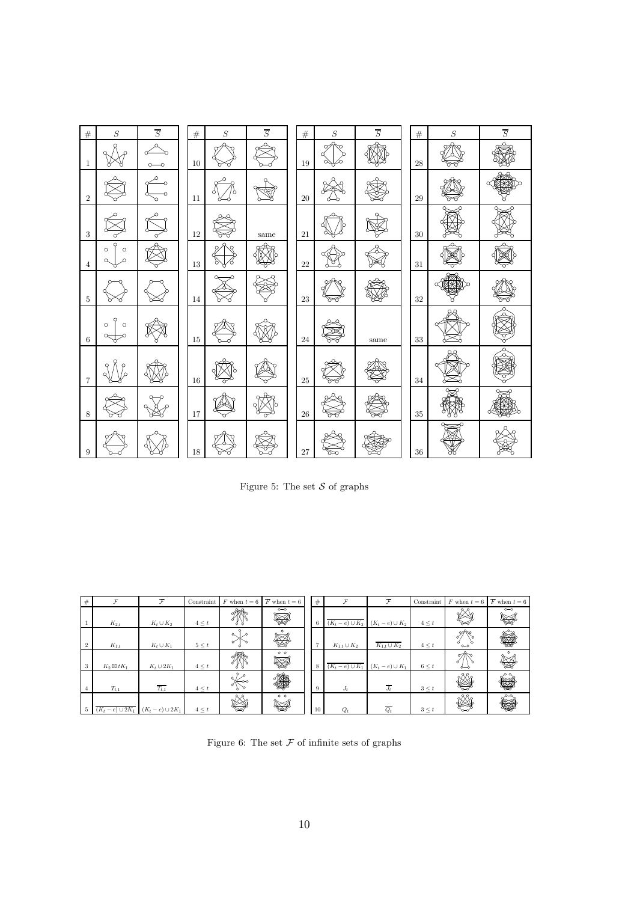| # | $S$ | $\overline{S}$ | # | $S$ | $\overline{S}$ | # | $S$ | $\overline{S}$ | # | $S$ | $\overline{S}$ |
|---|---|---|---|---|---|---|---|---|---|---|---|
| 1 | | | 10 | | | 19 | | | 28 | | |
| 2 | | | 11 | | | 20 | | | 29 | | |
| 3 | | | 12 | | same | 21 | | | 30 | | |
| 4 | | | 13 | | | 22 | | | 31 | | |
| 5 | | | 14 | | | 23 | | | 32 | | |
| 6 | | | 15 | | | 24 | | same | 33 | | |
| 7 | | | 16 | | | 25 | | | 34 | | |
| 8 | | | 17 | | | 26 | | | 35 | | |
| 9 | | | 18 | | | 27 | | | 36 | | |

Figure 5: The set $\mathcal{S}$ of graphs

| # | $\mathcal{F}$ | $\overline{\mathcal{F}}$ | Constraint | $F$ when $t=6$ | $\overline{F}$ when $t=6$ |
|---|---|---|---|---|---|
| 1 | $K_{2,t}$ | $K_t \cup K_2$ | $4 \le t$ | | |
| 2 | $K_{1,t}$ | $K_t \cup K_1$ | $5 \le t$ | | |
| 3 | $K_2 \boxtimes tK_1$ | $K_t \cup 2K_1$ | $4 \le t$ | | |
| 4 | $T_{t,1}$ | $\overline{T_{t,1}}$ | $4 \le t$ | | |
| 5 | $\overline{(K_t - e) \cup 2K_1}$ | $(K_t - e) \cup 2K_1$ | $4 \le t$ | | |
| 6 | $\overline{(K_t - e) \cup K_2}$ | $(K_t - e) \cup K_2$ | $4 \le t$ | | |
| 7 | $K_{1,t} \cup K_2$ | $\overline{K_{1,t} \cup K_2}$ | $4 \le t$ | | |
| 8 | $\overline{(K_t - e) \cup K_1}$ | $(K_t - e) \cup K_1$ | $6 \le t$ | | |
| 9 | $J_t$ | $\overline{J_t}$ | $3 \le t$ | | |
| 10 | $Q_t$ | $\overline{Q_t}$ | $3 \le t$ | | |

Figure 6: The set $\mathcal{F}$ of infinite sets of graphs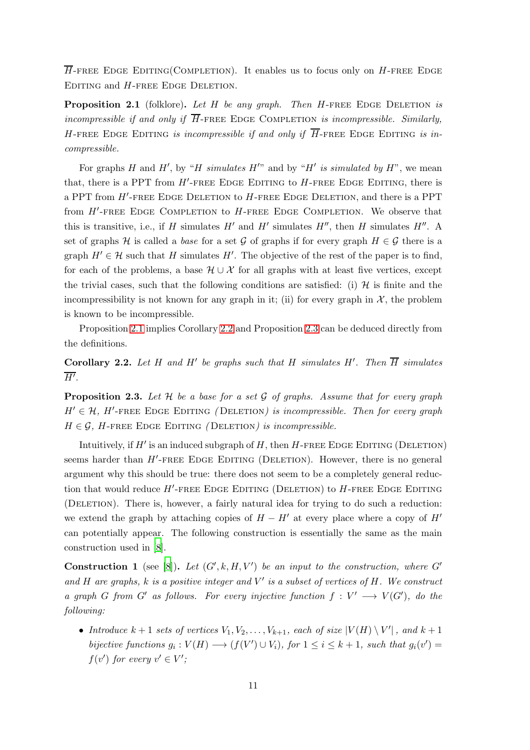$\overline{H}$-free Edge Editing(Completion). It enables us to focus only on $H$-free Edge Editing and $H$-free Edge Deletion.

**Proposition 2.1** (folklore)**.** *Let $H$ be any graph. Then $H$-free Edge Deletion is incompressible if and only if $\overline{H}$-free Edge Completion is incompressible. Similarly, $H$-free Edge Editing is incompressible if and only if $\overline{H}$-free Edge Editing is incompressible.*

For graphs $H$ and $H'$, by "*$H$ simulates $H'$*" and by "*$H'$ is simulated by $H$*", we mean that, there is a PPT from $H'$-free Edge Editing to $H$-free Edge Editing, there is a PPT from $H'$-free Edge Deletion to $H$-free Edge Deletion, and there is a PPT from $H'$-free Edge Completion to $H$-free Edge Completion. We observe that this is transitive, i.e., if $H$ simulates $H'$ and $H'$ simulates $H''$, then $H$ simulates $H''$. A set of graphs $\mathcal{H}$ is called a *base* for a set $\mathcal{G}$ of graphs if for every graph $H \in \mathcal{G}$ there is a graph $H' \in \mathcal{H}$ such that $H$ simulates $H'$. The objective of the rest of the paper is to find, for each of the problems, a base $\mathcal{H} \cup \mathcal{X}$ for all graphs with at least five vertices, except the trivial cases, such that the following conditions are satisfied: (i) $\mathcal{H}$ is finite and the incompressibility is not known for any graph in it; (ii) for every graph in $\mathcal{X}$, the problem is known to be incompressible.

Proposition 2.1 implies Corollary 2.2 and Proposition 2.3 can be deduced directly from the definitions.

**Corollary 2.2.** *Let $H$ and $H'$ be graphs such that $H$ simulates $H'$. Then $\overline{H}$ simulates $\overline{H'}$.*

**Proposition 2.3.** *Let $\mathcal{H}$ be a base for a set $\mathcal{G}$ of graphs. Assume that for every graph $H' \in \mathcal{H}$, $H'$-free Edge Editing (Deletion) is incompressible. Then for every graph $H \in \mathcal{G}$, $H$-free Edge Editing (Deletion) is incompressible.*

Intuitively, if $H'$ is an induced subgraph of $H$, then $H$-free Edge Editing (Deletion) seems harder than $H'$-free Edge Editing (Deletion). However, there is no general argument why this should be true: there does not seem to be a completely general reduction that would reduce $H'$-free Edge Editing (Deletion) to $H$-free Edge Editing (Deletion). There is, however, a fairly natural idea for trying to do such a reduction: we extend the graph by attaching copies of $H - H'$ at every place where a copy of $H'$ can potentially appear. The following construction is essentially the same as the main construction used in [8].

**Construction 1** (see [8])**.** *Let $(G', k, H, V')$ be an input to the construction, where $G'$ and $H$ are graphs, $k$ is a positive integer and $V'$ is a subset of vertices of $H$. We construct a graph $G$ from $G'$ as follows. For every injective function $f : V' \longrightarrow V(G')$, do the following:*

- *Introduce $k+1$ sets of vertices $V_1, V_2, \ldots, V_{k+1}$, each of size $|V(H) \setminus V'|$, and $k+1$ bijective functions $g_i : V(H) \longrightarrow (f(V') \cup V_i)$, for $1 \leq i \leq k+1$, such that $g_i(v') = f(v')$ for every $v' \in V'$;*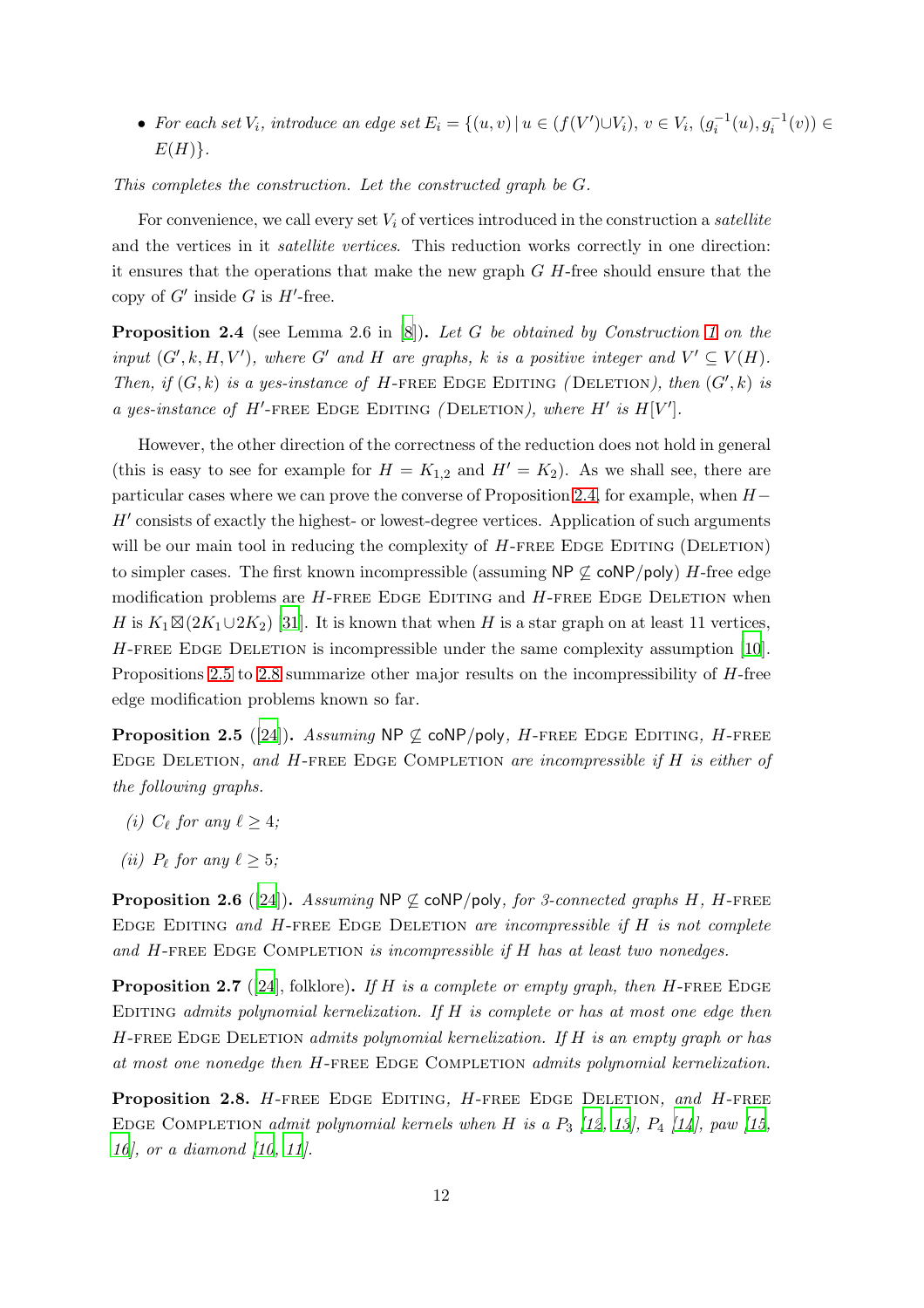- *For each set $V_i$, introduce an edge set $E_i = \{(u,v) \mid u \in (f(V') \cup V_i),\ v \in V_i,\ (g_i^{-1}(u), g_i^{-1}(v)) \in E(H)\}$.*

*This completes the construction. Let the constructed graph be $G$.*

For convenience, we call every set $V_i$ of vertices introduced in the construction a *satellite* and the vertices in it *satellite vertices*. This reduction works correctly in one direction: it ensures that the operations that make the new graph $G$ $H$-free should ensure that the copy of $G'$ inside $G$ is $H'$-free.

**Proposition 2.4** (see Lemma 2.6 in [8])**.** *Let $G$ be obtained by Construction 1 on the input $(G', k, H, V')$, where $G'$ and $H$ are graphs, $k$ is a positive integer and $V' \subseteq V(H)$. Then, if $(G, k)$ is a yes-instance of $H$-free Edge Editing (Deletion), then $(G', k)$ is a yes-instance of $H'$-free Edge Editing (Deletion), where $H'$ is $H[V']$.*

However, the other direction of the correctness of the reduction does not hold in general (this is easy to see for example for $H = K_{1,2}$ and $H' = K_2$). As we shall see, there are particular cases where we can prove the converse of Proposition 2.4, for example, when $H - H'$ consists of exactly the highest- or lowest-degree vertices. Application of such arguments will be our main tool in reducing the complexity of $H$-free Edge Editing (Deletion) to simpler cases. The first known incompressible (assuming $\mathsf{NP} \not\subseteq \mathsf{coNP/poly}$) $H$-free edge modification problems are $H$-free Edge Editing and $H$-free Edge Deletion when $H$ is $K_1 \boxtimes (2K_1 \cup 2K_2)$ [31]. It is known that when $H$ is a star graph on at least 11 vertices, $H$-free Edge Deletion is incompressible under the same complexity assumption [10]. Propositions 2.5 to 2.8 summarize other major results on the incompressibility of $H$-free edge modification problems known so far.

**Proposition 2.5** ([24])**.** *Assuming $\mathsf{NP} \not\subseteq \mathsf{coNP/poly}$, $H$-free Edge Editing, $H$-free Edge Deletion, and $H$-free Edge Completion are incompressible if $H$ is either of the following graphs.*

*(i) $C_\ell$ for any $\ell \geq 4$;*

*(ii) $P_\ell$ for any $\ell \geq 5$;*

**Proposition 2.6** ([24])**.** *Assuming $\mathsf{NP} \not\subseteq \mathsf{coNP/poly}$, for 3-connected graphs $H$, $H$-free Edge Editing and $H$-free Edge Deletion are incompressible if $H$ is not complete and $H$-free Edge Completion is incompressible if $H$ has at least two nonedges.*

**Proposition 2.7** ([24], folklore)**.** *If $H$ is a complete or empty graph, then $H$-free Edge Editing admits polynomial kernelization. If $H$ is complete or has at most one edge then $H$-free Edge Deletion admits polynomial kernelization. If $H$ is an empty graph or has at most one nonedge then $H$-free Edge Completion admits polynomial kernelization.*

**Proposition 2.8.** *$H$-free Edge Editing, $H$-free Edge Deletion, and $H$-free Edge Completion admit polynomial kernels when $H$ is a $P_3$ [12, 13], $P_4$ [14], paw [15, 16], or a diamond [10, 11].*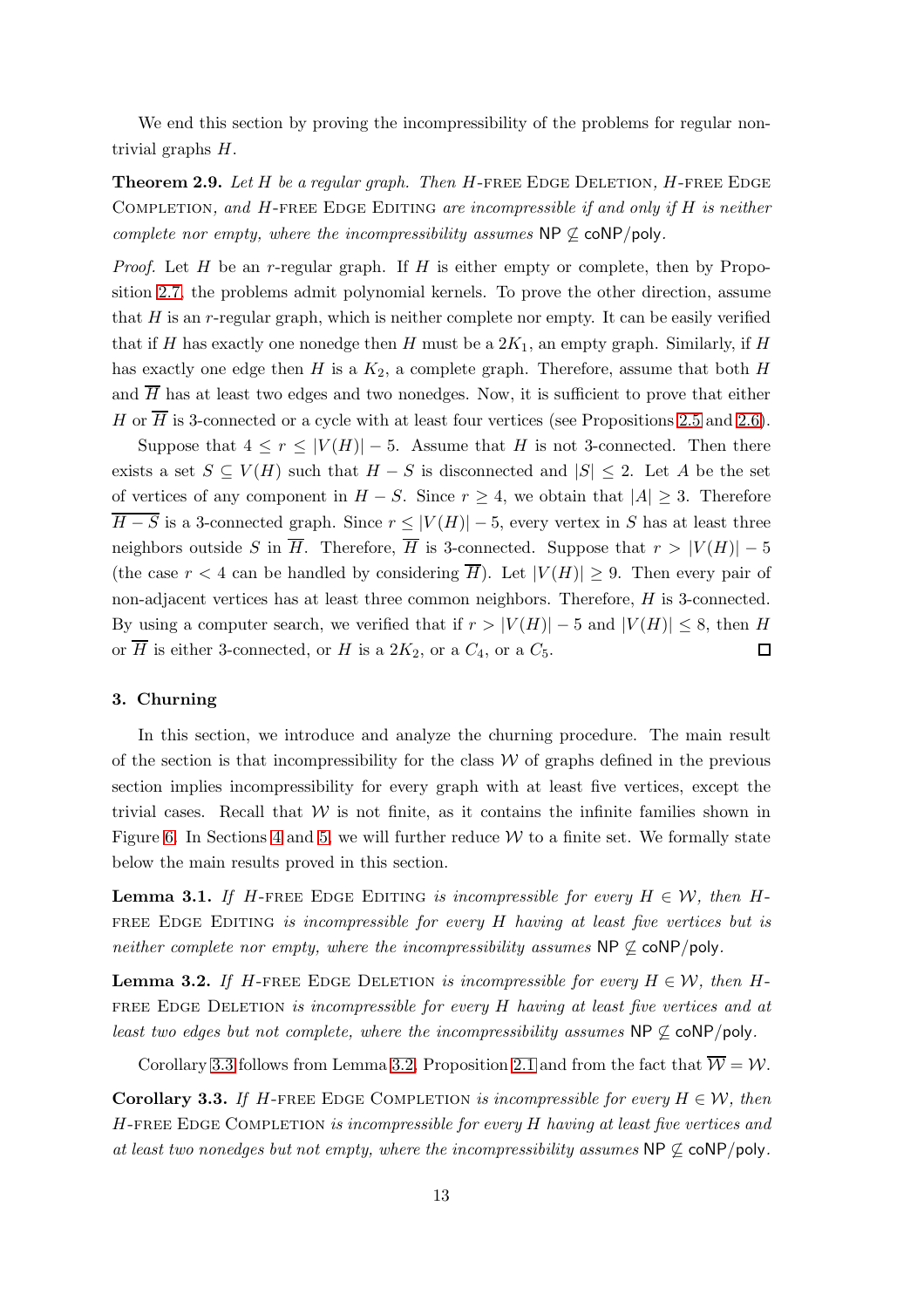We end this section by proving the incompressibility of the problems for regular nontrivial graphs $H$.

**Theorem 2.9.** *Let $H$ be a regular graph. Then $H$-free Edge Deletion, $H$-free Edge Completion, and $H$-free Edge Editing are incompressible if and only if $H$ is neither complete nor empty, where the incompressibility assumes* $\mathsf{NP} \not\subseteq \mathsf{coNP/poly}$.

*Proof.* Let $H$ be an $r$-regular graph. If $H$ is either empty or complete, then by Proposition 2.7, the problems admit polynomial kernels. To prove the other direction, assume that $H$ is an $r$-regular graph, which is neither complete nor empty. It can be easily verified that if $H$ has exactly one nonedge then $H$ must be a $2K_1$, an empty graph. Similarly, if $H$ has exactly one edge then $H$ is a $K_2$, a complete graph. Therefore, assume that both $H$ and $\overline{H}$ has at least two edges and two nonedges. Now, it is sufficient to prove that either $H$ or $\overline{H}$ is 3-connected or a cycle with at least four vertices (see Propositions 2.5 and 2.6).

Suppose that $4 \leq r \leq |V(H)| - 5$. Assume that $H$ is not 3-connected. Then there exists a set $S \subseteq V(H)$ such that $H - S$ is disconnected and $|S| \leq 2$. Let $A$ be the set of vertices of any component in $H - S$. Since $r \geq 4$, we obtain that $|A| \geq 3$. Therefore $\overline{H - S}$ is a 3-connected graph. Since $r \leq |V(H)| - 5$, every vertex in $S$ has at least three neighbors outside $S$ in $\overline{H}$. Therefore, $\overline{H}$ is 3-connected. Suppose that $r > |V(H)| - 5$ (the case $r < 4$ can be handled by considering $\overline{H}$). Let $|V(H)| \geq 9$. Then every pair of non-adjacent vertices has at least three common neighbors. Therefore, $H$ is 3-connected. By using a computer search, we verified that if $r > |V(H)| - 5$ and $|V(H)| \leq 8$, then $H$ or $\overline{H}$ is either 3-connected, or $H$ is a $2K_2$, or a $C_4$, or a $C_5$. $\square$

## 3. Churning

In this section, we introduce and analyze the churning procedure. The main result of the section is that incompressibility for the class $\mathcal{W}$ of graphs defined in the previous section implies incompressibility for every graph with at least five vertices, except the trivial cases. Recall that $\mathcal{W}$ is not finite, as it contains the infinite families shown in Figure 6. In Sections 4 and 5, we will further reduce $\mathcal{W}$ to a finite set. We formally state below the main results proved in this section.

**Lemma 3.1.** *If $H$-free Edge Editing is incompressible for every $H \in \mathcal{W}$, then $H$-free Edge Editing is incompressible for every $H$ having at least five vertices but is neither complete nor empty, where the incompressibility assumes* $\mathsf{NP} \not\subseteq \mathsf{coNP/poly}$.

**Lemma 3.2.** *If $H$-free Edge Deletion is incompressible for every $H \in \mathcal{W}$, then $H$-free Edge Deletion is incompressible for every $H$ having at least five vertices and at least two edges but not complete, where the incompressibility assumes* $\mathsf{NP} \not\subseteq \mathsf{coNP/poly}$.

Corollary 3.3 follows from Lemma 3.2, Proposition 2.1 and from the fact that $\overline{\mathcal{W}} = \mathcal{W}$.

**Corollary 3.3.** *If $H$-free Edge Completion is incompressible for every $H \in \mathcal{W}$, then $H$-free Edge Completion is incompressible for every $H$ having at least five vertices and at least two nonedges but not empty, where the incompressibility assumes* $\mathsf{NP} \not\subseteq \mathsf{coNP/poly}$.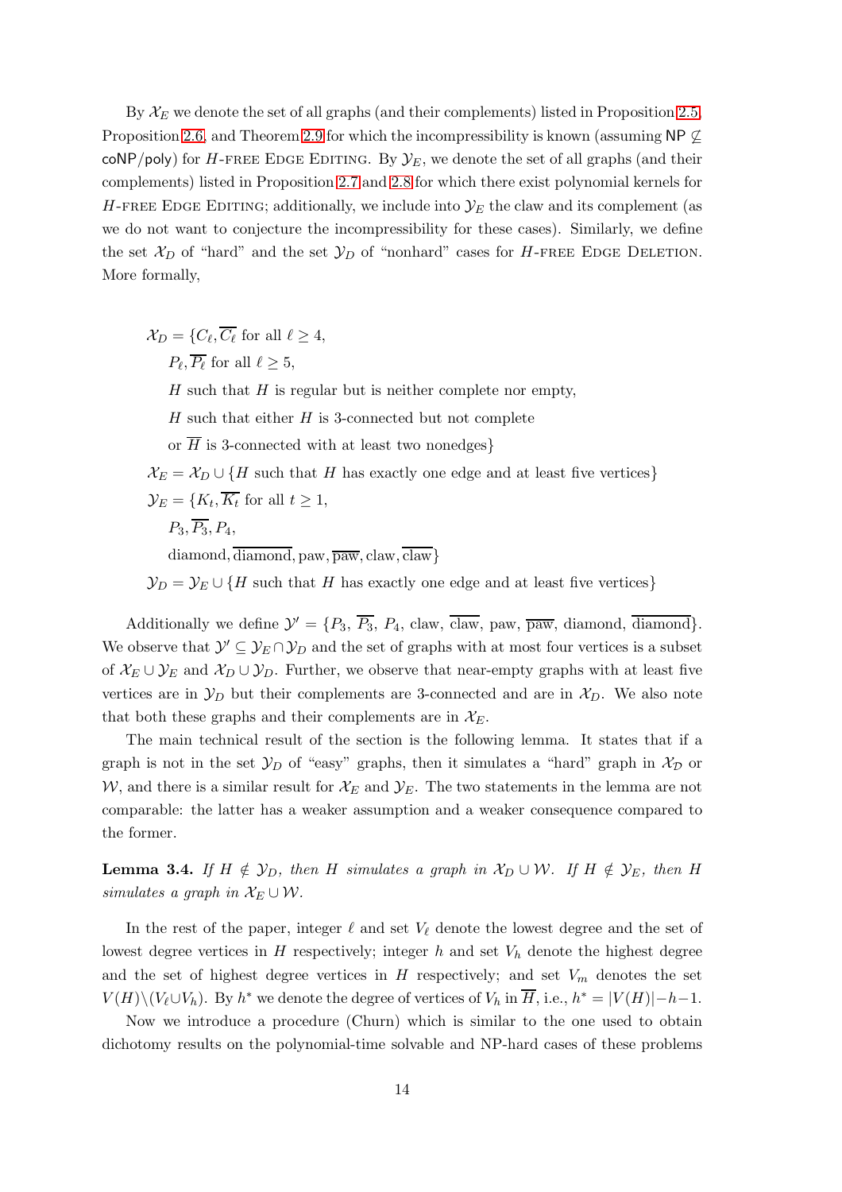By $\mathcal{X}_E$ we denote the set of all graphs (and their complements) listed in Proposition 2.5, Proposition 2.6, and Theorem 2.9 for which the incompressibility is known (assuming $\mathsf{NP} \not\subseteq \mathsf{coNP/poly}$) for $H$-free Edge Editing. By $\mathcal{Y}_E$, we denote the set of all graphs (and their complements) listed in Proposition 2.7 and 2.8 for which there exist polynomial kernels for $H$-free Edge Editing; additionally, we include into $\mathcal{Y}_E$ the claw and its complement (as we do not want to conjecture the incompressibility for these cases). Similarly, we define the set $\mathcal{X}_D$ of "hard" and the set $\mathcal{Y}_D$ of "nonhard" cases for $H$-free Edge Deletion. More formally,

$$
\begin{aligned}
\mathcal{X}_D = \{&C_\ell, \overline{C_\ell} \text{ for all } \ell \geq 4,\\
&P_\ell, \overline{P_\ell} \text{ for all } \ell \geq 5,\\
&H \text{ such that } H \text{ is regular but is neither complete nor empty},\\
&H \text{ such that either } H \text{ is 3-connected but not complete}\\
&\text{or } \overline{H} \text{ is 3-connected with at least two nonedges}\}\\
\mathcal{X}_E = \mathcal{X}_D &\cup \{H \text{ such that } H \text{ has exactly one edge and at least five vertices}\}\\
\mathcal{Y}_E = \{&K_t, \overline{K_t} \text{ for all } t \geq 1,\\
&P_3, \overline{P_3}, P_4,\\
&\text{diamond}, \overline{\text{diamond}}, \text{paw}, \overline{\text{paw}}, \text{claw}, \overline{\text{claw}}\}\\
\mathcal{Y}_D = \mathcal{Y}_E &\cup \{H \text{ such that } H \text{ has exactly one edge and at least five vertices}\}
\end{aligned}
$$

Additionally we define $\mathcal{Y}' = \{P_3, \overline{P_3}, P_4, \text{claw}, \overline{\text{claw}}, \text{paw}, \overline{\text{paw}}, \text{diamond}, \overline{\text{diamond}}\}$. We observe that $\mathcal{Y}' \subseteq \mathcal{Y}_E \cap \mathcal{Y}_D$ and the set of graphs with at most four vertices is a subset of $\mathcal{X}_E \cup \mathcal{Y}_E$ and $\mathcal{X}_D \cup \mathcal{Y}_D$. Further, we observe that near-empty graphs with at least five vertices are in $\mathcal{Y}_D$ but their complements are 3-connected and are in $\mathcal{X}_D$. We also note that both these graphs and their complements are in $\mathcal{X}_E$.

The main technical result of the section is the following lemma. It states that if a graph is not in the set $\mathcal{Y}_D$ of "easy" graphs, then it simulates a "hard" graph in $\mathcal{X}_\mathcal{D}$ or $\mathcal{W}$, and there is a similar result for $\mathcal{X}_E$ and $\mathcal{Y}_E$. The two statements in the lemma are not comparable: the latter has a weaker assumption and a weaker consequence compared to the former.

**Lemma 3.4.** *If $H \notin \mathcal{Y}_D$, then $H$ simulates a graph in $\mathcal{X}_D \cup \mathcal{W}$. If $H \notin \mathcal{Y}_E$, then $H$ simulates a graph in $\mathcal{X}_E \cup \mathcal{W}$.*

In the rest of the paper, integer $\ell$ and set $V_\ell$ denote the lowest degree and the set of lowest degree vertices in $H$ respectively; integer $h$ and set $V_h$ denote the highest degree and the set of highest degree vertices in $H$ respectively; and set $V_m$ denotes the set $V(H)\setminus(V_\ell \cup V_h)$. By $h^*$ we denote the degree of vertices of $V_h$ in $\overline{H}$, i.e., $h^* = |V(H)| - h - 1$.

Now we introduce a procedure (Churn) which is similar to the one used to obtain dichotomy results on the polynomial-time solvable and NP-hard cases of these problems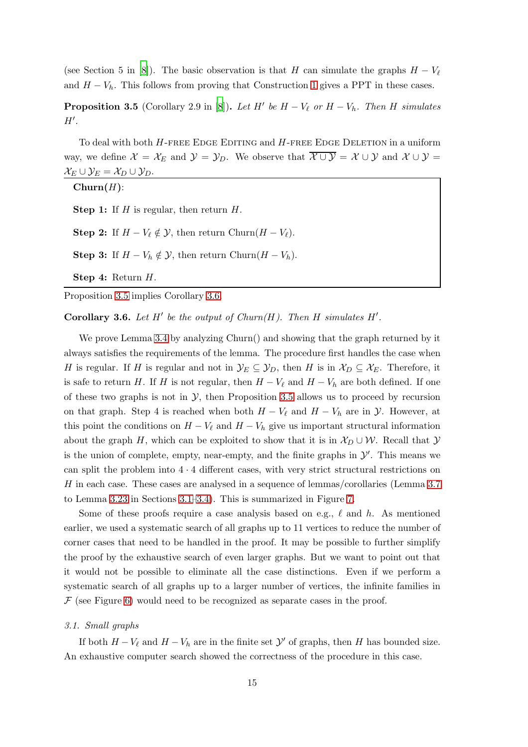(see Section 5 in [8]). The basic observation is that $H$ can simulate the graphs $H - V_\ell$ and $H - V_h$. This follows from proving that Construction 1 gives a PPT in these cases.

**Proposition 3.5** (Corollary 2.9 in [8])**.** *Let $H'$ be $H - V_\ell$ or $H - V_h$. Then $H$ simulates $H'$.*

To deal with both $H$-FREE EDGE EDITING and $H$-FREE EDGE DELETION in a uniform way, we define $\mathcal{X} = \mathcal{X}_E$ and $\mathcal{Y} = \mathcal{Y}_D$. We observe that $\overline{\mathcal{X} \cup \mathcal{Y}} = \mathcal{X} \cup \mathcal{Y}$ and $\mathcal{X} \cup \mathcal{Y} = \mathcal{X}_E \cup \mathcal{Y}_E = \mathcal{X}_D \cup \mathcal{Y}_D$.

**Churn($H$):**

**Step 1:** If $H$ is regular, then return $H$.

**Step 2:** If $H - V_\ell \notin \mathcal{Y}$, then return Churn($H - V_\ell$).

**Step 3:** If $H - V_h \notin \mathcal{Y}$, then return Churn($H - V_h$).

**Step 4:** Return $H$.

Proposition 3.5 implies Corollary 3.6.

**Corollary 3.6.** *Let $H'$ be the output of Churn($H$). Then $H$ simulates $H'$.*

We prove Lemma 3.4 by analyzing Churn() and showing that the graph returned by it always satisfies the requirements of the lemma. The procedure first handles the case when $H$ is regular. If $H$ is regular and not in $\mathcal{Y}_E \subseteq \mathcal{Y}_D$, then $H$ is in $\mathcal{X}_D \subseteq \mathcal{X}_E$. Therefore, it is safe to return $H$. If $H$ is not regular, then $H - V_\ell$ and $H - V_h$ are both defined. If one of these two graphs is not in $\mathcal{Y}$, then Proposition 3.5 allows us to proceed by recursion on that graph. Step 4 is reached when both $H - V_\ell$ and $H - V_h$ are in $\mathcal{Y}$. However, at this point the conditions on $H - V_\ell$ and $H - V_h$ give us important structural information about the graph $H$, which can be exploited to show that it is in $\mathcal{X}_D \cup \mathcal{W}$. Recall that $\mathcal{Y}$ is the union of complete, empty, near-empty, and the finite graphs in $\mathcal{Y}'$. This means we can split the problem into $4 \cdot 4$ different cases, with very strict structural restrictions on $H$ in each case. These cases are analysed in a sequence of lemmas/corollaries (Lemma 3.7 to Lemma 3.23 in Sections 3.1–3.4). This is summarized in Figure 7.

Some of these proofs require a case analysis based on e.g., $\ell$ and $h$. As mentioned earlier, we used a systematic search of all graphs up to 11 vertices to reduce the number of corner cases that need to be handled in the proof. It may be possible to further simplify the proof by the exhaustive search of even larger graphs. But we want to point out that it would not be possible to eliminate all the case distinctions. Even if we perform a systematic search of all graphs up to a larger number of vertices, the infinite families in $\mathcal{F}$ (see Figure 6) would need to be recognized as separate cases in the proof.

### *3.1. Small graphs*

If both $H - V_\ell$ and $H - V_h$ are in the finite set $\mathcal{Y}'$ of graphs, then $H$ has bounded size. An exhaustive computer search showed the correctness of the procedure in this case.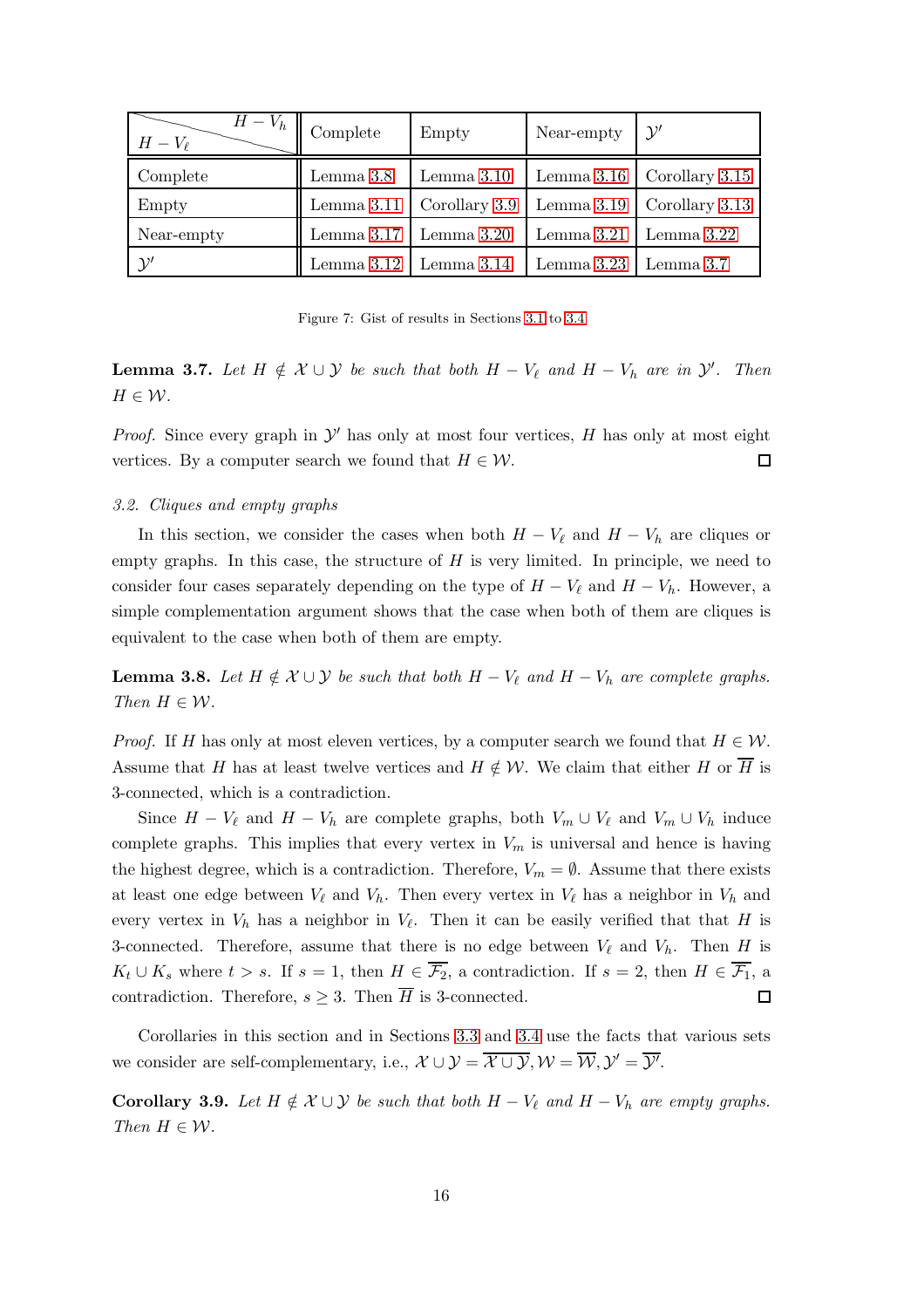| $H - V_\ell$ \ $H - V_h$ | Complete | Empty | Near-empty | $\mathcal{Y}'$ |
|---|---|---|---|---|
| Complete | Lemma 3.8 | Lemma 3.10 | Lemma 3.16 | Corollary 3.15 |
| Empty | Lemma 3.11 | Corollary 3.9 | Lemma 3.19 | Corollary 3.13 |
| Near-empty | Lemma 3.17 | Lemma 3.20 | Lemma 3.21 | Lemma 3.22 |
| $\mathcal{Y}'$ | Lemma 3.12 | Lemma 3.14 | Lemma 3.23 | Lemma 3.7 |

Figure 7: Gist of results in Sections 3.1 to 3.4

**Lemma 3.7.** *Let $H \notin \mathcal{X} \cup \mathcal{Y}$ be such that both $H - V_\ell$ and $H - V_h$ are in $\mathcal{Y}'$. Then $H \in \mathcal{W}$.*

*Proof.* Since every graph in $\mathcal{Y}'$ has only at most four vertices, $H$ has only at most eight vertices. By a computer search we found that $H \in \mathcal{W}$. □

*3.2. Cliques and empty graphs*

In this section, we consider the cases when both $H - V_\ell$ and $H - V_h$ are cliques or empty graphs. In this case, the structure of $H$ is very limited. In principle, we need to consider four cases separately depending on the type of $H - V_\ell$ and $H - V_h$. However, a simple complementation argument shows that the case when both of them are cliques is equivalent to the case when both of them are empty.

**Lemma 3.8.** *Let $H \notin \mathcal{X} \cup \mathcal{Y}$ be such that both $H - V_\ell$ and $H - V_h$ are complete graphs. Then $H \in \mathcal{W}$.*

*Proof.* If $H$ has only at most eleven vertices, by a computer search we found that $H \in \mathcal{W}$. Assume that $H$ has at least twelve vertices and $H \notin \mathcal{W}$. We claim that either $H$ or $\overline{H}$ is 3-connected, which is a contradiction.

Since $H - V_\ell$ and $H - V_h$ are complete graphs, both $V_m \cup V_\ell$ and $V_m \cup V_h$ induce complete graphs. This implies that every vertex in $V_m$ is universal and hence is having the highest degree, which is a contradiction. Therefore, $V_m = \emptyset$. Assume that there exists at least one edge between $V_\ell$ and $V_h$. Then every vertex in $V_\ell$ has a neighbor in $V_h$ and every vertex in $V_h$ has a neighbor in $V_\ell$. Then it can be easily verified that that $H$ is 3-connected. Therefore, assume that there is no edge between $V_\ell$ and $V_h$. Then $H$ is $K_t \cup K_s$ where $t > s$. If $s = 1$, then $H \in \overline{\mathcal{F}_2}$, a contradiction. If $s = 2$, then $H \in \overline{\mathcal{F}_1}$, a contradiction. Therefore, $s \geq 3$. Then $\overline{H}$ is 3-connected. □

Corollaries in this section and in Sections 3.3 and 3.4 use the facts that various sets we consider are self-complementary, i.e., $\mathcal{X} \cup \mathcal{Y} = \overline{\mathcal{X} \cup \mathcal{Y}}, \mathcal{W} = \overline{\mathcal{W}}, \mathcal{Y}' = \overline{\mathcal{Y}'}$.

**Corollary 3.9.** *Let $H \notin \mathcal{X} \cup \mathcal{Y}$ be such that both $H - V_\ell$ and $H - V_h$ are empty graphs. Then $H \in \mathcal{W}$.*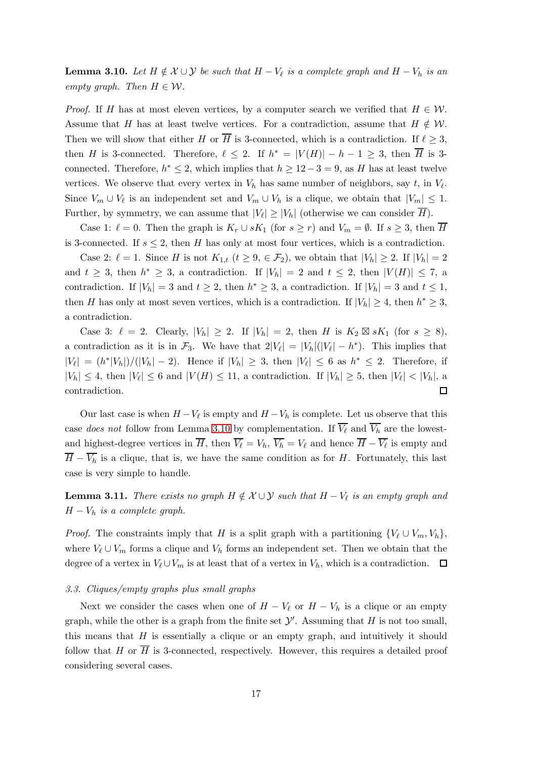**Lemma 3.10.** *Let $H \notin \mathcal{X} \cup \mathcal{Y}$ be such that $H - V_\ell$ is a complete graph and $H - V_h$ is an empty graph. Then $H \in \mathcal{W}$.*

*Proof.* If $H$ has at most eleven vertices, by a computer search we verified that $H \in \mathcal{W}$. Assume that $H$ has at least twelve vertices. For a contradiction, assume that $H \notin \mathcal{W}$. Then we will show that either $H$ or $\overline{H}$ is 3-connected, which is a contradiction. If $\ell \geq 3$, then $H$ is 3-connected. Therefore, $\ell \leq 2$. If $h^* = |V(H)| - h - 1 \geq 3$, then $\overline{H}$ is 3-connected. Therefore, $h^* \leq 2$, which implies that $h \geq 12 - 3 = 9$, as $H$ has at least twelve vertices. We observe that every vertex in $V_h$ has same number of neighbors, say $t$, in $V_\ell$. Since $V_m \cup V_\ell$ is an independent set and $V_m \cup V_h$ is a clique, we obtain that $|V_m| \leq 1$. Further, by symmetry, we can assume that $|V_\ell| \geq |V_h|$ (otherwise we can consider $\overline{H}$).

Case 1: $\ell = 0$. Then the graph is $K_r \cup sK_1$ (for $s \geq r$) and $V_m = \emptyset$. If $s \geq 3$, then $\overline{H}$ is 3-connected. If $s \leq 2$, then $H$ has only at most four vertices, which is a contradiction.

Case 2: $\ell = 1$. Since $H$ is not $K_{1,t}$ ($t \geq 9$, $\in \mathcal{F}_2$), we obtain that $|V_h| \geq 2$. If $|V_h| = 2$ and $t \geq 3$, then $h^* \geq 3$, a contradiction. If $|V_h| = 2$ and $t \leq 2$, then $|V(H)| \leq 7$, a contradiction. If $|V_h| = 3$ and $t \geq 2$, then $h^* \geq 3$, a contradiction. If $|V_h| = 3$ and $t \leq 1$, then $H$ has only at most seven vertices, which is a contradiction. If $|V_h| \geq 4$, then $h^* \geq 3$, a contradiction.

Case 3: $\ell = 2$. Clearly, $|V_h| \geq 2$. If $|V_h| = 2$, then $H$ is $K_2 \boxtimes sK_1$ (for $s \geq 8$), a contradiction as it is in $\mathcal{F}_3$. We have that $2|V_\ell| = |V_h|(|V_\ell| - h^*)$. This implies that $|V_\ell| = (h^*|V_h|)/(|V_h| - 2)$. Hence if $|V_h| \geq 3$, then $|V_\ell| \leq 6$ as $h^* \leq 2$. Therefore, if $|V_h| \leq 4$, then $|V_\ell| \leq 6$ and $|V(H) \leq 11$, a contradiction. If $|V_h| \geq 5$, then $|V_\ell| < |V_h|$, a contradiction. $\square$

Our last case is when $H - V_\ell$ is empty and $H - V_h$ is complete. Let us observe that this case *does not* follow from Lemma 3.10 by complementation. If $\overline{V_\ell}$ and $\overline{V_h}$ are the lowest- and highest-degree vertices in $\overline{H}$, then $\overline{V_\ell} = V_h$, $\overline{V_h} = V_\ell$ and hence $\overline{H} - \overline{V_\ell}$ is empty and $\overline{H} - \overline{V_h}$ is a clique, that is, we have the same condition as for $H$. Fortunately, this last case is very simple to handle.

**Lemma 3.11.** *There exists no graph $H \notin \mathcal{X} \cup \mathcal{Y}$ such that $H - V_\ell$ is an empty graph and $H - V_h$ is a complete graph.*

*Proof.* The constraints imply that $H$ is a split graph with a partitioning $\{V_\ell \cup V_m, V_h\}$, where $V_\ell \cup V_m$ forms a clique and $V_h$ forms an independent set. Then we obtain that the degree of a vertex in $V_\ell \cup V_m$ is at least that of a vertex in $V_h$, which is a contradiction. $\square$

### 3.3. Cliques/empty graphs plus small graphs

Next we consider the cases when one of $H - V_\ell$ or $H - V_h$ is a clique or an empty graph, while the other is a graph from the finite set $\mathcal{Y}'$. Assuming that $H$ is not too small, this means that $H$ is essentially a clique or an empty graph, and intuitively it should follow that $H$ or $\overline{H}$ is 3-connected, respectively. However, this requires a detailed proof considering several cases.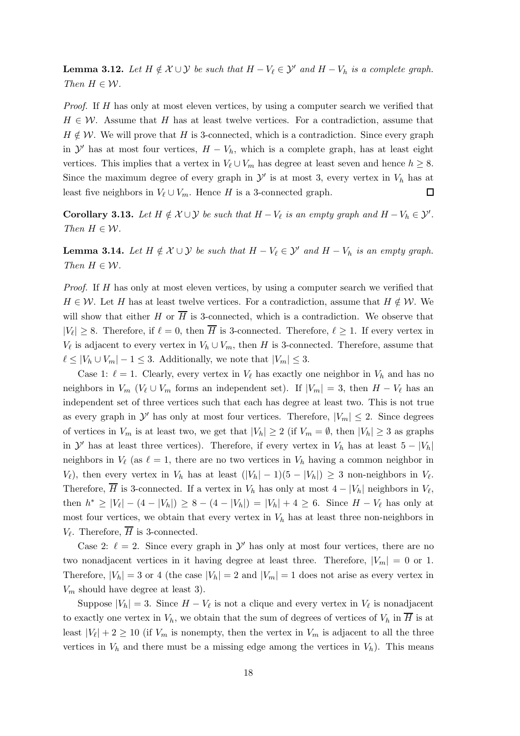**Lemma 3.12.** *Let $H \notin \mathcal{X} \cup \mathcal{Y}$ be such that $H - V_\ell \in \mathcal{Y}'$ and $H - V_h$ is a complete graph. Then $H \in \mathcal{W}$.*

*Proof.* If $H$ has only at most eleven vertices, by using a computer search we verified that $H \in \mathcal{W}$. Assume that $H$ has at least twelve vertices. For a contradiction, assume that $H \notin \mathcal{W}$. We will prove that $H$ is 3-connected, which is a contradiction. Since every graph in $\mathcal{Y}'$ has at most four vertices, $H - V_h$, which is a complete graph, has at least eight vertices. This implies that a vertex in $V_\ell \cup V_m$ has degree at least seven and hence $h \geq 8$. Since the maximum degree of every graph in $\mathcal{Y}'$ is at most 3, every vertex in $V_h$ has at least five neighbors in $V_\ell \cup V_m$. Hence $H$ is a 3-connected graph. □

**Corollary 3.13.** *Let $H \notin \mathcal{X} \cup \mathcal{Y}$ be such that $H - V_\ell$ is an empty graph and $H - V_h \in \mathcal{Y}'$. Then $H \in \mathcal{W}$.*

**Lemma 3.14.** *Let $H \notin \mathcal{X} \cup \mathcal{Y}$ be such that $H - V_\ell \in \mathcal{Y}'$ and $H - V_h$ is an empty graph. Then $H \in \mathcal{W}$.*

*Proof.* If $H$ has only at most eleven vertices, by using a computer search we verified that $H \in \mathcal{W}$. Let $H$ has at least twelve vertices. For a contradiction, assume that $H \notin \mathcal{W}$. We will show that either $H$ or $\overline{H}$ is 3-connected, which is a contradiction. We observe that $|V_\ell| \geq 8$. Therefore, if $\ell = 0$, then $\overline{H}$ is 3-connected. Therefore, $\ell \geq 1$. If every vertex in $V_\ell$ is adjacent to every vertex in $V_h \cup V_m$, then $H$ is 3-connected. Therefore, assume that $\ell \leq |V_h \cup V_m| - 1 \leq 3$. Additionally, we note that $|V_m| \leq 3$.

Case 1: $\ell = 1$. Clearly, every vertex in $V_\ell$ has exactly one neighbor in $V_h$ and has no neighbors in $V_m$ ($V_\ell \cup V_m$ forms an independent set). If $|V_m| = 3$, then $H - V_\ell$ has an independent set of three vertices such that each has degree at least two. This is not true as every graph in $\mathcal{Y}'$ has only at most four vertices. Therefore, $|V_m| \leq 2$. Since degrees of vertices in $V_m$ is at least two, we get that $|V_h| \geq 2$ (if $V_m = \emptyset$, then $|V_h| \geq 3$ as graphs in $\mathcal{Y}'$ has at least three vertices). Therefore, if every vertex in $V_h$ has at least $5 - |V_h|$ neighbors in $V_\ell$ (as $\ell = 1$, there are no two vertices in $V_h$ having a common neighbor in $V_\ell$), then every vertex in $V_h$ has at least $(|V_h| - 1)(5 - |V_h|) \geq 3$ non-neighbors in $V_\ell$. Therefore, $\overline{H}$ is 3-connected. If a vertex in $V_h$ has only at most $4 - |V_h|$ neighbors in $V_\ell$, then $h^* \geq |V_\ell| - (4 - |V_h|) \geq 8 - (4 - |V_h|) = |V_h| + 4 \geq 6$. Since $H - V_\ell$ has only at most four vertices, we obtain that every vertex in $V_h$ has at least three non-neighbors in $V_\ell$. Therefore, $\overline{H}$ is 3-connected.

Case 2: $\ell = 2$. Since every graph in $\mathcal{Y}'$ has only at most four vertices, there are no two nonadjacent vertices in it having degree at least three. Therefore, $|V_m| = 0$ or 1. Therefore, $|V_h| = 3$ or 4 (the case $|V_h| = 2$ and $|V_m| = 1$ does not arise as every vertex in $V_m$ should have degree at least 3).

Suppose $|V_h| = 3$. Since $H - V_\ell$ is not a clique and every vertex in $V_\ell$ is nonadjacent to exactly one vertex in $V_h$, we obtain that the sum of degrees of vertices of $V_h$ in $\overline{H}$ is at least $|V_\ell| + 2 \geq 10$ (if $V_m$ is nonempty, then the vertex in $V_m$ is adjacent to all the three vertices in $V_h$ and there must be a missing edge among the vertices in $V_h$). This means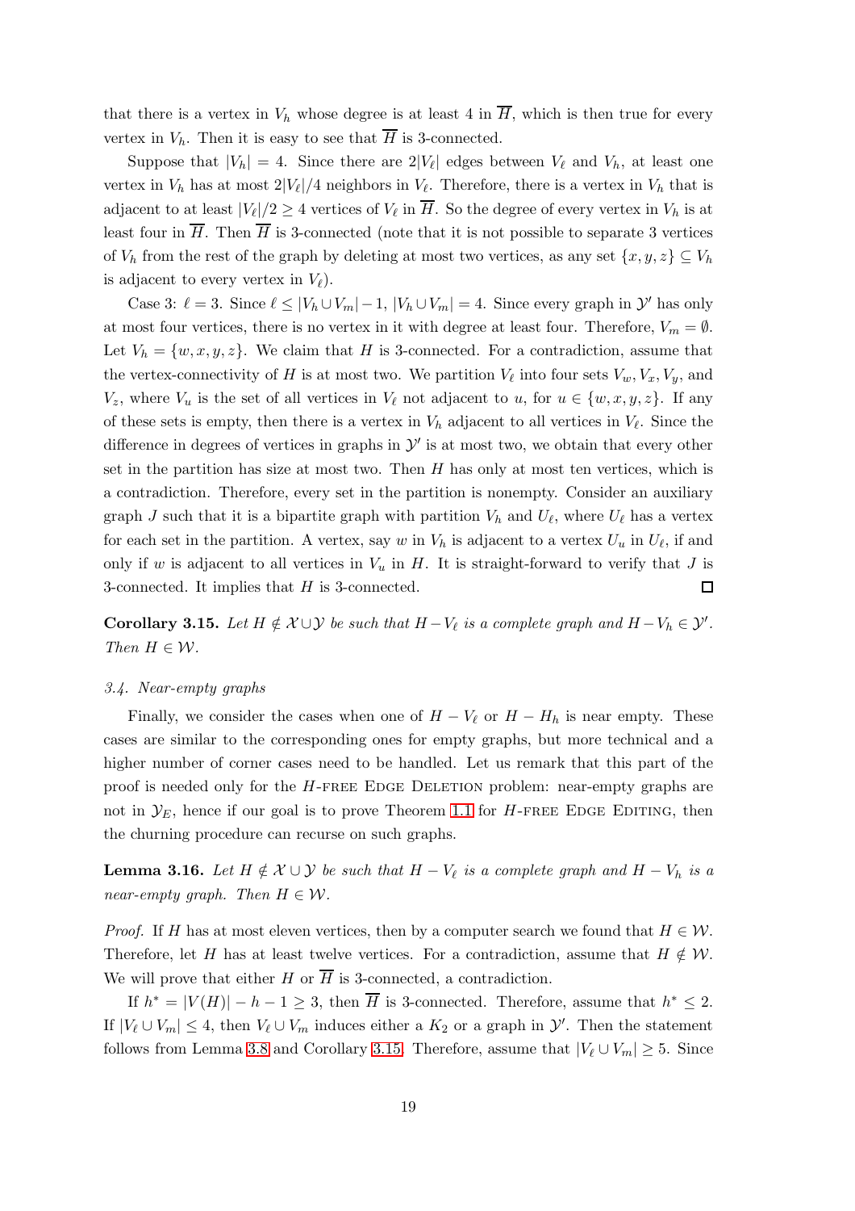that there is a vertex in $V_h$ whose degree is at least 4 in $\overline{H}$, which is then true for every vertex in $V_h$. Then it is easy to see that $\overline{H}$ is 3-connected.

Suppose that $|V_h| = 4$. Since there are $2|V_\ell|$ edges between $V_\ell$ and $V_h$, at least one vertex in $V_h$ has at most $2|V_\ell|/4$ neighbors in $V_\ell$. Therefore, there is a vertex in $V_h$ that is adjacent to at least $|V_\ell|/2 \geq 4$ vertices of $V_\ell$ in $\overline{H}$. So the degree of every vertex in $V_h$ is at least four in $\overline{H}$. Then $\overline{H}$ is 3-connected (note that it is not possible to separate 3 vertices of $V_h$ from the rest of the graph by deleting at most two vertices, as any set $\{x, y, z\} \subseteq V_h$ is adjacent to every vertex in $V_\ell$).

Case 3: $\ell = 3$. Since $\ell \leq |V_h \cup V_m| - 1$, $|V_h \cup V_m| = 4$. Since every graph in $\mathcal{Y}'$ has only at most four vertices, there is no vertex in it with degree at least four. Therefore, $V_m = \emptyset$. Let $V_h = \{w, x, y, z\}$. We claim that $H$ is 3-connected. For a contradiction, assume that the vertex-connectivity of $H$ is at most two. We partition $V_\ell$ into four sets $V_w, V_x, V_y$, and $V_z$, where $V_u$ is the set of all vertices in $V_\ell$ not adjacent to $u$, for $u \in \{w, x, y, z\}$. If any of these sets is empty, then there is a vertex in $V_h$ adjacent to all vertices in $V_\ell$. Since the difference in degrees of vertices in graphs in $\mathcal{Y}'$ is at most two, we obtain that every other set in the partition has size at most two. Then $H$ has only at most ten vertices, which is a contradiction. Therefore, every set in the partition is nonempty. Consider an auxiliary graph $J$ such that it is a bipartite graph with partition $V_h$ and $U_\ell$, where $U_\ell$ has a vertex for each set in the partition. A vertex, say $w$ in $V_h$ is adjacent to a vertex $U_u$ in $U_\ell$, if and only if $w$ is adjacent to all vertices in $V_u$ in $H$. It is straight-forward to verify that $J$ is 3-connected. It implies that $H$ is 3-connected. □

**Corollary 3.15.** *Let $H \notin \mathcal{X} \cup \mathcal{Y}$ be such that $H - V_\ell$ is a complete graph and $H - V_h \in \mathcal{Y}'$. Then $H \in \mathcal{W}$.*

### 3.4. Near-empty graphs

Finally, we consider the cases when one of $H - V_\ell$ or $H - H_h$ is near empty. These cases are similar to the corresponding ones for empty graphs, but more technical and a higher number of corner cases need to be handled. Let us remark that this part of the proof is needed only for the $H$-free Edge Deletion problem: near-empty graphs are not in $\mathcal{Y}_E$, hence if our goal is to prove Theorem 1.1 for $H$-free Edge Editing, then the churning procedure can recurse on such graphs.

**Lemma 3.16.** *Let $H \notin \mathcal{X} \cup \mathcal{Y}$ be such that $H - V_\ell$ is a complete graph and $H - V_h$ is a near-empty graph. Then $H \in \mathcal{W}$.*

*Proof.* If $H$ has at most eleven vertices, then by a computer search we found that $H \in \mathcal{W}$. Therefore, let $H$ has at least twelve vertices. For a contradiction, assume that $H \notin \mathcal{W}$. We will prove that either $H$ or $\overline{H}$ is 3-connected, a contradiction.

If $h^* = |V(H)| - h - 1 \geq 3$, then $\overline{H}$ is 3-connected. Therefore, assume that $h^* \leq 2$. If $|V_\ell \cup V_m| \leq 4$, then $V_\ell \cup V_m$ induces either a $K_2$ or a graph in $\mathcal{Y}'$. Then the statement follows from Lemma 3.8 and Corollary 3.15. Therefore, assume that $|V_\ell \cup V_m| \geq 5$. Since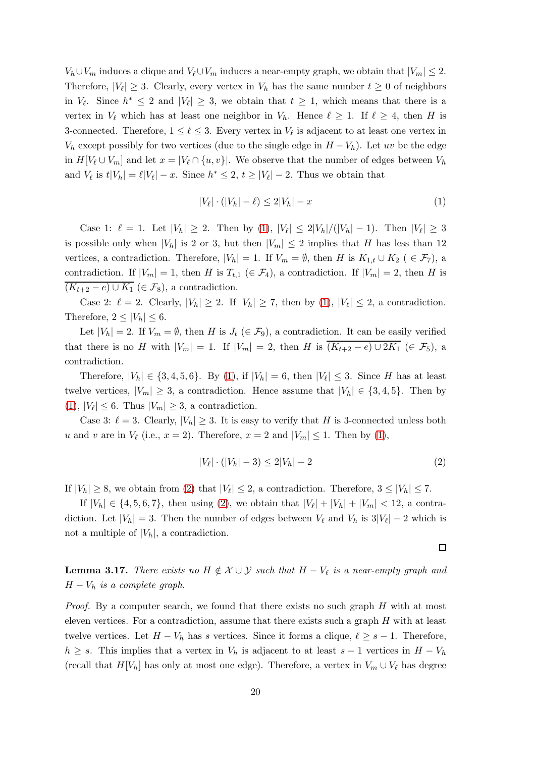$V_h \cup V_m$ induces a clique and $V_\ell \cup V_m$ induces a near-empty graph, we obtain that $|V_m| \leq 2$. Therefore, $|V_\ell| \geq 3$. Clearly, every vertex in $V_h$ has the same number $t \geq 0$ of neighbors in $V_\ell$. Since $h^* \leq 2$ and $|V_\ell| \geq 3$, we obtain that $t \geq 1$, which means that there is a vertex in $V_\ell$ which has at least one neighbor in $V_h$. Hence $\ell \geq 1$. If $\ell \geq 4$, then $H$ is 3-connected. Therefore, $1 \leq \ell \leq 3$. Every vertex in $V_\ell$ is adjacent to at least one vertex in $V_h$ except possibly for two vertices (due to the single edge in $H - V_h$). Let $uv$ be the edge in $H[V_\ell \cup V_m]$ and let $x = |V_\ell \cap \{u, v\}|$. We observe that the number of edges between $V_h$ and $V_\ell$ is $t|V_h| = \ell|V_\ell| - x$. Since $h^* \leq 2$, $t \geq |V_\ell| - 2$. Thus we obtain that

$$|V_\ell| \cdot (|V_h| - \ell) \leq 2|V_h| - x \tag{1}$$

Case 1: $\ell = 1$. Let $|V_h| \geq 2$. Then by (1), $|V_\ell| \leq 2|V_h|/(|V_h| - 1)$. Then $|V_\ell| \geq 3$ is possible only when $|V_h|$ is 2 or 3, but then $|V_m| \leq 2$ implies that $H$ has less than 12 vertices, a contradiction. Therefore, $|V_h| = 1$. If $V_m = \emptyset$, then $H$ is $K_{1,t} \cup K_2$ ($\in \mathcal{F}_7$), a contradiction. If $|V_m| = 1$, then $H$ is $T_{t,1}$ ($\in \mathcal{F}_4$), a contradiction. If $|V_m| = 2$, then $H$ is $\overline{(K_{t+2} - e) \cup K_1}$ ($\in \mathcal{F}_8$), a contradiction.

Case 2: $\ell = 2$. Clearly, $|V_h| \geq 2$. If $|V_h| \geq 7$, then by (1), $|V_\ell| \leq 2$, a contradiction. Therefore, $2 \leq |V_h| \leq 6$.

Let $|V_h| = 2$. If $V_m = \emptyset$, then $H$ is $J_t$ ($\in \mathcal{F}_9$), a contradiction. It can be easily verified that there is no $H$ with $|V_m| = 1$. If $|V_m| = 2$, then $H$ is $\overline{(K_{t+2} - e) \cup 2K_1}$ ($\in \mathcal{F}_5$), a contradiction.

Therefore, $|V_h| \in \{3, 4, 5, 6\}$. By (1), if $|V_h| = 6$, then $|V_\ell| \leq 3$. Since $H$ has at least twelve vertices, $|V_m| \geq 3$, a contradiction. Hence assume that $|V_h| \in \{3, 4, 5\}$. Then by (1), $|V_\ell| \leq 6$. Thus $|V_m| \geq 3$, a contradiction.

Case 3: $\ell = 3$. Clearly, $|V_h| \geq 3$. It is easy to verify that $H$ is 3-connected unless both $u$ and $v$ are in $V_\ell$ (i.e., $x = 2$). Therefore, $x = 2$ and $|V_m| \leq 1$. Then by (1),

$$|V_\ell| \cdot (|V_h| - 3) \leq 2|V_h| - 2 \tag{2}$$

If $|V_h| \geq 8$, we obtain from (2) that $|V_\ell| \leq 2$, a contradiction. Therefore, $3 \leq |V_h| \leq 7$.

If $|V_h| \in \{4, 5, 6, 7\}$, then using (2), we obtain that $|V_\ell| + |V_h| + |V_m| < 12$, a contradiction. Let $|V_h| = 3$. Then the number of edges between $V_\ell$ and $V_h$ is $3|V_\ell| - 2$ which is not a multiple of $|V_h|$, a contradiction.

□

**Lemma 3.17.** *There exists no $H \notin \mathcal{X} \cup \mathcal{Y}$ such that $H - V_\ell$ is a near-empty graph and $H - V_h$ is a complete graph.*

*Proof.* By a computer search, we found that there exists no such graph $H$ with at most eleven vertices. For a contradiction, assume that there exists such a graph $H$ with at least twelve vertices. Let $H - V_h$ has $s$ vertices. Since it forms a clique, $\ell \geq s - 1$. Therefore, $h \geq s$. This implies that a vertex in $V_h$ is adjacent to at least $s - 1$ vertices in $H - V_h$ (recall that $H[V_h]$ has only at most one edge). Therefore, a vertex in $V_m \cup V_\ell$ has degree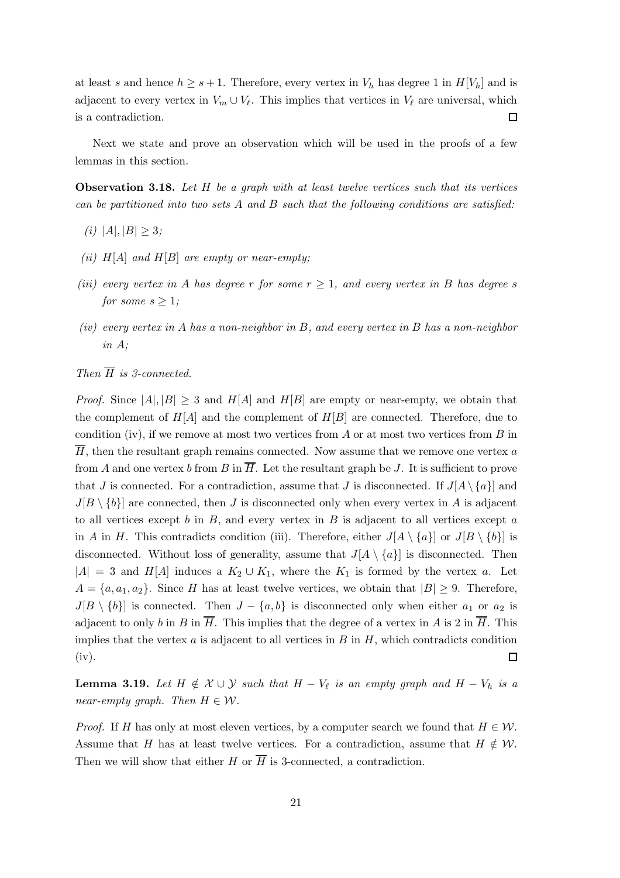at least $s$ and hence $h \geq s+1$. Therefore, every vertex in $V_h$ has degree 1 in $H[V_h]$ and is adjacent to every vertex in $V_m \cup V_\ell$. This implies that vertices in $V_\ell$ are universal, which is a contradiction. □

Next we state and prove an observation which will be used in the proofs of a few lemmas in this section.

**Observation 3.18.** *Let $H$ be a graph with at least twelve vertices such that its vertices can be partitioned into two sets $A$ and $B$ such that the following conditions are satisfied:*

*(i)* $|A|, |B| \geq 3$*;*

*(ii)* $H[A]$ *and* $H[B]$ *are empty or near-empty;*

*(iii) every vertex in $A$ has degree $r$ for some $r \geq 1$, and every vertex in $B$ has degree $s$ for some $s \geq 1$;*

*(iv) every vertex in $A$ has a non-neighbor in $B$, and every vertex in $B$ has a non-neighbor in $A$;*

*Then $\overline{H}$ is 3-connected.*

*Proof.* Since $|A|, |B| \geq 3$ and $H[A]$ and $H[B]$ are empty or near-empty, we obtain that the complement of $H[A]$ and the complement of $H[B]$ are connected. Therefore, due to condition (iv), if we remove at most two vertices from $A$ or at most two vertices from $B$ in $\overline{H}$, then the resultant graph remains connected. Now assume that we remove one vertex $a$ from $A$ and one vertex $b$ from $B$ in $\overline{H}$. Let the resultant graph be $J$. It is sufficient to prove that $J$ is connected. For a contradiction, assume that $J$ is disconnected. If $J[A \setminus \{a\}]$ and $J[B \setminus \{b\}]$ are connected, then $J$ is disconnected only when every vertex in $A$ is adjacent to all vertices except $b$ in $B$, and every vertex in $B$ is adjacent to all vertices except $a$ in $A$ in $H$. This contradicts condition (iii). Therefore, either $J[A \setminus \{a\}]$ or $J[B \setminus \{b\}]$ is disconnected. Without loss of generality, assume that $J[A \setminus \{a\}]$ is disconnected. Then $|A| = 3$ and $H[A]$ induces a $K_2 \cup K_1$, where the $K_1$ is formed by the vertex $a$. Let $A = \{a, a_1, a_2\}$. Since $H$ has at least twelve vertices, we obtain that $|B| \geq 9$. Therefore, $J[B \setminus \{b\}]$ is connected. Then $J - \{a, b\}$ is disconnected only when either $a_1$ or $a_2$ is adjacent to only $b$ in $B$ in $\overline{H}$. This implies that the degree of a vertex in $A$ is 2 in $\overline{H}$. This implies that the vertex $a$ is adjacent to all vertices in $B$ in $H$, which contradicts condition (iv). □

**Lemma 3.19.** *Let $H \notin \mathcal{X} \cup \mathcal{Y}$ such that $H - V_\ell$ is an empty graph and $H - V_h$ is a near-empty graph. Then $H \in \mathcal{W}$.*

*Proof.* If $H$ has only at most eleven vertices, by a computer search we found that $H \in \mathcal{W}$. Assume that $H$ has at least twelve vertices. For a contradiction, assume that $H \notin \mathcal{W}$. Then we will show that either $H$ or $\overline{H}$ is 3-connected, a contradiction.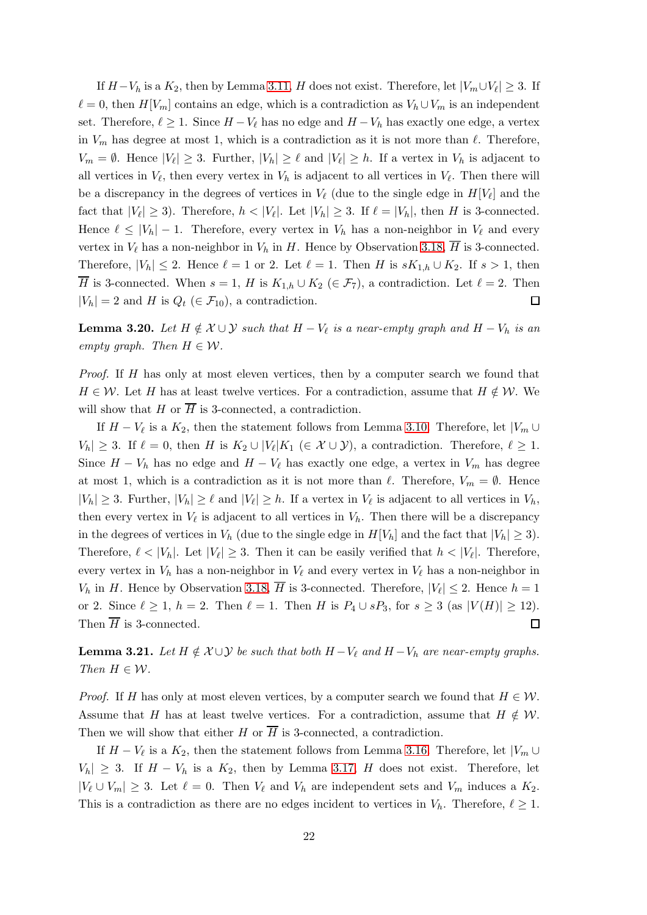If $H - V_h$ is a $K_2$, then by Lemma 3.11, $H$ does not exist. Therefore, let $|V_m \cup V_\ell| \geq 3$. If $\ell = 0$, then $H[V_m]$ contains an edge, which is a contradiction as $V_h \cup V_m$ is an independent set. Therefore, $\ell \geq 1$. Since $H - V_\ell$ has no edge and $H - V_h$ has exactly one edge, a vertex in $V_m$ has degree at most 1, which is a contradiction as it is not more than $\ell$. Therefore, $V_m = \emptyset$. Hence $|V_\ell| \geq 3$. Further, $|V_h| \geq \ell$ and $|V_\ell| \geq h$. If a vertex in $V_h$ is adjacent to all vertices in $V_\ell$, then every vertex in $V_h$ is adjacent to all vertices in $V_\ell$. Then there will be a discrepancy in the degrees of vertices in $V_\ell$ (due to the single edge in $H[V_\ell]$ and the fact that $|V_\ell| \geq 3$). Therefore, $h < |V_\ell|$. Let $|V_h| \geq 3$. If $\ell = |V_h|$, then $H$ is 3-connected. Hence $\ell \leq |V_h| - 1$. Therefore, every vertex in $V_h$ has a non-neighbor in $V_\ell$ and every vertex in $V_\ell$ has a non-neighbor in $V_h$ in $H$. Hence by Observation 3.18, $\overline{H}$ is 3-connected. Therefore, $|V_h| \leq 2$. Hence $\ell = 1$ or 2. Let $\ell = 1$. Then $H$ is $sK_{1,h} \cup K_2$. If $s > 1$, then $\overline{H}$ is 3-connected. When $s = 1$, $H$ is $K_{1,h} \cup K_2$ ($\in \mathcal{F}_7$), a contradiction. Let $\ell = 2$. Then $|V_h| = 2$ and $H$ is $Q_t$ ($\in \mathcal{F}_{10}$), a contradiction. ◻

**Lemma 3.20.** *Let $H \notin \mathcal{X} \cup \mathcal{Y}$ such that $H - V_\ell$ is a near-empty graph and $H - V_h$ is an empty graph. Then $H \in \mathcal{W}$.*

*Proof.* If $H$ has only at most eleven vertices, then by a computer search we found that $H \in \mathcal{W}$. Let $H$ has at least twelve vertices. For a contradiction, assume that $H \notin \mathcal{W}$. We will show that $H$ or $\overline{H}$ is 3-connected, a contradiction.

If $H - V_\ell$ is a $K_2$, then the statement follows from Lemma 3.10. Therefore, let $|V_m \cup V_h| \geq 3$. If $\ell = 0$, then $H$ is $K_2 \cup |V_\ell|K_1$ ($\in \mathcal{X} \cup \mathcal{Y}$), a contradiction. Therefore, $\ell \geq 1$. Since $H - V_h$ has no edge and $H - V_\ell$ has exactly one edge, a vertex in $V_m$ has degree at most 1, which is a contradiction as it is not more than $\ell$. Therefore, $V_m = \emptyset$. Hence $|V_h| \geq 3$. Further, $|V_h| \geq \ell$ and $|V_\ell| \geq h$. If a vertex in $V_\ell$ is adjacent to all vertices in $V_h$, then every vertex in $V_\ell$ is adjacent to all vertices in $V_h$. Then there will be a discrepancy in the degrees of vertices in $V_h$ (due to the single edge in $H[V_h]$ and the fact that $|V_h| \geq 3$). Therefore, $\ell < |V_h|$. Let $|V_\ell| \geq 3$. Then it can be easily verified that $h < |V_\ell|$. Therefore, every vertex in $V_h$ has a non-neighbor in $V_\ell$ and every vertex in $V_\ell$ has a non-neighbor in $V_h$ in $H$. Hence by Observation 3.18, $\overline{H}$ is 3-connected. Therefore, $|V_\ell| \leq 2$. Hence $h = 1$ or 2. Since $\ell \geq 1$, $h = 2$. Then $\ell = 1$. Then $H$ is $P_4 \cup sP_3$, for $s \geq 3$ (as $|V(H)| \geq 12$). Then $\overline{H}$ is 3-connected. ◻

**Lemma 3.21.** *Let $H \notin \mathcal{X} \cup \mathcal{Y}$ be such that both $H - V_\ell$ and $H - V_h$ are near-empty graphs. Then $H \in \mathcal{W}$.*

*Proof.* If $H$ has only at most eleven vertices, by a computer search we found that $H \in \mathcal{W}$. Assume that $H$ has at least twelve vertices. For a contradiction, assume that $H \notin \mathcal{W}$. Then we will show that either $H$ or $\overline{H}$ is 3-connected, a contradiction.

If $H - V_\ell$ is a $K_2$, then the statement follows from Lemma 3.16. Therefore, let $|V_m \cup V_h| \geq 3$. If $H - V_h$ is a $K_2$, then by Lemma 3.17, $H$ does not exist. Therefore, let $|V_\ell \cup V_m| \geq 3$. Let $\ell = 0$. Then $V_\ell$ and $V_h$ are independent sets and $V_m$ induces a $K_2$. This is a contradiction as there are no edges incident to vertices in $V_h$. Therefore, $\ell \geq 1$.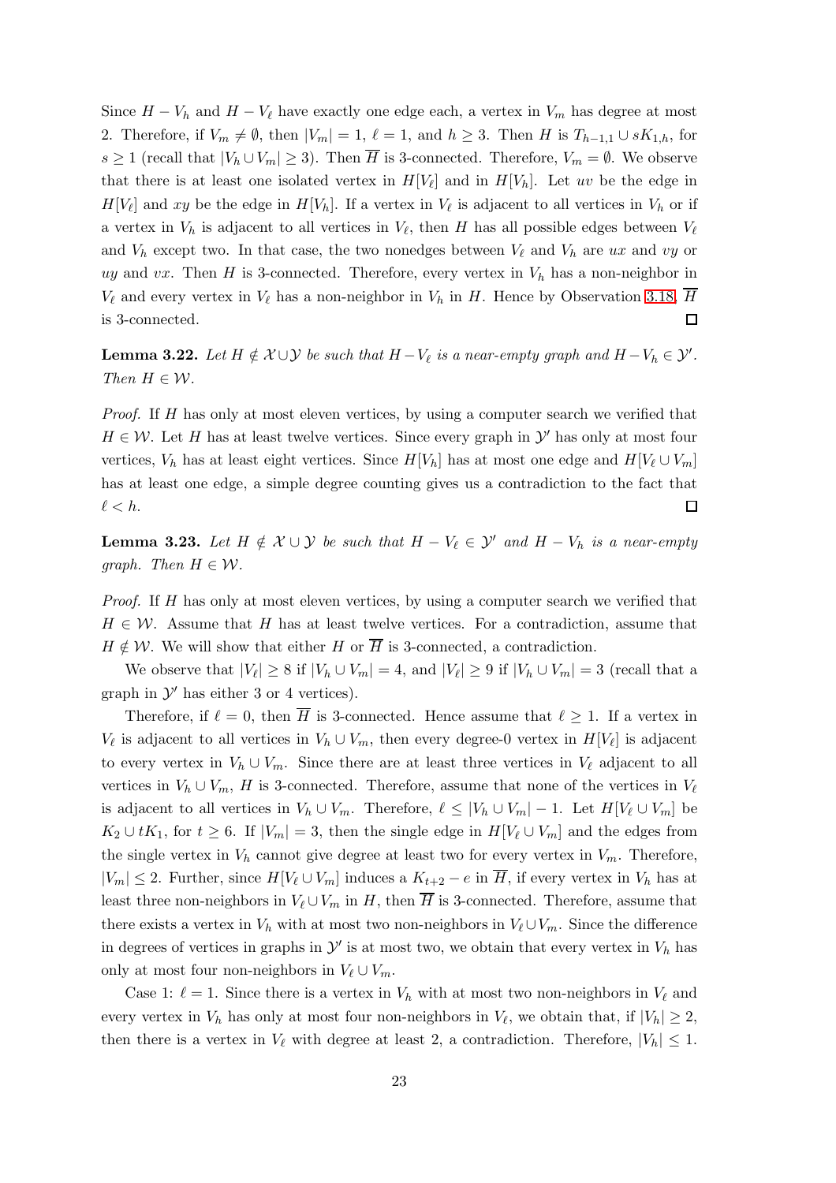Since $H - V_h$ and $H - V_\ell$ have exactly one edge each, a vertex in $V_m$ has degree at most 2. Therefore, if $V_m \neq \emptyset$, then $|V_m| = 1$, $\ell = 1$, and $h \geq 3$. Then $H$ is $T_{h-1,1} \cup sK_{1,h}$, for $s \geq 1$ (recall that $|V_h \cup V_m| \geq 3$). Then $\overline{H}$ is 3-connected. Therefore, $V_m = \emptyset$. We observe that there is at least one isolated vertex in $H[V_\ell]$ and in $H[V_h]$. Let $uv$ be the edge in $H[V_\ell]$ and $xy$ be the edge in $H[V_h]$. If a vertex in $V_\ell$ is adjacent to all vertices in $V_h$ or if a vertex in $V_h$ is adjacent to all vertices in $V_\ell$, then $H$ has all possible edges between $V_\ell$ and $V_h$ except two. In that case, the two nonedges between $V_\ell$ and $V_h$ are $ux$ and $vy$ or $uy$ and $vx$. Then $H$ is 3-connected. Therefore, every vertex in $V_h$ has a non-neighbor in $V_\ell$ and every vertex in $V_\ell$ has a non-neighbor in $V_h$ in $H$. Hence by Observation 3.18, $\overline{H}$ is 3-connected. □

**Lemma 3.22.** *Let $H \notin \mathcal{X} \cup \mathcal{Y}$ be such that $H - V_\ell$ is a near-empty graph and $H - V_h \in \mathcal{Y}'$. Then $H \in \mathcal{W}$.*

*Proof.* If $H$ has only at most eleven vertices, by using a computer search we verified that $H \in \mathcal{W}$. Let $H$ has at least twelve vertices. Since every graph in $\mathcal{Y}'$ has only at most four vertices, $V_h$ has at least eight vertices. Since $H[V_h]$ has at most one edge and $H[V_\ell \cup V_m]$ has at least one edge, a simple degree counting gives us a contradiction to the fact that $\ell < h$. □

**Lemma 3.23.** *Let $H \notin \mathcal{X} \cup \mathcal{Y}$ be such that $H - V_\ell \in \mathcal{Y}'$ and $H - V_h$ is a near-empty graph. Then $H \in \mathcal{W}$.*

*Proof.* If $H$ has only at most eleven vertices, by using a computer search we verified that $H \in \mathcal{W}$. Assume that $H$ has at least twelve vertices. For a contradiction, assume that $H \notin \mathcal{W}$. We will show that either $H$ or $\overline{H}$ is 3-connected, a contradiction.

We observe that $|V_\ell| \geq 8$ if $|V_h \cup V_m| = 4$, and $|V_\ell| \geq 9$ if $|V_h \cup V_m| = 3$ (recall that a graph in $\mathcal{Y}'$ has either 3 or 4 vertices).

Therefore, if $\ell = 0$, then $\overline{H}$ is 3-connected. Hence assume that $\ell \geq 1$. If a vertex in $V_\ell$ is adjacent to all vertices in $V_h \cup V_m$, then every degree-0 vertex in $H[V_\ell]$ is adjacent to every vertex in $V_h \cup V_m$. Since there are at least three vertices in $V_\ell$ adjacent to all vertices in $V_h \cup V_m$, $H$ is 3-connected. Therefore, assume that none of the vertices in $V_\ell$ is adjacent to all vertices in $V_h \cup V_m$. Therefore, $\ell \leq |V_h \cup V_m| - 1$. Let $H[V_\ell \cup V_m]$ be $K_2 \cup tK_1$, for $t \geq 6$. If $|V_m| = 3$, then the single edge in $H[V_\ell \cup V_m]$ and the edges from the single vertex in $V_h$ cannot give degree at least two for every vertex in $V_m$. Therefore, $|V_m| \leq 2$. Further, since $H[V_\ell \cup V_m]$ induces a $K_{t+2} - e$ in $\overline{H}$, if every vertex in $V_h$ has at least three non-neighbors in $V_\ell \cup V_m$ in $H$, then $\overline{H}$ is 3-connected. Therefore, assume that there exists a vertex in $V_h$ with at most two non-neighbors in $V_\ell \cup V_m$. Since the difference in degrees of vertices in graphs in $\mathcal{Y}'$ is at most two, we obtain that every vertex in $V_h$ has only at most four non-neighbors in $V_\ell \cup V_m$.

Case 1: $\ell = 1$. Since there is a vertex in $V_h$ with at most two non-neighbors in $V_\ell$ and every vertex in $V_h$ has only at most four non-neighbors in $V_\ell$, we obtain that, if $|V_h| \geq 2$, then there is a vertex in $V_\ell$ with degree at least 2, a contradiction. Therefore, $|V_h| \leq 1$.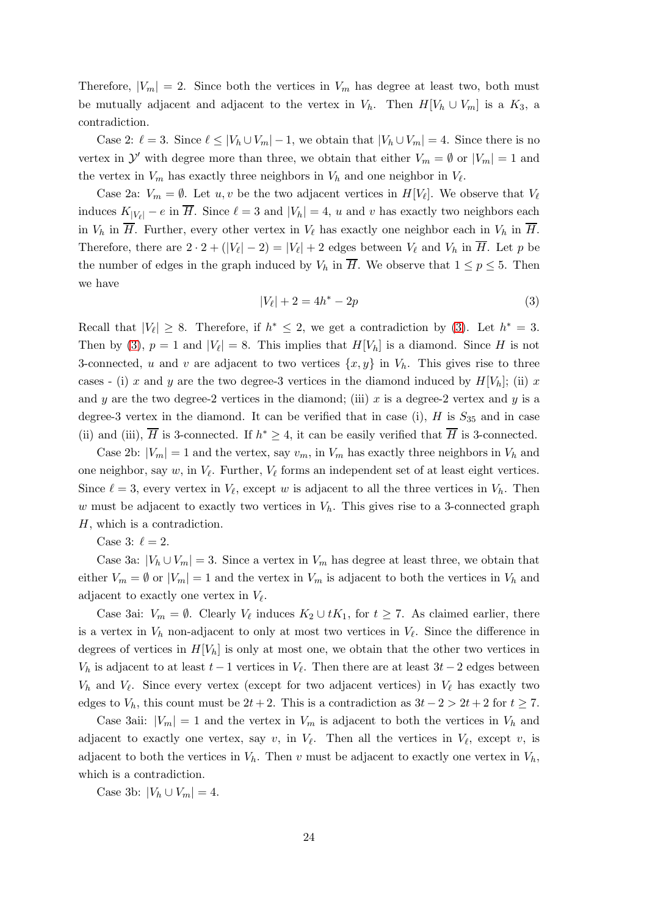Therefore, $|V_m| = 2$. Since both the vertices in $V_m$ has degree at least two, both must be mutually adjacent and adjacent to the vertex in $V_h$. Then $H[V_h \cup V_m]$ is a $K_3$, a contradiction.

Case 2: $\ell = 3$. Since $\ell \leq |V_h \cup V_m| - 1$, we obtain that $|V_h \cup V_m| = 4$. Since there is no vertex in $\mathcal{Y}'$ with degree more than three, we obtain that either $V_m = \emptyset$ or $|V_m| = 1$ and the vertex in $V_m$ has exactly three neighbors in $V_h$ and one neighbor in $V_\ell$.

Case 2a: $V_m = \emptyset$. Let $u, v$ be the two adjacent vertices in $H[V_\ell]$. We observe that $V_\ell$ induces $K_{|V_\ell|} - e$ in $\overline{H}$. Since $\ell = 3$ and $|V_h| = 4$, $u$ and $v$ has exactly two neighbors each in $V_h$ in $\overline{H}$. Further, every other vertex in $V_\ell$ has exactly one neighbor each in $V_h$ in $\overline{H}$. Therefore, there are $2 \cdot 2 + (|V_\ell| - 2) = |V_\ell| + 2$ edges between $V_\ell$ and $V_h$ in $\overline{H}$. Let $p$ be the number of edges in the graph induced by $V_h$ in $\overline{H}$. We observe that $1 \leq p \leq 5$. Then we have

$$|V_\ell| + 2 = 4h^* - 2p \tag{3}$$

Recall that $|V_\ell| \geq 8$. Therefore, if $h^* \leq 2$, we get a contradiction by (3). Let $h^* = 3$. Then by (3), $p = 1$ and $|V_\ell| = 8$. This implies that $H[V_h]$ is a diamond. Since $H$ is not 3-connected, $u$ and $v$ are adjacent to two vertices $\{x, y\}$ in $V_h$. This gives rise to three cases - (i) $x$ and $y$ are the two degree-3 vertices in the diamond induced by $H[V_h]$; (ii) $x$ and $y$ are the two degree-2 vertices in the diamond; (iii) $x$ is a degree-2 vertex and $y$ is a degree-3 vertex in the diamond. It can be verified that in case (i), $H$ is $S_{35}$ and in case (ii) and (iii), $\overline{H}$ is 3-connected. If $h^* \geq 4$, it can be easily verified that $\overline{H}$ is 3-connected.

Case 2b: $|V_m| = 1$ and the vertex, say $v_m$, in $V_m$ has exactly three neighbors in $V_h$ and one neighbor, say $w$, in $V_\ell$. Further, $V_\ell$ forms an independent set of at least eight vertices. Since $\ell = 3$, every vertex in $V_\ell$, except $w$ is adjacent to all the three vertices in $V_h$. Then $w$ must be adjacent to exactly two vertices in $V_h$. This gives rise to a 3-connected graph $H$, which is a contradiction.

Case 3: $\ell = 2$.

Case 3a: $|V_h \cup V_m| = 3$. Since a vertex in $V_m$ has degree at least three, we obtain that either $V_m = \emptyset$ or $|V_m| = 1$ and the vertex in $V_m$ is adjacent to both the vertices in $V_h$ and adjacent to exactly one vertex in $V_\ell$.

Case 3ai: $V_m = \emptyset$. Clearly $V_\ell$ induces $K_2 \cup tK_1$, for $t \geq 7$. As claimed earlier, there is a vertex in $V_h$ non-adjacent to only at most two vertices in $V_\ell$. Since the difference in degrees of vertices in $H[V_h]$ is only at most one, we obtain that the other two vertices in $V_h$ is adjacent to at least $t - 1$ vertices in $V_\ell$. Then there are at least $3t - 2$ edges between $V_h$ and $V_\ell$. Since every vertex (except for two adjacent vertices) in $V_\ell$ has exactly two edges to $V_h$, this count must be $2t + 2$. This is a contradiction as $3t - 2 > 2t + 2$ for $t \geq 7$.

Case 3aii: $|V_m| = 1$ and the vertex in $V_m$ is adjacent to both the vertices in $V_h$ and adjacent to exactly one vertex, say $v$, in $V_\ell$. Then all the vertices in $V_\ell$, except $v$, is adjacent to both the vertices in $V_h$. Then $v$ must be adjacent to exactly one vertex in $V_h$, which is a contradiction.

Case 3b: $|V_h \cup V_m| = 4$.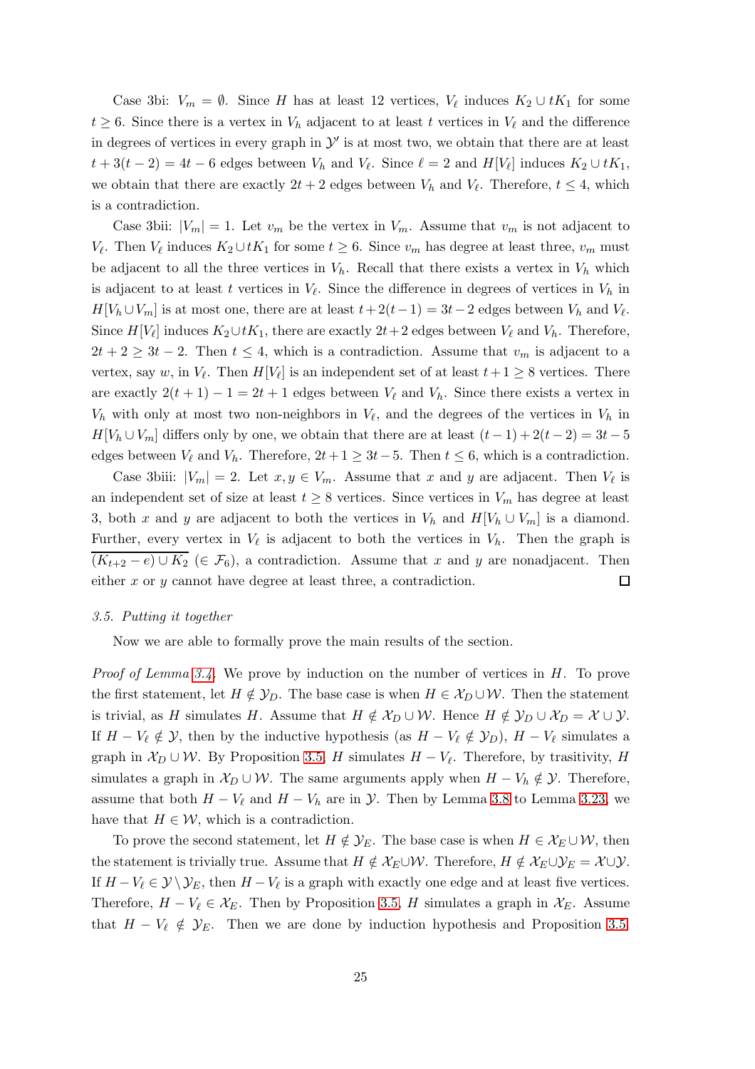Case 3bi: $V_m = \emptyset$. Since $H$ has at least 12 vertices, $V_\ell$ induces $K_2 \cup tK_1$ for some $t \geq 6$. Since there is a vertex in $V_h$ adjacent to at least $t$ vertices in $V_\ell$ and the difference in degrees of vertices in every graph in $\mathcal{Y}'$ is at most two, we obtain that there are at least $t + 3(t-2) = 4t - 6$ edges between $V_h$ and $V_\ell$. Since $\ell = 2$ and $H[V_\ell]$ induces $K_2 \cup tK_1$, we obtain that there are exactly $2t+2$ edges between $V_h$ and $V_\ell$. Therefore, $t \leq 4$, which is a contradiction.

Case 3bii: $|V_m| = 1$. Let $v_m$ be the vertex in $V_m$. Assume that $v_m$ is not adjacent to $V_\ell$. Then $V_\ell$ induces $K_2 \cup tK_1$ for some $t \geq 6$. Since $v_m$ has degree at least three, $v_m$ must be adjacent to all the three vertices in $V_h$. Recall that there exists a vertex in $V_h$ which is adjacent to at least $t$ vertices in $V_\ell$. Since the difference in degrees of vertices in $V_h$ in $H[V_h \cup V_m]$ is at most one, there are at least $t + 2(t-1) = 3t - 2$ edges between $V_h$ and $V_\ell$. Since $H[V_\ell]$ induces $K_2 \cup tK_1$, there are exactly $2t+2$ edges between $V_\ell$ and $V_h$. Therefore, $2t + 2 \geq 3t - 2$. Then $t \leq 4$, which is a contradiction. Assume that $v_m$ is adjacent to a vertex, say $w$, in $V_\ell$. Then $H[V_\ell]$ is an independent set of at least $t+1 \geq 8$ vertices. There are exactly $2(t+1) - 1 = 2t+1$ edges between $V_\ell$ and $V_h$. Since there exists a vertex in $V_h$ with only at most two non-neighbors in $V_\ell$, and the degrees of the vertices in $V_h$ in $H[V_h \cup V_m]$ differs only by one, we obtain that there are at least $(t-1) + 2(t-2) = 3t-5$ edges between $V_\ell$ and $V_h$. Therefore, $2t+1 \geq 3t-5$. Then $t \leq 6$, which is a contradiction.

Case 3biii: $|V_m| = 2$. Let $x, y \in V_m$. Assume that $x$ and $y$ are adjacent. Then $V_\ell$ is an independent set of size at least $t \geq 8$ vertices. Since vertices in $V_m$ has degree at least 3, both $x$ and $y$ are adjacent to both the vertices in $V_h$ and $H[V_h \cup V_m]$ is a diamond. Further, every vertex in $V_\ell$ is adjacent to both the vertices in $V_h$. Then the graph is $\overline{(K_{t+2} - e) \cup K_2}$ ($\in \mathcal{F}_6$), a contradiction. Assume that $x$ and $y$ are nonadjacent. Then either $x$ or $y$ cannot have degree at least three, a contradiction. ☐

### 3.5. Putting it together

Now we are able to formally prove the main results of the section.

*Proof of Lemma 3.4.* We prove by induction on the number of vertices in $H$. To prove the first statement, let $H \notin \mathcal{Y}_D$. The base case is when $H \in \mathcal{X}_D \cup \mathcal{W}$. Then the statement is trivial, as $H$ simulates $H$. Assume that $H \notin \mathcal{X}_D \cup \mathcal{W}$. Hence $H \notin \mathcal{Y}_D \cup \mathcal{X}_D = \mathcal{X} \cup \mathcal{Y}$. If $H - V_\ell \notin \mathcal{Y}$, then by the inductive hypothesis (as $H - V_\ell \notin \mathcal{Y}_D$), $H - V_\ell$ simulates a graph in $\mathcal{X}_D \cup \mathcal{W}$. By Proposition 3.5, $H$ simulates $H - V_\ell$. Therefore, by trasitivity, $H$ simulates a graph in $\mathcal{X}_D \cup \mathcal{W}$. The same arguments apply when $H - V_h \notin \mathcal{Y}$. Therefore, assume that both $H - V_\ell$ and $H - V_h$ are in $\mathcal{Y}$. Then by Lemma 3.8 to Lemma 3.23, we have that $H \in \mathcal{W}$, which is a contradiction.

To prove the second statement, let $H \notin \mathcal{Y}_E$. The base case is when $H \in \mathcal{X}_E \cup \mathcal{W}$, then the statement is trivially true. Assume that $H \notin \mathcal{X}_E \cup \mathcal{W}$. Therefore, $H \notin \mathcal{X}_E \cup \mathcal{Y}_E = \mathcal{X} \cup \mathcal{Y}$. If $H - V_\ell \in \mathcal{Y} \setminus \mathcal{Y}_E$, then $H - V_\ell$ is a graph with exactly one edge and at least five vertices. Therefore, $H - V_\ell \in \mathcal{X}_E$. Then by Proposition 3.5, $H$ simulates a graph in $\mathcal{X}_E$. Assume that $H - V_\ell \notin \mathcal{Y}_E$. Then we are done by induction hypothesis and Proposition 3.5.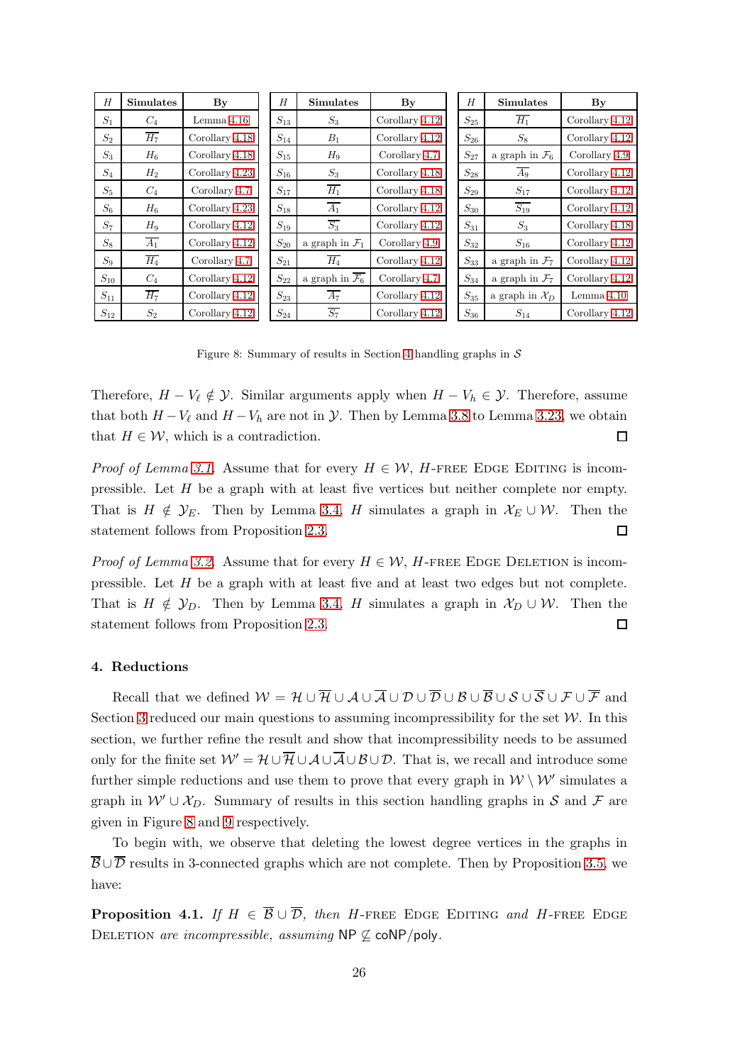| $H$ | Simulates | By | $H$ | Simulates | By | $H$ | Simulates | By |
|---|---|---|---|---|---|---|---|---|
| $S_1$ | $C_4$ | Lemma 4.16 | $S_{13}$ | $S_3$ | Corollary 4.12 | $S_{25}$ | $\overline{H_1}$ | Corollary 4.12 |
| $S_2$ | $\overline{H_7}$ | Corollary 4.18 | $S_{14}$ | $B_1$ | Corollary 4.12 | $S_{26}$ | $S_8$ | Corollary 4.12 |
| $S_3$ | $H_6$ | Corollary 4.18 | $S_{15}$ | $H_9$ | Corollary 4.7 | $S_{27}$ | a graph in $\mathcal{F}_6$ | Corollary 4.9 |
| $S_4$ | $H_2$ | Corollary 4.23 | $S_{16}$ | $S_3$ | Corollary 4.18 | $S_{28}$ | $\overline{A_9}$ | Corollary 4.12 |
| $S_5$ | $C_4$ | Corollary 4.7 | $S_{17}$ | $\overline{H_1}$ | Corollary 4.18 | $S_{29}$ | $S_{17}$ | Corollary 4.12 |
| $S_6$ | $H_6$ | Corollary 4.23 | $S_{18}$ | $\overline{A_1}$ | Corollary 4.12 | $S_{30}$ | $\overline{S_{19}}$ | Corollary 4.12 |
| $S_7$ | $H_9$ | Corollary 4.12 | $S_{19}$ | $\overline{S_3}$ | Corollary 4.12 | $S_{31}$ | $S_3$ | Corollary 4.18 |
| $S_8$ | $\overline{A_1}$ | Corollary 4.12 | $S_{20}$ | a graph in $\mathcal{F}_1$ | Corollary 4.9 | $S_{32}$ | $S_{16}$ | Corollary 4.12 |
| $S_9$ | $\overline{H_4}$ | Corollary 4.7 | $S_{21}$ | $\overline{H_4}$ | Corollary 4.12 | $S_{33}$ | a graph in $\mathcal{F}_7$ | Corollary 4.12 |
| $S_{10}$ | $C_4$ | Corollary 4.12 | $S_{22}$ | a graph in $\overline{\mathcal{F}_6}$ | Corollary 4.7 | $S_{34}$ | a graph in $\mathcal{F}_7$ | Corollary 4.12 |
| $S_{11}$ | $\overline{H_7}$ | Corollary 4.12 | $S_{23}$ | $\overline{A_7}$ | Corollary 4.12 | $S_{35}$ | a graph in $\mathcal{X}_D$ | Lemma 4.10 |
| $S_{12}$ | $S_2$ | Corollary 4.12 | $S_{24}$ | $\overline{S_7}$ | Corollary 4.12 | $S_{36}$ | $S_{14}$ | Corollary 4.12 |

Figure 8: Summary of results in Section 4 handling graphs in $\mathcal{S}$

Therefore, $H - V_\ell \notin \mathcal{Y}$. Similar arguments apply when $H - V_h \in \mathcal{Y}$. Therefore, assume that both $H - V_\ell$ and $H - V_h$ are not in $\mathcal{Y}$. Then by Lemma 3.8 to Lemma 3.23, we obtain that $H \in \mathcal{W}$, which is a contradiction. □

*Proof of Lemma 3.1.* Assume that for every $H \in \mathcal{W}$, $H$-free Edge Editing is incompressible. Let $H$ be a graph with at least five vertices but neither complete nor empty. That is $H \notin \mathcal{Y}_E$. Then by Lemma 3.4, $H$ simulates a graph in $\mathcal{X}_E \cup \mathcal{W}$. Then the statement follows from Proposition 2.3. □

*Proof of Lemma 3.2.* Assume that for every $H \in \mathcal{W}$, $H$-free Edge Deletion is incompressible. Let $H$ be a graph with at least five and at least two edges but not complete. That is $H \notin \mathcal{Y}_D$. Then by Lemma 3.4, $H$ simulates a graph in $\mathcal{X}_D \cup \mathcal{W}$. Then the statement follows from Proposition 2.3. □

## 4. Reductions

Recall that we defined $\mathcal{W} = \mathcal{H} \cup \overline{\mathcal{H}} \cup \mathcal{A} \cup \overline{\mathcal{A}} \cup \mathcal{D} \cup \overline{\mathcal{D}} \cup \mathcal{B} \cup \overline{\mathcal{B}} \cup \mathcal{S} \cup \overline{\mathcal{S}} \cup \mathcal{F} \cup \overline{\mathcal{F}}$ and Section 3 reduced our main questions to assuming incompressibility for the set $\mathcal{W}$. In this section, we further refine the result and show that incompressibility needs to be assumed only for the finite set $\mathcal{W}' = \mathcal{H} \cup \overline{\mathcal{H}} \cup \mathcal{A} \cup \overline{\mathcal{A}} \cup \mathcal{B} \cup \mathcal{D}$. That is, we recall and introduce some further simple reductions and use them to prove that every graph in $\mathcal{W} \setminus \mathcal{W}'$ simulates a graph in $\mathcal{W}' \cup \mathcal{X}_D$. Summary of results in this section handling graphs in $\mathcal{S}$ and $\mathcal{F}$ are given in Figure 8 and 9 respectively.

To begin with, we observe that deleting the lowest degree vertices in the graphs in $\overline{\mathcal{B}} \cup \overline{\mathcal{D}}$ results in 3-connected graphs which are not complete. Then by Proposition 3.5, we have:

**Proposition 4.1.** *If $H \in \overline{\mathcal{B}} \cup \overline{\mathcal{D}}$, then $H$-free Edge Editing and $H$-free Edge Deletion are incompressible, assuming* NP $\not\subseteq$ coNP/poly.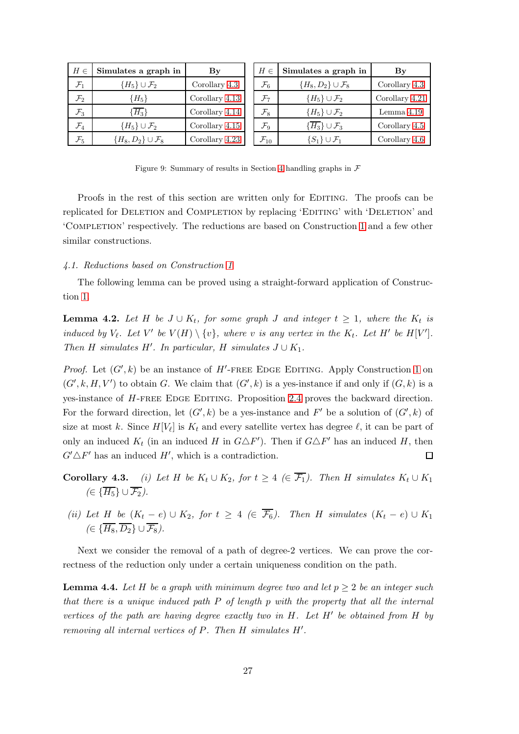| $H \in$ | Simulates a graph in | By |
|---|---|---|
| $\mathcal{F}_1$ | $\{H_5\} \cup \mathcal{F}_2$ | Corollary 4.3 |
| $\mathcal{F}_2$ | $\{H_5\}$ | Corollary 4.13 |
| $\mathcal{F}_3$ | $\{\overline{H_3}\}$ | Corollary 4.14 |
| $\mathcal{F}_4$ | $\{H_5\} \cup \mathcal{F}_2$ | Corollary 4.15 |
| $\mathcal{F}_5$ | $\{H_8, D_2\} \cup \mathcal{F}_8$ | Corollary 4.23 |

| $H \in$ | Simulates a graph in | By |
|---|---|---|
| $\mathcal{F}_6$ | $\{H_8, D_2\} \cup \mathcal{F}_8$ | Corollary 4.3 |
| $\mathcal{F}_7$ | $\{H_5\} \cup \mathcal{F}_2$ | Corollary 4.21 |
| $\mathcal{F}_8$ | $\{H_5\} \cup \mathcal{F}_2$ | Lemma 4.19 |
| $\mathcal{F}_9$ | $\{\overline{H_3}\} \cup \mathcal{F}_3$ | Corollary 4.5 |
| $\mathcal{F}_{10}$ | $\{S_1\} \cup \mathcal{F}_1$ | Corollary 4.6 |

Figure 9: Summary of results in Section 4 handling graphs in $\mathcal{F}$

Proofs in the rest of this section are written only for Editing. The proofs can be replicated for Deletion and Completion by replacing 'Editing' with 'Deletion' and 'Completion' respectively. The reductions are based on Construction 1 and a few other similar constructions.

### 4.1. Reductions based on Construction 1

The following lemma can be proved using a straight-forward application of Construction 1.

**Lemma 4.2.** *Let $H$ be $J \cup K_t$, for some graph $J$ and integer $t \geq 1$, where the $K_t$ is induced by $V_\ell$. Let $V'$ be $V(H) \setminus \{v\}$, where $v$ is any vertex in the $K_t$. Let $H'$ be $H[V']$. Then $H$ simulates $H'$. In particular, $H$ simulates $J \cup K_1$.*

*Proof.* Let $(G', k)$ be an instance of $H'$-free Edge Editing. Apply Construction 1 on $(G', k, H, V')$ to obtain $G$. We claim that $(G', k)$ is a yes-instance if and only if $(G, k)$ is a yes-instance of $H$-free Edge Editing. Proposition 2.4 proves the backward direction. For the forward direction, let $(G', k)$ be a yes-instance and $F'$ be a solution of $(G', k)$ of size at most $k$. Since $H[V_\ell]$ is $K_t$ and every satellite vertex has degree $\ell$, it can be part of only an induced $K_t$ (in an induced $H$ in $G \triangle F'$). Then if $G \triangle F'$ has an induced $H$, then $G' \triangle F'$ has an induced $H'$, which is a contradiction. $\square$

**Corollary 4.3.** *(i) Let $H$ be $K_t \cup K_2$, for $t \geq 4$ ($\in \overline{\mathcal{F}_1}$). Then $H$ simulates $K_t \cup K_1$ ($\in \{\overline{H_5}\} \cup \overline{\mathcal{F}_2}$).*

*(ii) Let $H$ be $(K_t - e) \cup K_2$, for $t \geq 4$ ($\in \overline{\mathcal{F}_6}$). Then $H$ simulates $(K_t - e) \cup K_1$ ($\in \{\overline{H_8}, \overline{D_2}\} \cup \overline{\mathcal{F}_8}$).*

Next we consider the removal of a path of degree-2 vertices. We can prove the correctness of the reduction only under a certain uniqueness condition on the path.

**Lemma 4.4.** *Let $H$ be a graph with minimum degree two and let $p \geq 2$ be an integer such that there is a unique induced path $P$ of length $p$ with the property that all the internal vertices of the path are having degree exactly two in $H$. Let $H'$ be obtained from $H$ by removing all internal vertices of $P$. Then $H$ simulates $H'$.*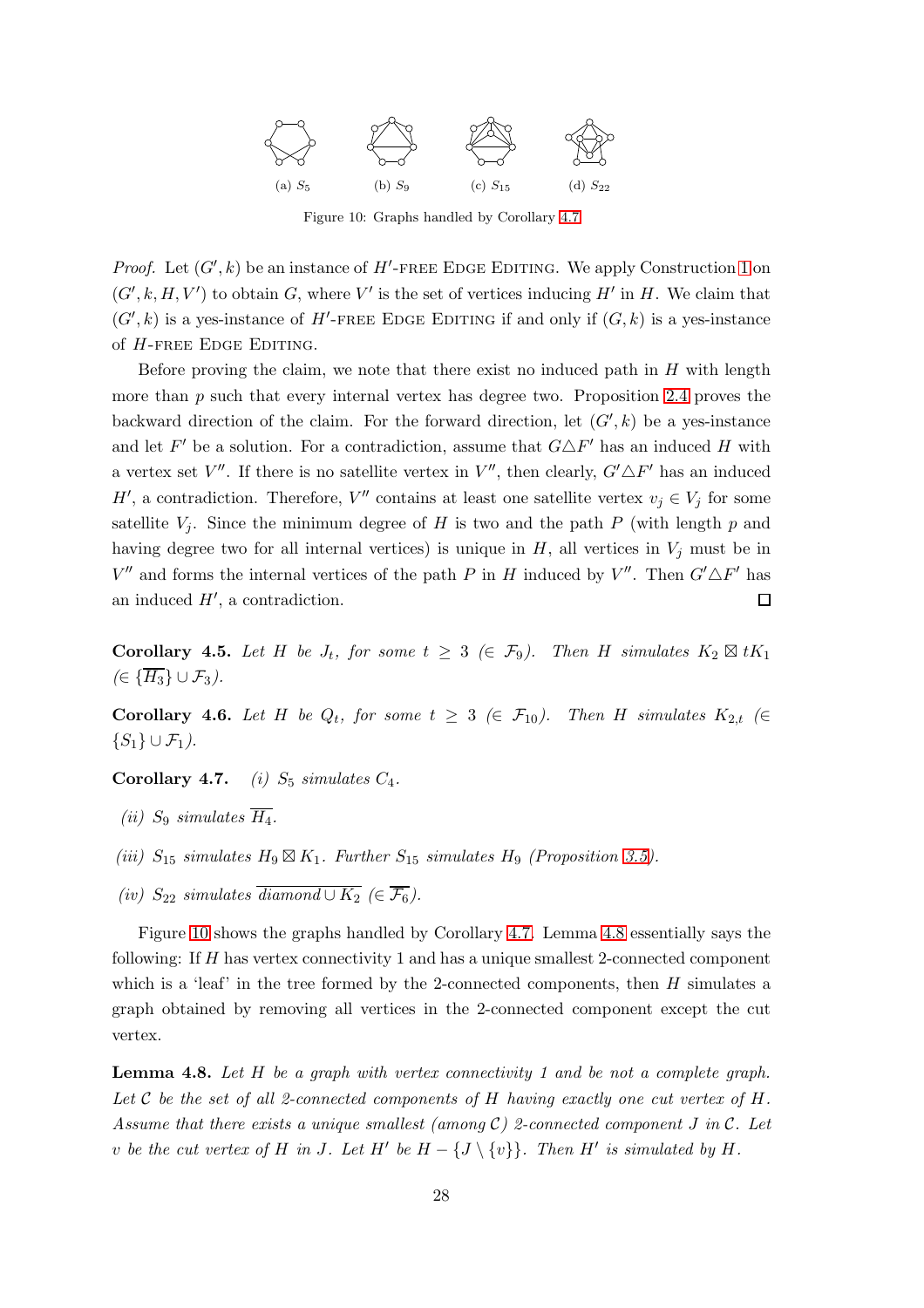(a) $S_5$ (b) $S_9$ (c) $S_{15}$ (d) $S_{22}$

Figure 10: Graphs handled by Corollary 4.7

*Proof.* Let $(G', k)$ be an instance of $H'$-free Edge Editing. We apply Construction 1 on $(G', k, H, V')$ to obtain $G$, where $V'$ is the set of vertices inducing $H'$ in $H$. We claim that $(G', k)$ is a yes-instance of $H'$-free Edge Editing if and only if $(G, k)$ is a yes-instance of $H$-free Edge Editing.

Before proving the claim, we note that there exist no induced path in $H$ with length more than $p$ such that every internal vertex has degree two. Proposition 2.4 proves the backward direction of the claim. For the forward direction, let $(G', k)$ be a yes-instance and let $F'$ be a solution. For a contradiction, assume that $G \triangle F'$ has an induced $H$ with a vertex set $V''$. If there is no satellite vertex in $V''$, then clearly, $G' \triangle F'$ has an induced $H'$, a contradiction. Therefore, $V''$ contains at least one satellite vertex $v_j \in V_j$ for some satellite $V_j$. Since the minimum degree of $H$ is two and the path $P$ (with length $p$ and having degree two for all internal vertices) is unique in $H$, all vertices in $V_j$ must be in $V''$ and forms the internal vertices of the path $P$ in $H$ induced by $V''$. Then $G' \triangle F'$ has an induced $H'$, a contradiction. $\square$

**Corollary 4.5.** *Let $H$ be $J_t$, for some $t \geq 3$ ($\in \mathcal{F}_9$). Then $H$ simulates $K_2 \boxtimes tK_1$ ($\in \{\overline{H_3}\} \cup \mathcal{F}_3$).*

**Corollary 4.6.** *Let $H$ be $Q_t$, for some $t \geq 3$ ($\in \mathcal{F}_{10}$). Then $H$ simulates $K_{2,t}$ ($\in \{S_1\} \cup \mathcal{F}_1$).*

**Corollary 4.7.** *(i) $S_5$ simulates $C_4$.*

*(ii) $S_9$ simulates $\overline{H_4}$.*

*(iii) $S_{15}$ simulates $H_9 \boxtimes K_1$. Further $S_{15}$ simulates $H_9$ (Proposition 3.5).*

*(iv) $S_{22}$ simulates $\overline{\textit{diamond} \cup K_2}$ ($\in \overline{\mathcal{F}_6}$).*

Figure 10 shows the graphs handled by Corollary 4.7. Lemma 4.8 essentially says the following: If $H$ has vertex connectivity 1 and has a unique smallest 2-connected component which is a 'leaf' in the tree formed by the 2-connected components, then $H$ simulates a graph obtained by removing all vertices in the 2-connected component except the cut vertex.

**Lemma 4.8.** *Let $H$ be a graph with vertex connectivity 1 and be not a complete graph. Let $\mathcal{C}$ be the set of all 2-connected components of $H$ having exactly one cut vertex of $H$. Assume that there exists a unique smallest (among $\mathcal{C}$) 2-connected component $J$ in $\mathcal{C}$. Let $v$ be the cut vertex of $H$ in $J$. Let $H'$ be $H - \{J \setminus \{v\}\}$. Then $H'$ is simulated by $H$.*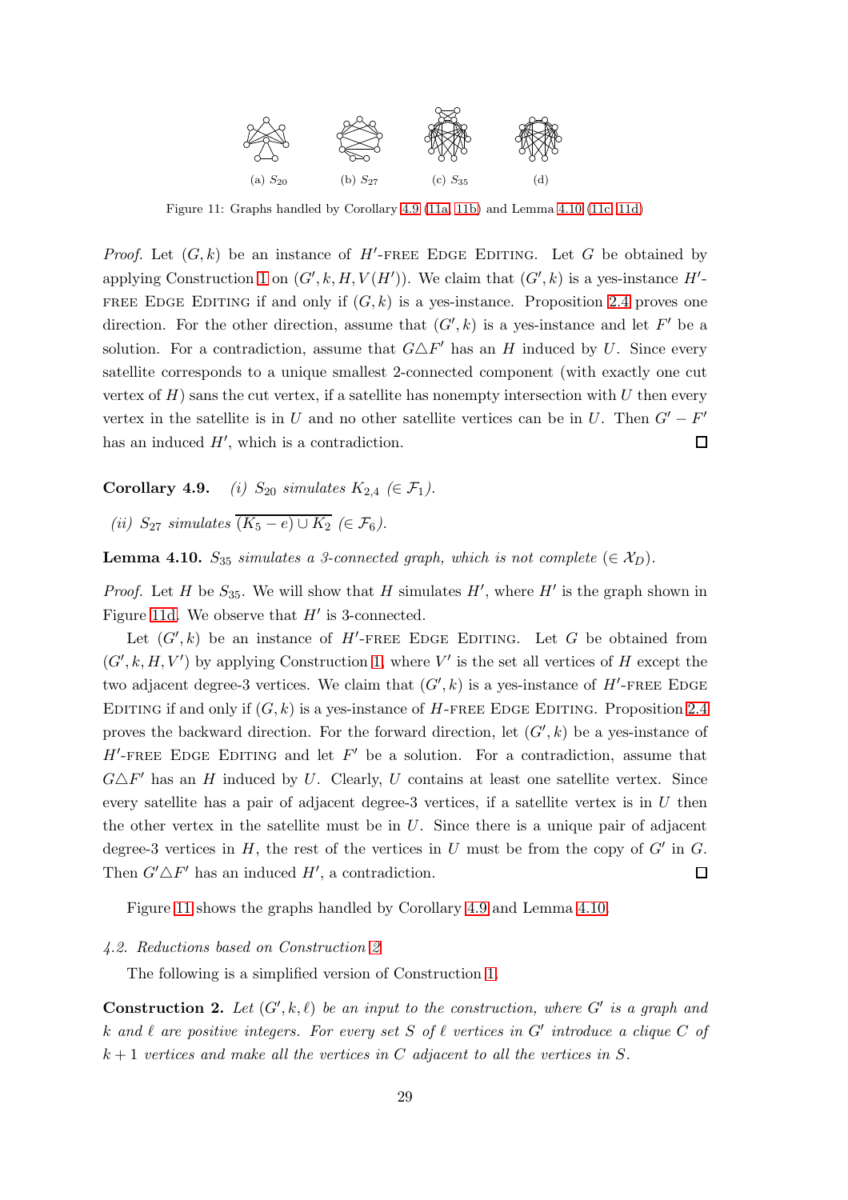(a) $S_{20}$ (b) $S_{27}$ (c) $S_{35}$ (d)

Figure 11: Graphs handled by Corollary 4.9 (11a, 11b) and Lemma 4.10 (11c, 11d)

*Proof.* Let $(G, k)$ be an instance of $H'$-free Edge Editing. Let $G$ be obtained by applying Construction 1 on $(G', k, H, V(H'))$. We claim that $(G', k)$ is a yes-instance $H'$-free Edge Editing if and only if $(G, k)$ is a yes-instance. Proposition 2.4 proves one direction. For the other direction, assume that $(G', k)$ is a yes-instance and let $F'$ be a solution. For a contradiction, assume that $G \triangle F'$ has an $H$ induced by $U$. Since every satellite corresponds to a unique smallest 2-connected component (with exactly one cut vertex of $H$) sans the cut vertex, if a satellite has nonempty intersection with $U$ then every vertex in the satellite is in $U$ and no other satellite vertices can be in $U$. Then $G' - F'$ has an induced $H'$, which is a contradiction. ☐

**Corollary 4.9.** *(i) $S_{20}$ simulates $K_{2,4}$ ($\in \mathcal{F}_1$).*

*(ii) $S_{27}$ simulates $\overline{(K_5 - e) \cup K_2}$ ($\in \mathcal{F}_6$).*

**Lemma 4.10.** *$S_{35}$ simulates a 3-connected graph, which is not complete ($\in \mathcal{X}_D$).*

*Proof.* Let $H$ be $S_{35}$. We will show that $H$ simulates $H'$, where $H'$ is the graph shown in Figure 11d. We observe that $H'$ is 3-connected.

Let $(G', k)$ be an instance of $H'$-free Edge Editing. Let $G$ be obtained from $(G', k, H, V')$ by applying Construction 1, where $V'$ is the set all vertices of $H$ except the two adjacent degree-3 vertices. We claim that $(G', k)$ is a yes-instance of $H'$-free Edge Editing if and only if $(G, k)$ is a yes-instance of $H$-free Edge Editing. Proposition 2.4 proves the backward direction. For the forward direction, let $(G', k)$ be a yes-instance of $H'$-free Edge Editing and let $F'$ be a solution. For a contradiction, assume that $G \triangle F'$ has an $H$ induced by $U$. Clearly, $U$ contains at least one satellite vertex. Since every satellite has a pair of adjacent degree-3 vertices, if a satellite vertex is in $U$ then the other vertex in the satellite must be in $U$. Since there is a unique pair of adjacent degree-3 vertices in $H$, the rest of the vertices in $U$ must be from the copy of $G'$ in $G$. Then $G' \triangle F'$ has an induced $H'$, a contradiction. ☐

Figure 11 shows the graphs handled by Corollary 4.9 and Lemma 4.10.

### *4.2. Reductions based on Construction 2*

The following is a simplified version of Construction 1.

**Construction 2.** *Let $(G', k, \ell)$ be an input to the construction, where $G'$ is a graph and $k$ and $\ell$ are positive integers. For every set $S$ of $\ell$ vertices in $G'$ introduce a clique $C$ of $k+1$ vertices and make all the vertices in $C$ adjacent to all the vertices in $S$.*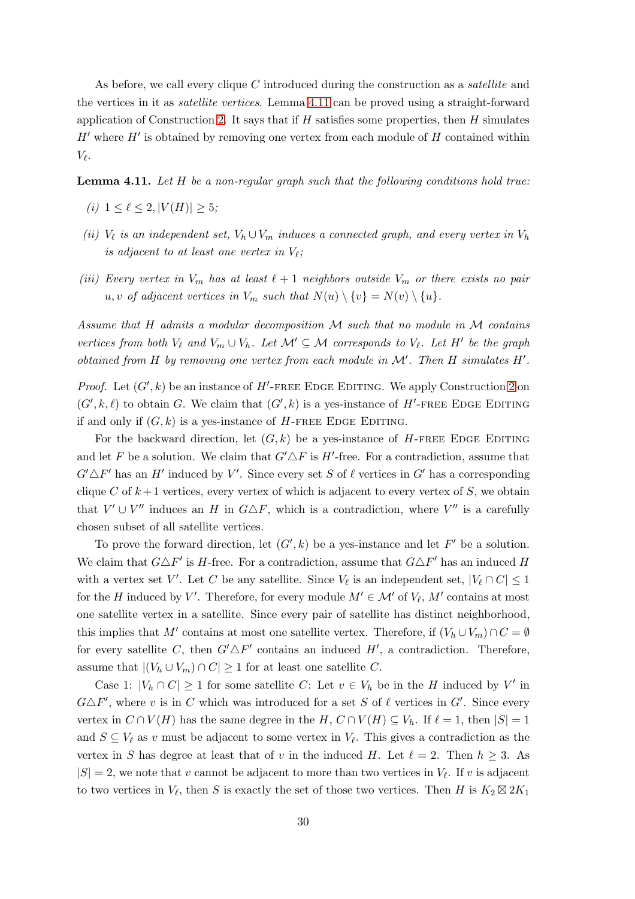As before, we call every clique $C$ introduced during the construction as a *satellite* and the vertices in it as *satellite vertices*. Lemma 4.11 can be proved using a straight-forward application of Construction 2. It says that if $H$ satisfies some properties, then $H$ simulates $H'$ where $H'$ is obtained by removing one vertex from each module of $H$ contained within $V_\ell$.

**Lemma 4.11.** *Let $H$ be a non-regular graph such that the following conditions hold true:*

*(i)* $1 \leq \ell \leq 2, |V(H)| \geq 5$*;*

*(ii)* *$V_\ell$ is an independent set, $V_h \cup V_m$ induces a connected graph, and every vertex in $V_h$ is adjacent to at least one vertex in $V_\ell$;*

*(iii)* *Every vertex in $V_m$ has at least $\ell + 1$ neighbors outside $V_m$ or there exists no pair $u, v$ of adjacent vertices in $V_m$ such that $N(u) \setminus \{v\} = N(v) \setminus \{u\}$.*

*Assume that $H$ admits a modular decomposition $\mathcal{M}$ such that no module in $\mathcal{M}$ contains vertices from both $V_\ell$ and $V_m \cup V_h$. Let $\mathcal{M}' \subseteq \mathcal{M}$ corresponds to $V_\ell$. Let $H'$ be the graph obtained from $H$ by removing one vertex from each module in $\mathcal{M}'$. Then $H$ simulates $H'$.*

*Proof.* Let $(G', k)$ be an instance of $H'$-free Edge Editing. We apply Construction 2 on $(G', k, \ell)$ to obtain $G$. We claim that $(G', k)$ is a yes-instance of $H'$-free Edge Editing if and only if $(G, k)$ is a yes-instance of $H$-free Edge Editing.

For the backward direction, let $(G, k)$ be a yes-instance of $H$-free Edge Editing and let $F$ be a solution. We claim that $G' \triangle F$ is $H'$-free. For a contradiction, assume that $G' \triangle F'$ has an $H'$ induced by $V'$. Since every set $S$ of $\ell$ vertices in $G'$ has a corresponding clique $C$ of $k+1$ vertices, every vertex of which is adjacent to every vertex of $S$, we obtain that $V' \cup V''$ induces an $H$ in $G \triangle F$, which is a contradiction, where $V''$ is a carefully chosen subset of all satellite vertices.

To prove the forward direction, let $(G', k)$ be a yes-instance and let $F'$ be a solution. We claim that $G \triangle F'$ is $H$-free. For a contradiction, assume that $G \triangle F'$ has an induced $H$ with a vertex set $V'$. Let $C$ be any satellite. Since $V_\ell$ is an independent set, $|V_\ell \cap C| \leq 1$ for the $H$ induced by $V'$. Therefore, for every module $M' \in \mathcal{M}'$ of $V_\ell$, $M'$ contains at most one satellite vertex in a satellite. Since every pair of satellite has distinct neighborhood, this implies that $M'$ contains at most one satellite vertex. Therefore, if $(V_h \cup V_m) \cap C = \emptyset$ for every satellite $C$, then $G' \triangle F'$ contains an induced $H'$, a contradiction. Therefore, assume that $|(V_h \cup V_m) \cap C| \geq 1$ for at least one satellite $C$.

Case 1: $|V_h \cap C| \geq 1$ for some satellite $C$: Let $v \in V_h$ be in the $H$ induced by $V'$ in $G \triangle F'$, where $v$ is in $C$ which was introduced for a set $S$ of $\ell$ vertices in $G'$. Since every vertex in $C \cap V(H)$ has the same degree in the $H$, $C \cap V(H) \subseteq V_h$. If $\ell = 1$, then $|S| = 1$ and $S \subseteq V_\ell$ as $v$ must be adjacent to some vertex in $V_\ell$. This gives a contradiction as the vertex in $S$ has degree at least that of $v$ in the induced $H$. Let $\ell = 2$. Then $h \geq 3$. As $|S| = 2$, we note that $v$ cannot be adjacent to more than two vertices in $V_\ell$. If $v$ is adjacent to two vertices in $V_\ell$, then $S$ is exactly the set of those two vertices. Then $H$ is $K_2 \boxtimes 2K_1$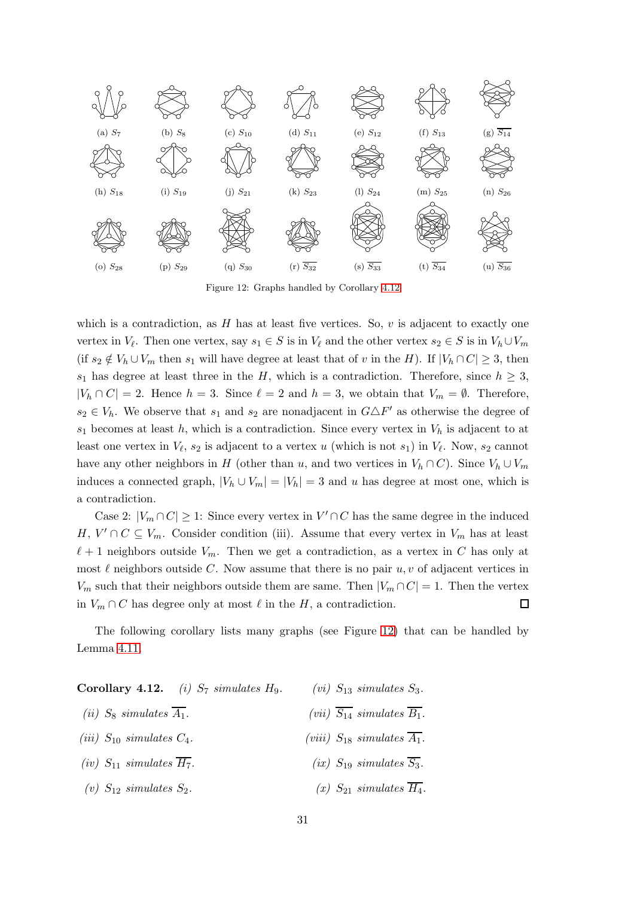(a) $S_7$ (b) $S_8$ (c) $S_{10}$ (d) $S_{11}$ (e) $S_{12}$ (f) $S_{13}$ (g) $\overline{S_{14}}$

(h) $S_{18}$ (i) $S_{19}$ (j) $S_{21}$ (k) $S_{23}$ (l) $S_{24}$ (m) $S_{25}$ (n) $S_{26}$

(o) $S_{28}$ (p) $S_{29}$ (q) $S_{30}$ (r) $\overline{S_{32}}$ (s) $\overline{S_{33}}$ (t) $\overline{S_{34}}$ (u) $\overline{S_{36}}$

Figure 12: Graphs handled by Corollary 4.12

which is a contradiction, as $H$ has at least five vertices. So, $v$ is adjacent to exactly one vertex in $V_\ell$. Then one vertex, say $s_1 \in S$ is in $V_\ell$ and the other vertex $s_2 \in S$ is in $V_h \cup V_m$ (if $s_2 \notin V_h \cup V_m$ then $s_1$ will have degree at least that of $v$ in the $H$). If $|V_h \cap C| \geq 3$, then $s_1$ has degree at least three in the $H$, which is a contradiction. Therefore, since $h \geq 3$, $|V_h \cap C| = 2$. Hence $h = 3$. Since $\ell = 2$ and $h = 3$, we obtain that $V_m = \emptyset$. Therefore, $s_2 \in V_h$. We observe that $s_1$ and $s_2$ are nonadjacent in $G \triangle F'$ as otherwise the degree of $s_1$ becomes at least $h$, which is a contradiction. Since every vertex in $V_h$ is adjacent to at least one vertex in $V_\ell$, $s_2$ is adjacent to a vertex $u$ (which is not $s_1$) in $V_\ell$. Now, $s_2$ cannot have any other neighbors in $H$ (other than $u$, and two vertices in $V_h \cap C$). Since $V_h \cup V_m$ induces a connected graph, $|V_h \cup V_m| = |V_h| = 3$ and $u$ has degree at most one, which is a contradiction.

Case 2: $|V_m \cap C| \geq 1$: Since every vertex in $V' \cap C$ has the same degree in the induced $H$, $V' \cap C \subseteq V_m$. Consider condition (iii). Assume that every vertex in $V_m$ has at least $\ell + 1$ neighbors outside $V_m$. Then we get a contradiction, as a vertex in $C$ has only at most $\ell$ neighbors outside $C$. Now assume that there is no pair $u, v$ of adjacent vertices in $V_m$ such that their neighbors outside them are same. Then $|V_m \cap C| = 1$. Then the vertex in $V_m \cap C$ has degree only at most $\ell$ in the $H$, a contradiction. $\square$

The following corollary lists many graphs (see Figure 12) that can be handled by Lemma 4.11.

**Corollary 4.12.** *(i) $S_7$ simulates $H_9$.*

*(ii) $S_8$ simulates $\overline{A_1}$.*

*(iii) $S_{10}$ simulates $C_4$.*

*(iv) $S_{11}$ simulates $\overline{H_7}$.*

*(v) $S_{12}$ simulates $S_2$.*

*(vi) $S_{13}$ simulates $S_3$.*

*(vii) $\overline{S_{14}}$ simulates $\overline{B_1}$.*

*(viii) $S_{18}$ simulates $\overline{A_1}$.*

*(ix) $S_{19}$ simulates $\overline{S_3}$.*

*(x) $S_{21}$ simulates $\overline{H_4}$.*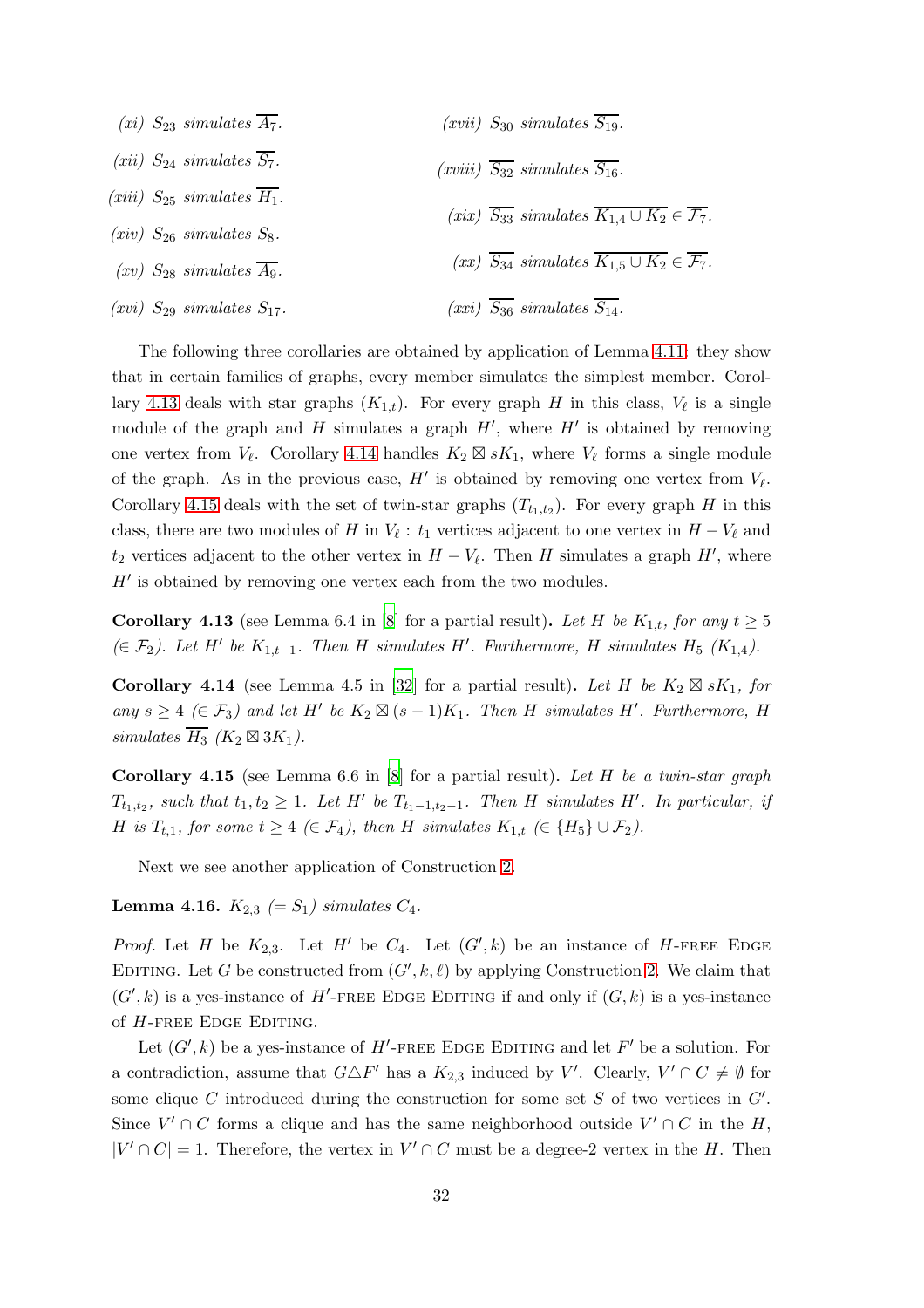(xi) $S_{23}$ *simulates* $\overline{A_7}$.

(xii) $S_{24}$ *simulates* $\overline{S_7}$.

(xiii) $S_{25}$ *simulates* $\overline{H_1}$.

(xiv) $S_{26}$ *simulates* $S_8$.

(xv) $S_{28}$ *simulates* $\overline{A_9}$.

(xvi) $S_{29}$ *simulates* $S_{17}$.

(xvii) $S_{30}$ *simulates* $\overline{S_{19}}$.

(xviii) $\overline{S_{32}}$ *simulates* $\overline{S_{16}}$.

(xix) $\overline{S_{33}}$ *simulates* $\overline{K_{1,4} \cup K_2} \in \overline{\mathcal{F}_7}$.

(xx) $\overline{S_{34}}$ *simulates* $\overline{K_{1,5} \cup K_2} \in \overline{\mathcal{F}_7}$.

(xxi) $\overline{S_{36}}$ *simulates* $\overline{S_{14}}$.

The following three corollaries are obtained by application of Lemma 4.11: they show that in certain families of graphs, every member simulates the simplest member. Corollary 4.13 deals with star graphs ($K_{1,t}$). For every graph $H$ in this class, $V_\ell$ is a single module of the graph and $H$ simulates a graph $H'$, where $H'$ is obtained by removing one vertex from $V_\ell$. Corollary 4.14 handles $K_2 \boxtimes sK_1$, where $V_\ell$ forms a single module of the graph. As in the previous case, $H'$ is obtained by removing one vertex from $V_\ell$. Corollary 4.15 deals with the set of twin-star graphs ($T_{t_1,t_2}$). For every graph $H$ in this class, there are two modules of $H$ in $V_\ell$ : $t_1$ vertices adjacent to one vertex in $H - V_\ell$ and $t_2$ vertices adjacent to the other vertex in $H - V_\ell$. Then $H$ simulates a graph $H'$, where $H'$ is obtained by removing one vertex each from the two modules.

**Corollary 4.13** (see Lemma 6.4 in [8] for a partial result)**.** *Let $H$ be $K_{1,t}$, for any $t \geq 5$ ($\in \mathcal{F}_2$). Let $H'$ be $K_{1,t-1}$. Then $H$ simulates $H'$. Furthermore, $H$ simulates $H_5$ ($K_{1,4}$).*

**Corollary 4.14** (see Lemma 4.5 in [32] for a partial result)**.** *Let $H$ be $K_2 \boxtimes sK_1$, for any $s \geq 4$ ($\in \mathcal{F}_3$) and let $H'$ be $K_2 \boxtimes (s-1)K_1$. Then $H$ simulates $H'$. Furthermore, $H$ simulates $\overline{H_3}$ ($K_2 \boxtimes 3K_1$).*

**Corollary 4.15** (see Lemma 6.6 in [8] for a partial result)**.** *Let $H$ be a twin-star graph $T_{t_1,t_2}$, such that $t_1, t_2 \geq 1$. Let $H'$ be $T_{t_1-1,t_2-1}$. Then $H$ simulates $H'$. In particular, if $H$ is $T_{t,1}$, for some $t \geq 4$ ($\in \mathcal{F}_4$), then $H$ simulates $K_{1,t}$ ($\in \{H_5\} \cup \mathcal{F}_2$).*

Next we see another application of Construction 2.

**Lemma 4.16.** *$K_{2,3}$ ($= S_1$) simulates $C_4$.*

*Proof.* Let $H$ be $K_{2,3}$. Let $H'$ be $C_4$. Let $(G', k)$ be an instance of $H$-free Edge Editing. Let $G$ be constructed from $(G', k, \ell)$ by applying Construction 2. We claim that $(G', k)$ is a yes-instance of $H'$-free Edge Editing if and only if $(G, k)$ is a yes-instance of $H$-free Edge Editing.

Let $(G', k)$ be a yes-instance of $H'$-free Edge Editing and let $F'$ be a solution. For a contradiction, assume that $G \triangle F'$ has a $K_{2,3}$ induced by $V'$. Clearly, $V' \cap C \neq \emptyset$ for some clique $C$ introduced during the construction for some set $S$ of two vertices in $G'$. Since $V' \cap C$ forms a clique and has the same neighborhood outside $V' \cap C$ in the $H$, $|V' \cap C| = 1$. Therefore, the vertex in $V' \cap C$ must be a degree-2 vertex in the $H$. Then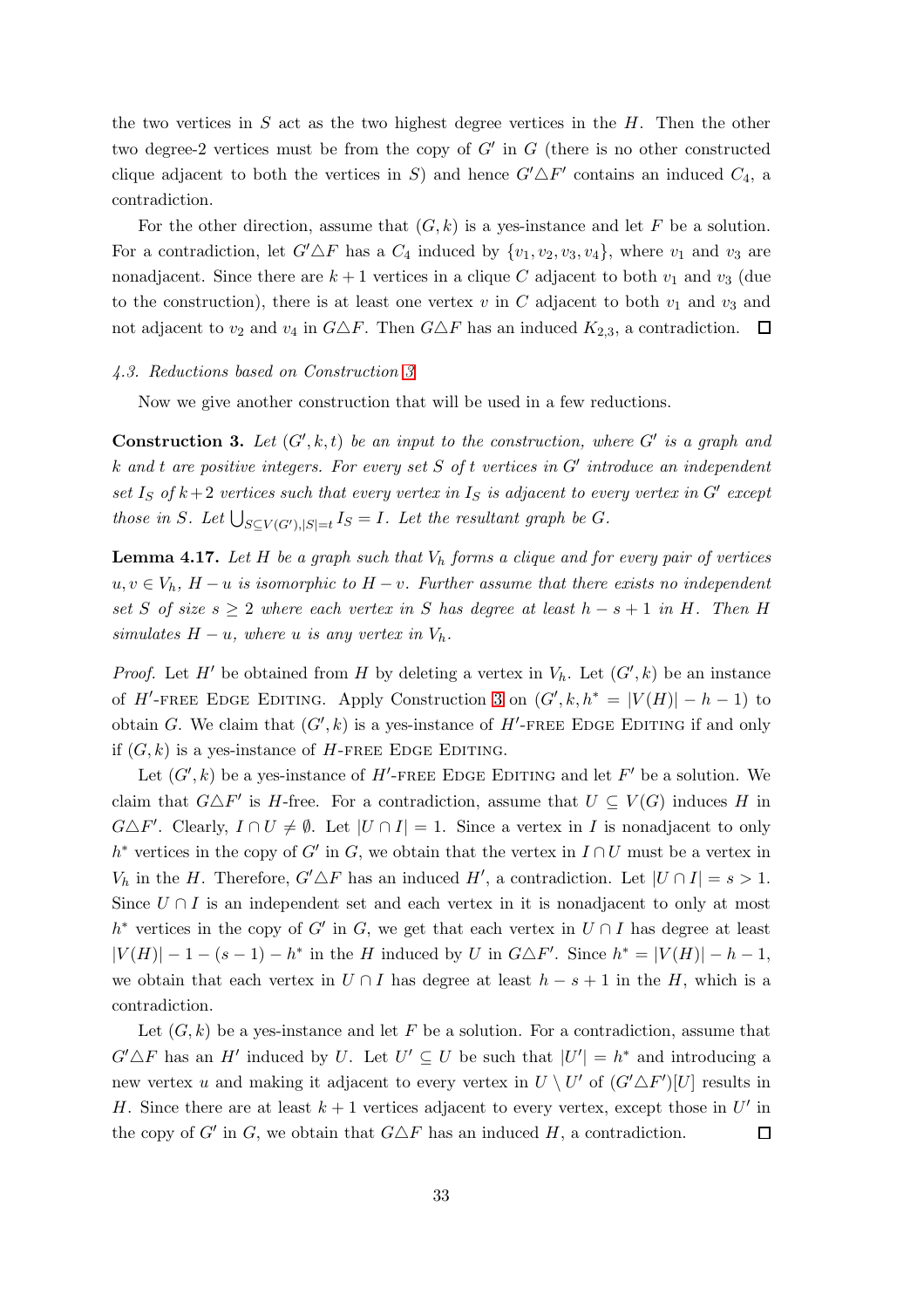the two vertices in $S$ act as the two highest degree vertices in the $H$. Then the other two degree-2 vertices must be from the copy of $G'$ in $G$ (there is no other constructed clique adjacent to both the vertices in $S$) and hence $G' \triangle F'$ contains an induced $C_4$, a contradiction.

For the other direction, assume that $(G, k)$ is a yes-instance and let $F$ be a solution. For a contradiction, let $G' \triangle F$ has a $C_4$ induced by $\{v_1, v_2, v_3, v_4\}$, where $v_1$ and $v_3$ are nonadjacent. Since there are $k+1$ vertices in a clique $C$ adjacent to both $v_1$ and $v_3$ (due to the construction), there is at least one vertex $v$ in $C$ adjacent to both $v_1$ and $v_3$ and not adjacent to $v_2$ and $v_4$ in $G \triangle F$. Then $G \triangle F$ has an induced $K_{2,3}$, a contradiction. □

*4.3. Reductions based on Construction 3*

Now we give another construction that will be used in a few reductions.

**Construction 3.** *Let $(G', k, t)$ be an input to the construction, where $G'$ is a graph and $k$ and $t$ are positive integers. For every set $S$ of $t$ vertices in $G'$ introduce an independent set $I_S$ of $k+2$ vertices such that every vertex in $I_S$ is adjacent to every vertex in $G'$ except those in $S$. Let $\bigcup_{S \subseteq V(G'), |S|=t} I_S = I$. Let the resultant graph be $G$.*

**Lemma 4.17.** *Let $H$ be a graph such that $V_h$ forms a clique and for every pair of vertices $u, v \in V_h$, $H - u$ is isomorphic to $H - v$. Further assume that there exists no independent set $S$ of size $s \geq 2$ where each vertex in $S$ has degree at least $h - s + 1$ in $H$. Then $H$ simulates $H - u$, where $u$ is any vertex in $V_h$.*

*Proof.* Let $H'$ be obtained from $H$ by deleting a vertex in $V_h$. Let $(G', k)$ be an instance of $H'$-free Edge Editing. Apply Construction 3 on $(G', k, h^* = |V(H)| - h - 1)$ to obtain $G$. We claim that $(G', k)$ is a yes-instance of $H'$-free Edge Editing if and only if $(G, k)$ is a yes-instance of $H$-free Edge Editing.

Let $(G', k)$ be a yes-instance of $H'$-free Edge Editing and let $F'$ be a solution. We claim that $G \triangle F'$ is $H$-free. For a contradiction, assume that $U \subseteq V(G)$ induces $H$ in $G \triangle F'$. Clearly, $I \cap U \neq \emptyset$. Let $|U \cap I| = 1$. Since a vertex in $I$ is nonadjacent to only $h^*$ vertices in the copy of $G'$ in $G$, we obtain that the vertex in $I \cap U$ must be a vertex in $V_h$ in the $H$. Therefore, $G' \triangle F$ has an induced $H'$, a contradiction. Let $|U \cap I| = s > 1$. Since $U \cap I$ is an independent set and each vertex in it is nonadjacent to only at most $h^*$ vertices in the copy of $G'$ in $G$, we get that each vertex in $U \cap I$ has degree at least $|V(H)| - 1 - (s - 1) - h^*$ in the $H$ induced by $U$ in $G \triangle F'$. Since $h^* = |V(H)| - h - 1$, we obtain that each vertex in $U \cap I$ has degree at least $h - s + 1$ in the $H$, which is a contradiction.

Let $(G, k)$ be a yes-instance and let $F$ be a solution. For a contradiction, assume that $G' \triangle F$ has an $H'$ induced by $U$. Let $U' \subseteq U$ be such that $|U'| = h^*$ and introducing a new vertex $u$ and making it adjacent to every vertex in $U \setminus U'$ of $(G' \triangle F')[U]$ results in $H$. Since there are at least $k+1$ vertices adjacent to every vertex, except those in $U'$ in the copy of $G'$ in $G$, we obtain that $G \triangle F$ has an induced $H$, a contradiction. □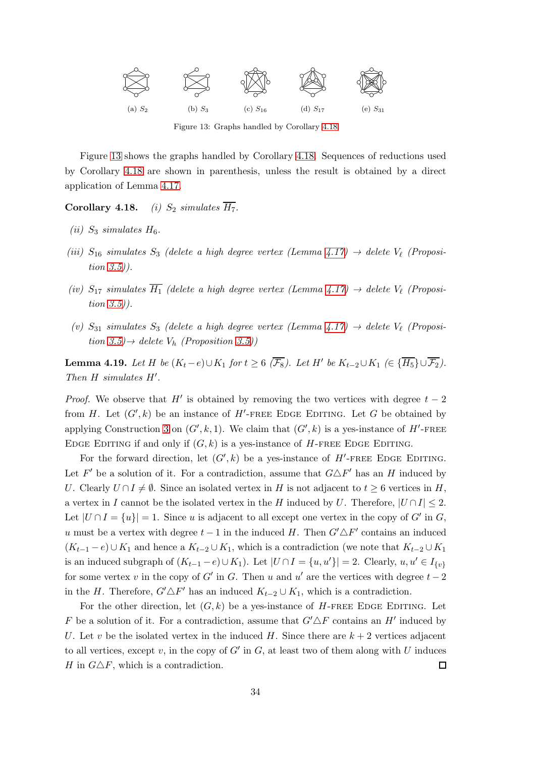(a) $S_2$ (b) $S_3$ (c) $S_{16}$ (d) $S_{17}$ (e) $S_{31}$

Figure 13: Graphs handled by Corollary 4.18

Figure 13 shows the graphs handled by Corollary 4.18. Sequences of reductions used by Corollary 4.18 are shown in parenthesis, unless the result is obtained by a direct application of Lemma 4.17.

**Corollary 4.18.** *(i) $S_2$ simulates $\overline{H_7}$.*

*(ii) $S_3$ simulates $H_6$.*

*(iii) $S_{16}$ simulates $S_3$ (delete a high degree vertex (Lemma 4.17) → delete $V_\ell$ (Proposition 3.5)).*

*(iv) $S_{17}$ simulates $\overline{H_1}$ (delete a high degree vertex (Lemma 4.17) → delete $V_\ell$ (Proposition 3.5)).*

*(v) $S_{31}$ simulates $S_3$ (delete a high degree vertex (Lemma 4.17) → delete $V_\ell$ (Proposition 3.5)→ delete $V_h$ (Proposition 3.5))*

**Lemma 4.19.** *Let $H$ be $(K_t - e) \cup K_1$ for $t \geq 6$ ($\overline{\mathcal{F}_8}$). Let $H'$ be $K_{t-2} \cup K_1$ ($\in \{\overline{H_5}\} \cup \overline{\mathcal{F}_2}$). Then $H$ simulates $H'$.*

*Proof.* We observe that $H'$ is obtained by removing the two vertices with degree $t-2$ from $H$. Let $(G', k)$ be an instance of $H'$-free Edge Editing. Let $G$ be obtained by applying Construction 3 on $(G', k, 1)$. We claim that $(G', k)$ is a yes-instance of $H'$-free Edge Editing if and only if $(G, k)$ is a yes-instance of $H$-free Edge Editing.

For the forward direction, let $(G', k)$ be a yes-instance of $H'$-free Edge Editing. Let $F'$ be a solution of it. For a contradiction, assume that $G \triangle F'$ has an $H$ induced by $U$. Clearly $U \cap I \neq \emptyset$. Since an isolated vertex in $H$ is not adjacent to $t \geq 6$ vertices in $H$, a vertex in $I$ cannot be the isolated vertex in the $H$ induced by $U$. Therefore, $|U \cap I| \leq 2$. Let $|U \cap I = \{u\}| = 1$. Since $u$ is adjacent to all except one vertex in the copy of $G'$ in $G$, $u$ must be a vertex with degree $t-1$ in the induced $H$. Then $G' \triangle F'$ contains an induced $(K_{t-1} - e) \cup K_1$ and hence a $K_{t-2} \cup K_1$, which is a contradiction (we note that $K_{t-2} \cup K_1$ is an induced subgraph of $(K_{t-1} - e) \cup K_1$). Let $|U \cap I = \{u, u'\}| = 2$. Clearly, $u, u' \in I_{\{v\}}$ for some vertex $v$ in the copy of $G'$ in $G$. Then $u$ and $u'$ are the vertices with degree $t-2$ in the $H$. Therefore, $G' \triangle F'$ has an induced $K_{t-2} \cup K_1$, which is a contradiction.

For the other direction, let $(G, k)$ be a yes-instance of $H$-free Edge Editing. Let $F$ be a solution of it. For a contradiction, assume that $G' \triangle F$ contains an $H'$ induced by $U$. Let $v$ be the isolated vertex in the induced $H$. Since there are $k+2$ vertices adjacent to all vertices, except $v$, in the copy of $G'$ in $G$, at least two of them along with $U$ induces $H$ in $G \triangle F$, which is a contradiction. $\square$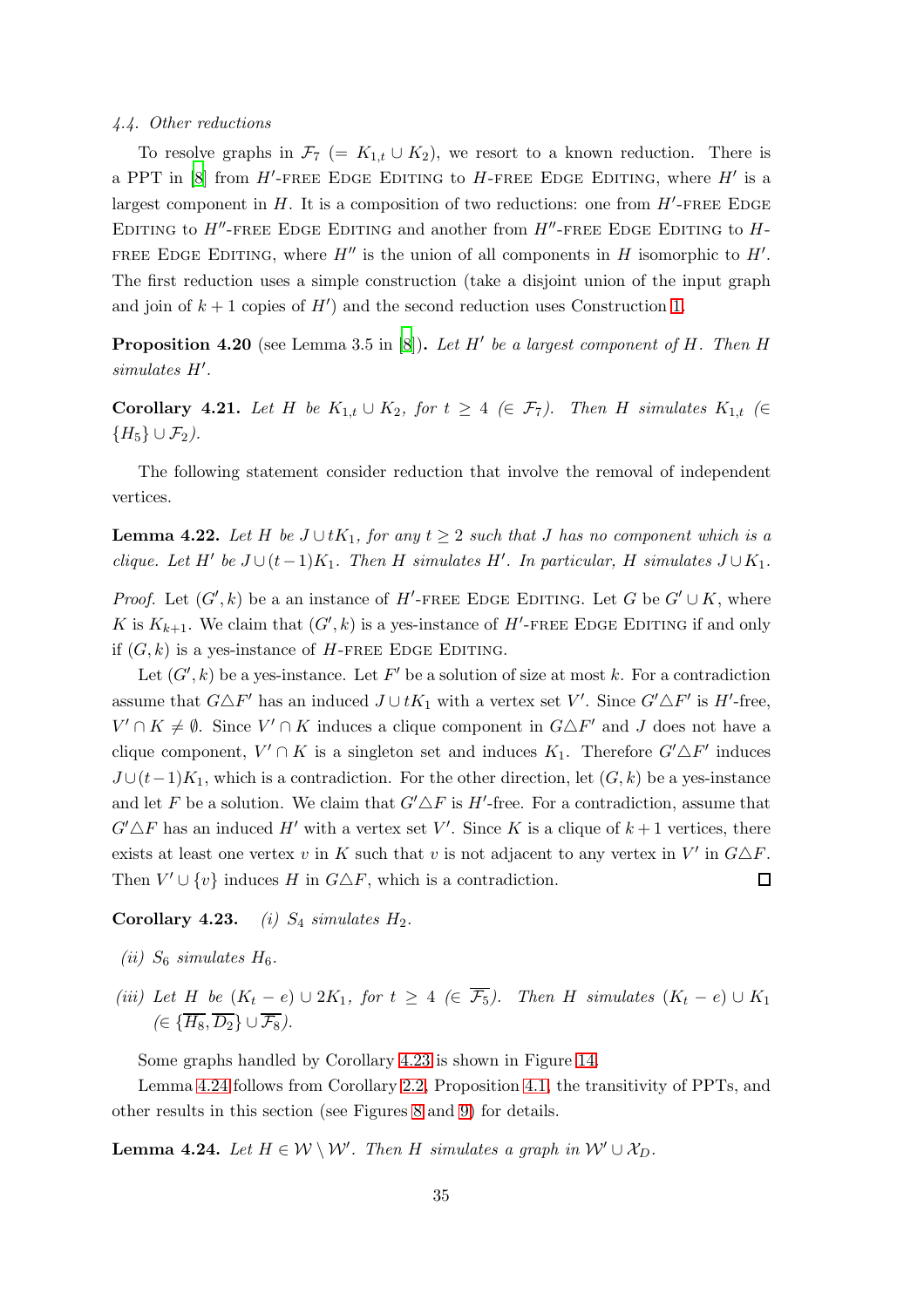### 4.4. Other reductions

To resolve graphs in $\mathcal{F}_7$ ($= K_{1,t} \cup K_2$), we resort to a known reduction. There is a PPT in [8] from $H'$-FREE EDGE EDITING to $H$-FREE EDGE EDITING, where $H'$ is a largest component in $H$. It is a composition of two reductions: one from $H'$-FREE EDGE EDITING to $H''$-FREE EDGE EDITING and another from $H''$-FREE EDGE EDITING to $H$-FREE EDGE EDITING, where $H''$ is the union of all components in $H$ isomorphic to $H'$. The first reduction uses a simple construction (take a disjoint union of the input graph and join of $k+1$ copies of $H'$) and the second reduction uses Construction 1.

**Proposition 4.20** (see Lemma 3.5 in [8])**.** *Let $H'$ be a largest component of $H$. Then $H$ simulates $H'$.*

**Corollary 4.21.** *Let $H$ be $K_{1,t} \cup K_2$, for $t \geq 4$ ($\in \mathcal{F}_7$). Then $H$ simulates $K_{1,t}$ ($\in \{H_5\} \cup \mathcal{F}_2$).*

The following statement consider reduction that involve the removal of independent vertices.

**Lemma 4.22.** *Let $H$ be $J \cup tK_1$, for any $t \geq 2$ such that $J$ has no component which is a clique. Let $H'$ be $J \cup (t-1)K_1$. Then $H$ simulates $H'$. In particular, $H$ simulates $J \cup K_1$.*

*Proof.* Let $(G', k)$ be a an instance of $H'$-FREE EDGE EDITING. Let $G$ be $G' \cup K$, where $K$ is $K_{k+1}$. We claim that $(G', k)$ is a yes-instance of $H'$-FREE EDGE EDITING if and only if $(G, k)$ is a yes-instance of $H$-FREE EDGE EDITING.

Let $(G', k)$ be a yes-instance. Let $F'$ be a solution of size at most $k$. For a contradiction assume that $G \triangle F'$ has an induced $J \cup tK_1$ with a vertex set $V'$. Since $G' \triangle F'$ is $H'$-free, $V' \cap K \neq \emptyset$. Since $V' \cap K$ induces a clique component in $G \triangle F'$ and $J$ does not have a clique component, $V' \cap K$ is a singleton set and induces $K_1$. Therefore $G' \triangle F'$ induces $J \cup (t-1)K_1$, which is a contradiction. For the other direction, let $(G, k)$ be a yes-instance and let $F$ be a solution. We claim that $G' \triangle F$ is $H'$-free. For a contradiction, assume that $G' \triangle F$ has an induced $H'$ with a vertex set $V'$. Since $K$ is a clique of $k+1$ vertices, there exists at least one vertex $v$ in $K$ such that $v$ is not adjacent to any vertex in $V'$ in $G \triangle F$. Then $V' \cup \{v\}$ induces $H$ in $G \triangle F$, which is a contradiction. $\square$

**Corollary 4.23.** *(i) $S_4$ simulates $H_2$.*

*(ii) $S_6$ simulates $H_6$.*

*(iii) Let $H$ be $(K_t - e) \cup 2K_1$, for $t \geq 4$ ($\in \overline{\mathcal{F}_5}$). Then $H$ simulates $(K_t - e) \cup K_1$ ($\in \{\overline{H_8}, \overline{D_2}\} \cup \overline{\mathcal{F}_8}$).*

Some graphs handled by Corollary 4.23 is shown in Figure 14.

Lemma 4.24 follows from Corollary 2.2, Proposition 4.1, the transitivity of PPTs, and other results in this section (see Figures 8 and 9) for details.

**Lemma 4.24.** *Let $H \in \mathcal{W} \setminus \mathcal{W}'$. Then $H$ simulates a graph in $\mathcal{W}' \cup \mathcal{X}_D$.*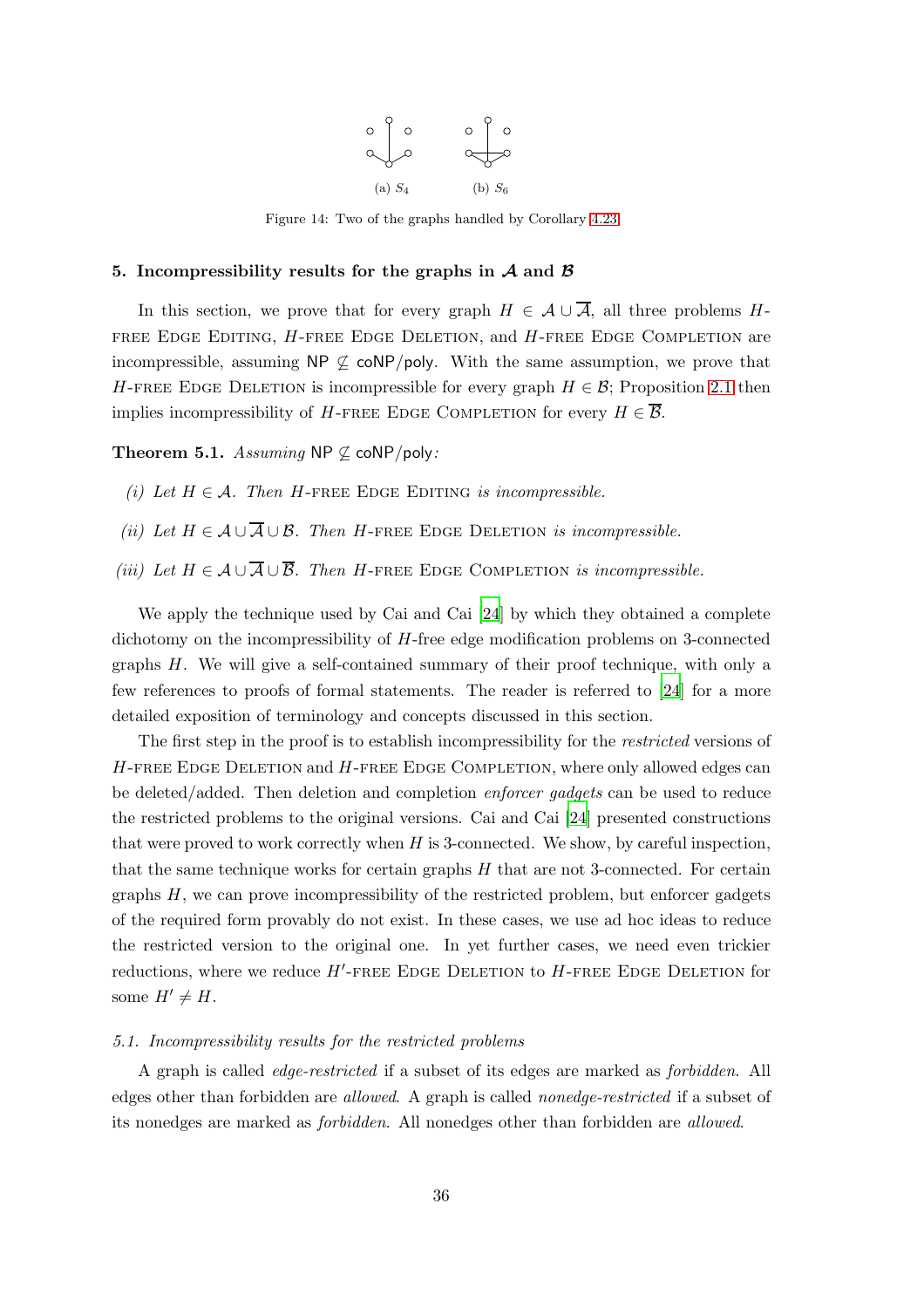(a) $S_4$ (b) $S_6$

Figure 14: Two of the graphs handled by Corollary 4.23.

## 5. Incompressibility results for the graphs in $\mathcal{A}$ and $\mathcal{B}$

In this section, we prove that for every graph $H \in \mathcal{A} \cup \overline{\mathcal{A}}$, all three problems $H$-free Edge Editing, $H$-free Edge Deletion, and $H$-free Edge Completion are incompressible, assuming $\mathsf{NP} \not\subseteq \mathsf{coNP/poly}$. With the same assumption, we prove that $H$-free Edge Deletion is incompressible for every graph $H \in \mathcal{B}$; Proposition 2.1 then implies incompressibility of $H$-free Edge Completion for every $H \in \overline{\mathcal{B}}$.

**Theorem 5.1.** *Assuming* $\mathsf{NP} \not\subseteq \mathsf{coNP/poly}$*:*

*(i) Let $H \in \mathcal{A}$. Then $H$-free Edge Editing is incompressible.*

*(ii) Let $H \in \mathcal{A} \cup \overline{\mathcal{A}} \cup \mathcal{B}$. Then $H$-free Edge Deletion is incompressible.*

*(iii) Let $H \in \mathcal{A} \cup \overline{\mathcal{A}} \cup \overline{\mathcal{B}}$. Then $H$-free Edge Completion is incompressible.*

We apply the technique used by Cai and Cai [24] by which they obtained a complete dichotomy on the incompressibility of $H$-free edge modification problems on 3-connected graphs $H$. We will give a self-contained summary of their proof technique, with only a few references to proofs of formal statements. The reader is referred to [24] for a more detailed exposition of terminology and concepts discussed in this section.

The first step in the proof is to establish incompressibility for the *restricted* versions of $H$-free Edge Deletion and $H$-free Edge Completion, where only allowed edges can be deleted/added. Then deletion and completion *enforcer gadgets* can be used to reduce the restricted problems to the original versions. Cai and Cai [24] presented constructions that were proved to work correctly when $H$ is 3-connected. We show, by careful inspection, that the same technique works for certain graphs $H$ that are not 3-connected. For certain graphs $H$, we can prove incompressibility of the restricted problem, but enforcer gadgets of the required form provably do not exist. In these cases, we use ad hoc ideas to reduce the restricted version to the original one. In yet further cases, we need even trickier reductions, where we reduce $H'$-free Edge Deletion to $H$-free Edge Deletion for some $H' \neq H$.

### 5.1. Incompressibility results for the restricted problems

A graph is called *edge-restricted* if a subset of its edges are marked as *forbidden*. All edges other than forbidden are *allowed*. A graph is called *nonedge-restricted* if a subset of its nonedges are marked as *forbidden*. All nonedges other than forbidden are *allowed*.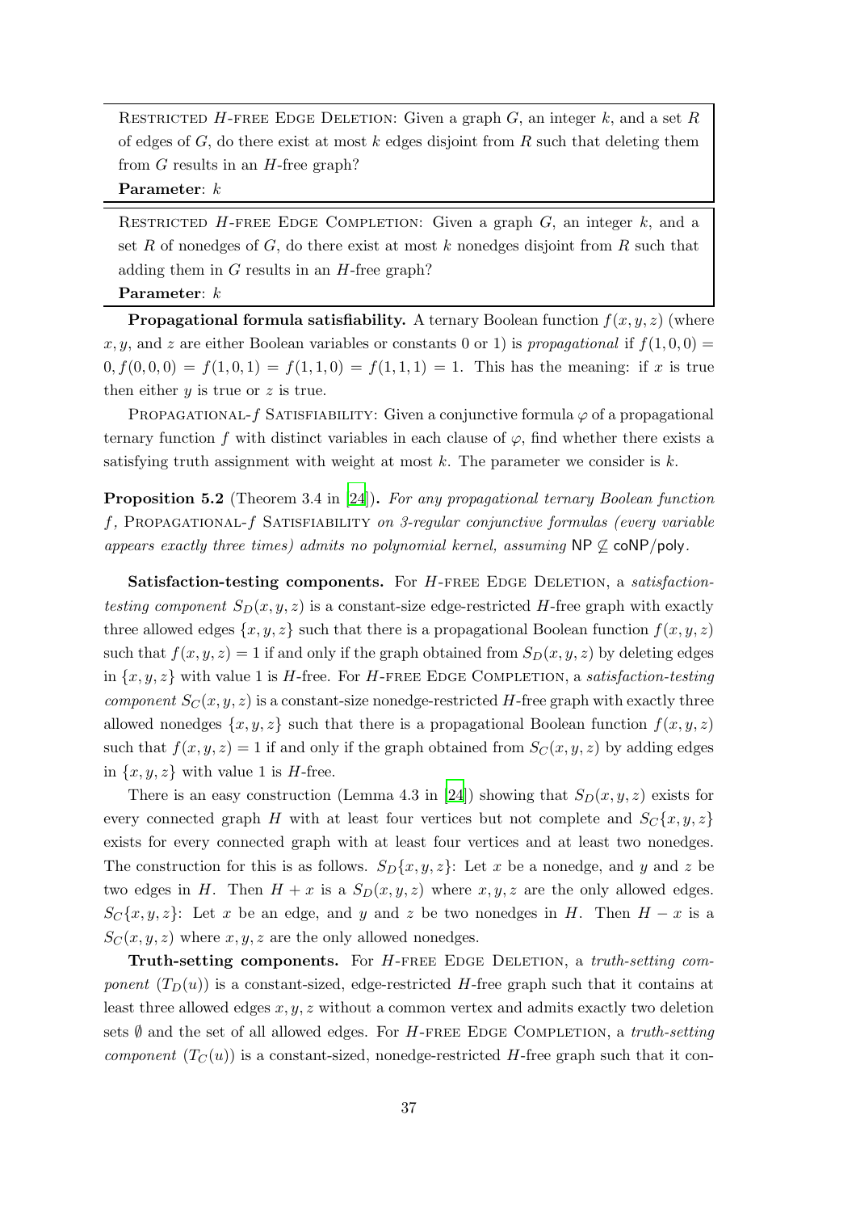Restricted $H$-free Edge Deletion: Given a graph $G$, an integer $k$, and a set $R$ of edges of $G$, do there exist at most $k$ edges disjoint from $R$ such that deleting them from $G$ results in an $H$-free graph?
**Parameter**: $k$

Restricted $H$-free Edge Completion: Given a graph $G$, an integer $k$, and a set $R$ of nonedges of $G$, do there exist at most $k$ nonedges disjoint from $R$ such that adding them in $G$ results in an $H$-free graph?
**Parameter**: $k$

**Propagational formula satisfiability.** A ternary Boolean function $f(x, y, z)$ (where $x, y$, and $z$ are either Boolean variables or constants 0 or 1) is *propagational* if $f(1, 0, 0) = 0, f(0, 0, 0) = f(1, 0, 1) = f(1, 1, 0) = f(1, 1, 1) = 1$. This has the meaning: if $x$ is true then either $y$ is true or $z$ is true.

Propagational-$f$ Satisfiability: Given a conjunctive formula $\varphi$ of a propagational ternary function $f$ with distinct variables in each clause of $\varphi$, find whether there exists a satisfying truth assignment with weight at most $k$. The parameter we consider is $k$.

**Proposition 5.2** (Theorem 3.4 in [24]). *For any propagational ternary Boolean function $f$,* Propagational-$f$ Satisfiability *on 3-regular conjunctive formulas (every variable appears exactly three times) admits no polynomial kernel, assuming* $\mathsf{NP} \not\subseteq \mathsf{coNP/poly}$.

**Satisfaction-testing components.** For $H$-free Edge Deletion, a *satisfaction-testing component* $S_D(x, y, z)$ is a constant-size edge-restricted $H$-free graph with exactly three allowed edges $\{x, y, z\}$ such that there is a propagational Boolean function $f(x, y, z)$ such that $f(x, y, z) = 1$ if and only if the graph obtained from $S_D(x, y, z)$ by deleting edges in $\{x, y, z\}$ with value 1 is $H$-free. For $H$-free Edge Completion, a *satisfaction-testing component* $S_C(x, y, z)$ is a constant-size nonedge-restricted $H$-free graph with exactly three allowed nonedges $\{x, y, z\}$ such that there is a propagational Boolean function $f(x, y, z)$ such that $f(x, y, z) = 1$ if and only if the graph obtained from $S_C(x, y, z)$ by adding edges in $\{x, y, z\}$ with value 1 is $H$-free.

There is an easy construction (Lemma 4.3 in [24]) showing that $S_D(x, y, z)$ exists for every connected graph $H$ with at least four vertices but not complete and $S_C\{x, y, z\}$ exists for every connected graph with at least four vertices and at least two nonedges. The construction for this is as follows. $S_D\{x, y, z\}$: Let $x$ be a nonedge, and $y$ and $z$ be two edges in $H$. Then $H + x$ is a $S_D(x, y, z)$ where $x, y, z$ are the only allowed edges. $S_C\{x, y, z\}$: Let $x$ be an edge, and $y$ and $z$ be two nonedges in $H$. Then $H - x$ is a $S_C(x, y, z)$ where $x, y, z$ are the only allowed nonedges.

**Truth-setting components.** For $H$-free Edge Deletion, a *truth-setting component* ($T_D(u)$) is a constant-sized, edge-restricted $H$-free graph such that it contains at least three allowed edges $x, y, z$ without a common vertex and admits exactly two deletion sets $\emptyset$ and the set of all allowed edges. For $H$-free Edge Completion, a *truth-setting component* ($T_C(u)$) is a constant-sized, nonedge-restricted $H$-free graph such that it con-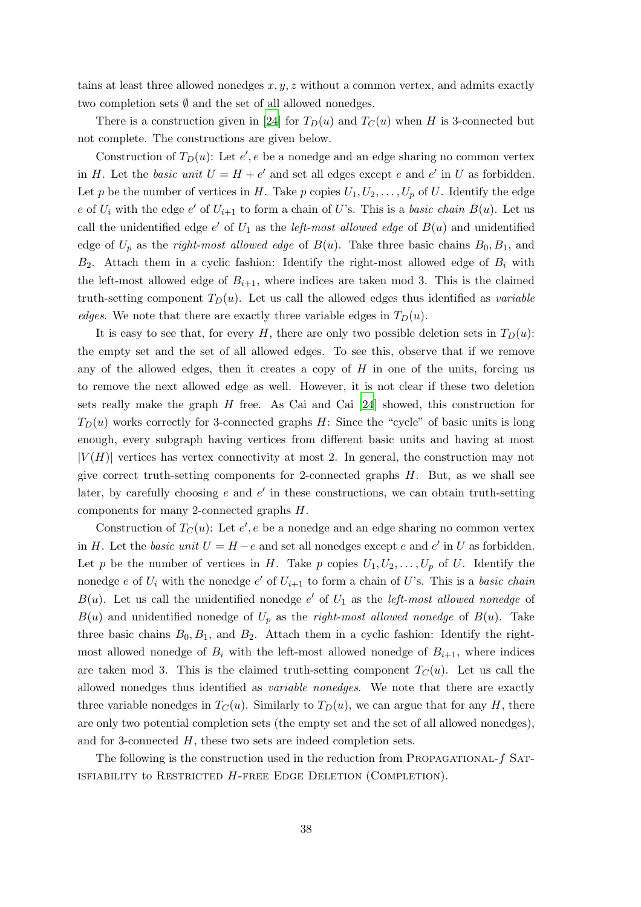tains at least three allowed nonedges $x, y, z$ without a common vertex, and admits exactly two completion sets $\emptyset$ and the set of all allowed nonedges.

There is a construction given in [24] for $T_D(u)$ and $T_C(u)$ when $H$ is 3-connected but not complete. The constructions are given below.

Construction of $T_D(u)$: Let $e', e$ be a nonedge and an edge sharing no common vertex in $H$. Let the *basic unit* $U = H + e'$ and set all edges except $e$ and $e'$ in $U$ as forbidden. Let $p$ be the number of vertices in $H$. Take $p$ copies $U_1, U_2, \ldots, U_p$ of $U$. Identify the edge $e$ of $U_i$ with the edge $e'$ of $U_{i+1}$ to form a chain of $U$'s. This is a *basic chain* $B(u)$. Let us call the unidentified edge $e'$ of $U_1$ as the *left-most allowed edge* of $B(u)$ and unidentified edge of $U_p$ as the *right-most allowed edge* of $B(u)$. Take three basic chains $B_0, B_1$, and $B_2$. Attach them in a cyclic fashion: Identify the right-most allowed edge of $B_i$ with the left-most allowed edge of $B_{i+1}$, where indices are taken mod 3. This is the claimed truth-setting component $T_D(u)$. Let us call the allowed edges thus identified as *variable edges*. We note that there are exactly three variable edges in $T_D(u)$.

It is easy to see that, for every $H$, there are only two possible deletion sets in $T_D(u)$: the empty set and the set of all allowed edges. To see this, observe that if we remove any of the allowed edges, then it creates a copy of $H$ in one of the units, forcing us to remove the next allowed edge as well. However, it is not clear if these two deletion sets really make the graph $H$ free. As Cai and Cai [24] showed, this construction for $T_D(u)$ works correctly for 3-connected graphs $H$: Since the "cycle" of basic units is long enough, every subgraph having vertices from different basic units and having at most $|V(H)|$ vertices has vertex connectivity at most 2. In general, the construction may not give correct truth-setting components for 2-connected graphs $H$. But, as we shall see later, by carefully choosing $e$ and $e'$ in these constructions, we can obtain truth-setting components for many 2-connected graphs $H$.

Construction of $T_C(u)$: Let $e', e$ be a nonedge and an edge sharing no common vertex in $H$. Let the *basic unit* $U = H - e$ and set all nonedges except $e$ and $e'$ in $U$ as forbidden. Let $p$ be the number of vertices in $H$. Take $p$ copies $U_1, U_2, \ldots, U_p$ of $U$. Identify the nonedge $e$ of $U_i$ with the nonedge $e'$ of $U_{i+1}$ to form a chain of $U$'s. This is a *basic chain* $B(u)$. Let us call the unidentified nonedge $e'$ of $U_1$ as the *left-most allowed nonedge* of $B(u)$ and unidentified nonedge of $U_p$ as the *right-most allowed nonedge* of $B(u)$. Take three basic chains $B_0, B_1$, and $B_2$. Attach them in a cyclic fashion: Identify the right-most allowed nonedge of $B_i$ with the left-most allowed nonedge of $B_{i+1}$, where indices are taken mod 3. This is the claimed truth-setting component $T_C(u)$. Let us call the allowed nonedges thus identified as *variable nonedges*. We note that there are exactly three variable nonedges in $T_C(u)$. Similarly to $T_D(u)$, we can argue that for any $H$, there are only two potential completion sets (the empty set and the set of all allowed nonedges), and for 3-connected $H$, these two sets are indeed completion sets.

The following is the construction used in the reduction from Propagational-$f$ Satisfiability to Restricted $H$-free Edge Deletion (Completion).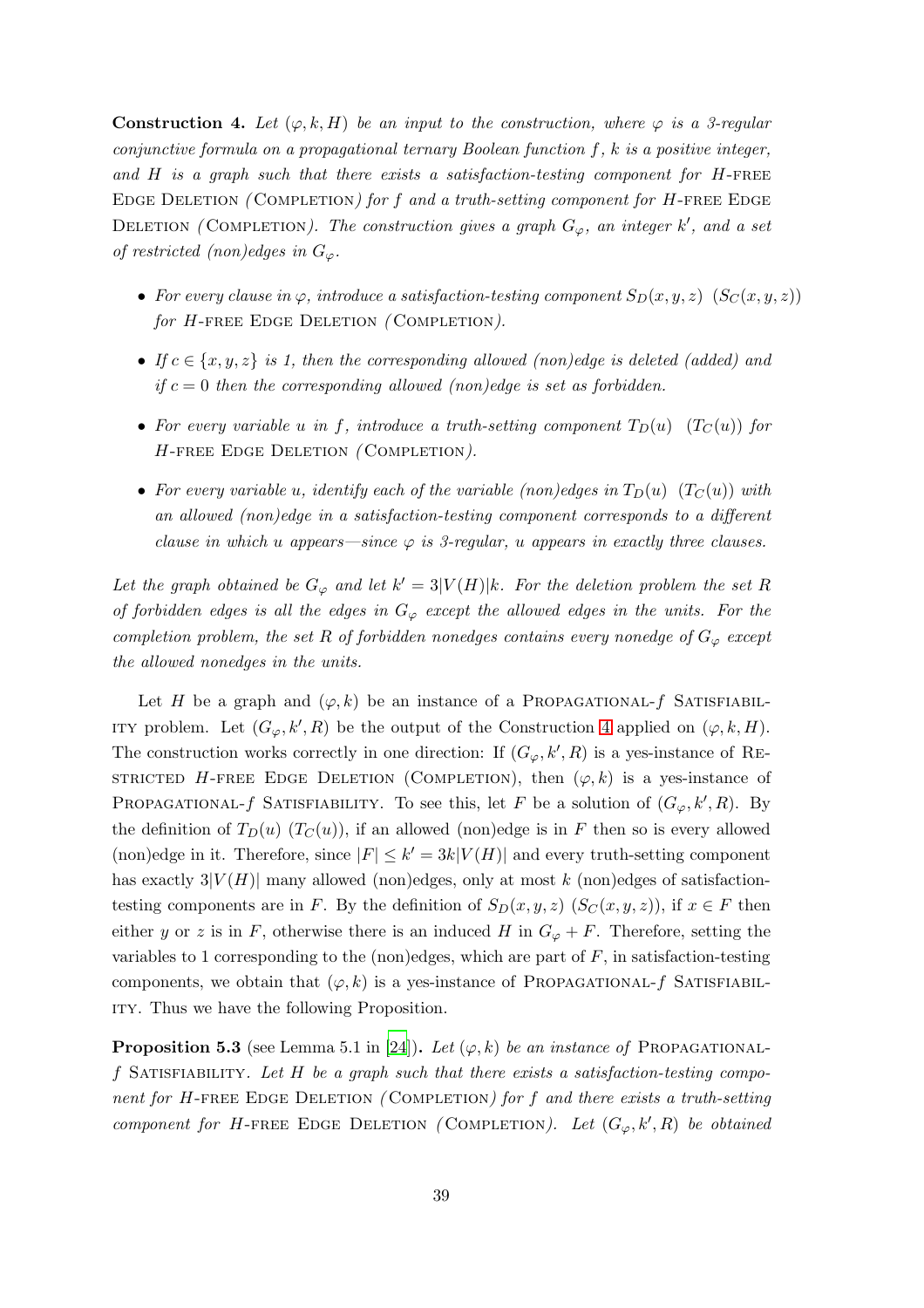**Construction 4.** *Let $(\varphi, k, H)$ be an input to the construction, where $\varphi$ is a 3-regular conjunctive formula on a propagational ternary Boolean function $f$, $k$ is a positive integer, and $H$ is a graph such that there exists a satisfaction-testing component for $H$-free Edge Deletion (Completion) for $f$ and a truth-setting component for $H$-free Edge Deletion (Completion). The construction gives a graph $G_\varphi$, an integer $k'$, and a set of restricted (non)edges in $G_\varphi$.*

- *For every clause in $\varphi$, introduce a satisfaction-testing component $S_D(x, y, z)$ $(S_C(x, y, z))$ for $H$-free Edge Deletion (Completion).*
- *If $c \in \{x, y, z\}$ is 1, then the corresponding allowed (non)edge is deleted (added) and if $c = 0$ then the corresponding allowed (non)edge is set as forbidden.*
- *For every variable $u$ in $f$, introduce a truth-setting component $T_D(u)$ $(T_C(u))$ for $H$-free Edge Deletion (Completion).*
- *For every variable $u$, identify each of the variable (non)edges in $T_D(u)$ $(T_C(u))$ with an allowed (non)edge in a satisfaction-testing component corresponds to a different clause in which $u$ appears—since $\varphi$ is 3-regular, $u$ appears in exactly three clauses.*

*Let the graph obtained be $G_\varphi$ and let $k' = 3|V(H)|k$. For the deletion problem the set $R$ of forbidden edges is all the edges in $G_\varphi$ except the allowed edges in the units. For the completion problem, the set $R$ of forbidden nonedges contains every nonedge of $G_\varphi$ except the allowed nonedges in the units.*

Let $H$ be a graph and $(\varphi, k)$ be an instance of a Propagational-$f$ Satisfiability problem. Let $(G_\varphi, k', R)$ be the output of the Construction 4 applied on $(\varphi, k, H)$. The construction works correctly in one direction: If $(G_\varphi, k', R)$ is a yes-instance of Restricted $H$-free Edge Deletion (Completion), then $(\varphi, k)$ is a yes-instance of Propagational-$f$ Satisfiability. To see this, let $F$ be a solution of $(G_\varphi, k', R)$. By the definition of $T_D(u)$ $(T_C(u))$, if an allowed (non)edge is in $F$ then so is every allowed (non)edge in it. Therefore, since $|F| \leq k' = 3k|V(H)|$ and every truth-setting component has exactly $3|V(H)|$ many allowed (non)edges, only at most $k$ (non)edges of satisfaction-testing components are in $F$. By the definition of $S_D(x, y, z)$ $(S_C(x, y, z))$, if $x \in F$ then either $y$ or $z$ is in $F$, otherwise there is an induced $H$ in $G_\varphi + F$. Therefore, setting the variables to 1 corresponding to the (non)edges, which are part of $F$, in satisfaction-testing components, we obtain that $(\varphi, k)$ is a yes-instance of Propagational-$f$ Satisfiability. Thus we have the following Proposition.

**Proposition 5.3** (see Lemma 5.1 in [24])**.** *Let $(\varphi, k)$ be an instance of Propagational-$f$ Satisfiability. Let $H$ be a graph such that there exists a satisfaction-testing component for $H$-free Edge Deletion (Completion) for $f$ and there exists a truth-setting component for $H$-free Edge Deletion (Completion). Let $(G_\varphi, k', R)$ be obtained*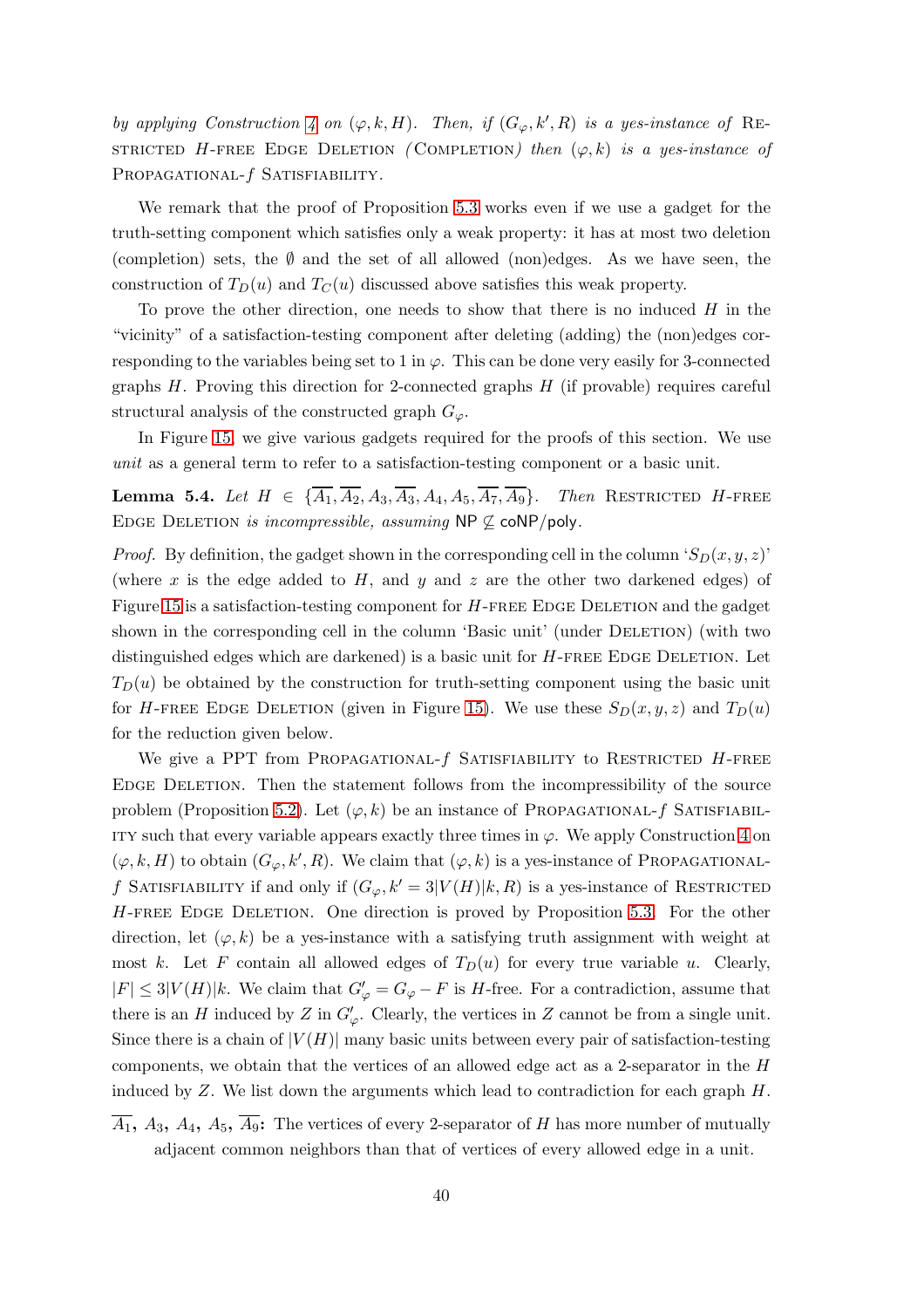*by applying Construction 4 on $(\varphi, k, H)$. Then, if $(G_\varphi, k', R)$ is a yes-instance of* Restricted $H$-free Edge Deletion *(*Completion*) then $(\varphi, k)$ is a yes-instance of* Propagational-$f$ Satisfiability.

We remark that the proof of Proposition 5.3 works even if we use a gadget for the truth-setting component which satisfies only a weak property: it has at most two deletion (completion) sets, the $\emptyset$ and the set of all allowed (non)edges. As we have seen, the construction of $T_D(u)$ and $T_C(u)$ discussed above satisfies this weak property.

To prove the other direction, one needs to show that there is no induced $H$ in the "vicinity" of a satisfaction-testing component after deleting (adding) the (non)edges corresponding to the variables being set to 1 in $\varphi$. This can be done very easily for 3-connected graphs $H$. Proving this direction for 2-connected graphs $H$ (if provable) requires careful structural analysis of the constructed graph $G_\varphi$.

In Figure 15, we give various gadgets required for the proofs of this section. We use *unit* as a general term to refer to a satisfaction-testing component or a basic unit.

**Lemma 5.4.** *Let $H \in \{\overline{A_1}, \overline{A_2}, A_3, \overline{A_3}, A_4, A_5, \overline{A_7}, \overline{A_9}\}$. Then* Restricted $H$-free Edge Deletion *is incompressible, assuming* $\mathsf{NP} \not\subseteq \mathsf{coNP/poly}$.

*Proof.* By definition, the gadget shown in the corresponding cell in the column '$S_D(x, y, z)$' (where $x$ is the edge added to $H$, and $y$ and $z$ are the other two darkened edges) of Figure 15 is a satisfaction-testing component for $H$-free Edge Deletion and the gadget shown in the corresponding cell in the column 'Basic unit' (under Deletion) (with two distinguished edges which are darkened) is a basic unit for $H$-free Edge Deletion. Let $T_D(u)$ be obtained by the construction for truth-setting component using the basic unit for $H$-free Edge Deletion (given in Figure 15). We use these $S_D(x, y, z)$ and $T_D(u)$ for the reduction given below.

We give a PPT from Propagational-$f$ Satisfiability to Restricted $H$-free Edge Deletion. Then the statement follows from the incompressibility of the source problem (Proposition 5.2). Let $(\varphi, k)$ be an instance of Propagational-$f$ Satisfiability such that every variable appears exactly three times in $\varphi$. We apply Construction 4 on $(\varphi, k, H)$ to obtain $(G_\varphi, k', R)$. We claim that $(\varphi, k)$ is a yes-instance of Propagational-$f$ Satisfiability if and only if $(G_\varphi, k' = 3|V(H)|k, R)$ is a yes-instance of Restricted $H$-free Edge Deletion. One direction is proved by Proposition 5.3. For the other direction, let $(\varphi, k)$ be a yes-instance with a satisfying truth assignment with weight at most $k$. Let $F$ contain all allowed edges of $T_D(u)$ for every true variable $u$. Clearly, $|F| \leq 3|V(H)|k$. We claim that $G'_\varphi = G_\varphi - F$ is $H$-free. For a contradiction, assume that there is an $H$ induced by $Z$ in $G'_\varphi$. Clearly, the vertices in $Z$ cannot be from a single unit. Since there is a chain of $|V(H)|$ many basic units between every pair of satisfaction-testing components, we obtain that the vertices of an allowed edge act as a 2-separator in the $H$ induced by $Z$. We list down the arguments which lead to contradiction for each graph $H$.

**$\overline{A_1}$, $A_3$, $A_4$, $A_5$, $\overline{A_9}$:** The vertices of every 2-separator of $H$ has more number of mutually adjacent common neighbors than that of vertices of every allowed edge in a unit.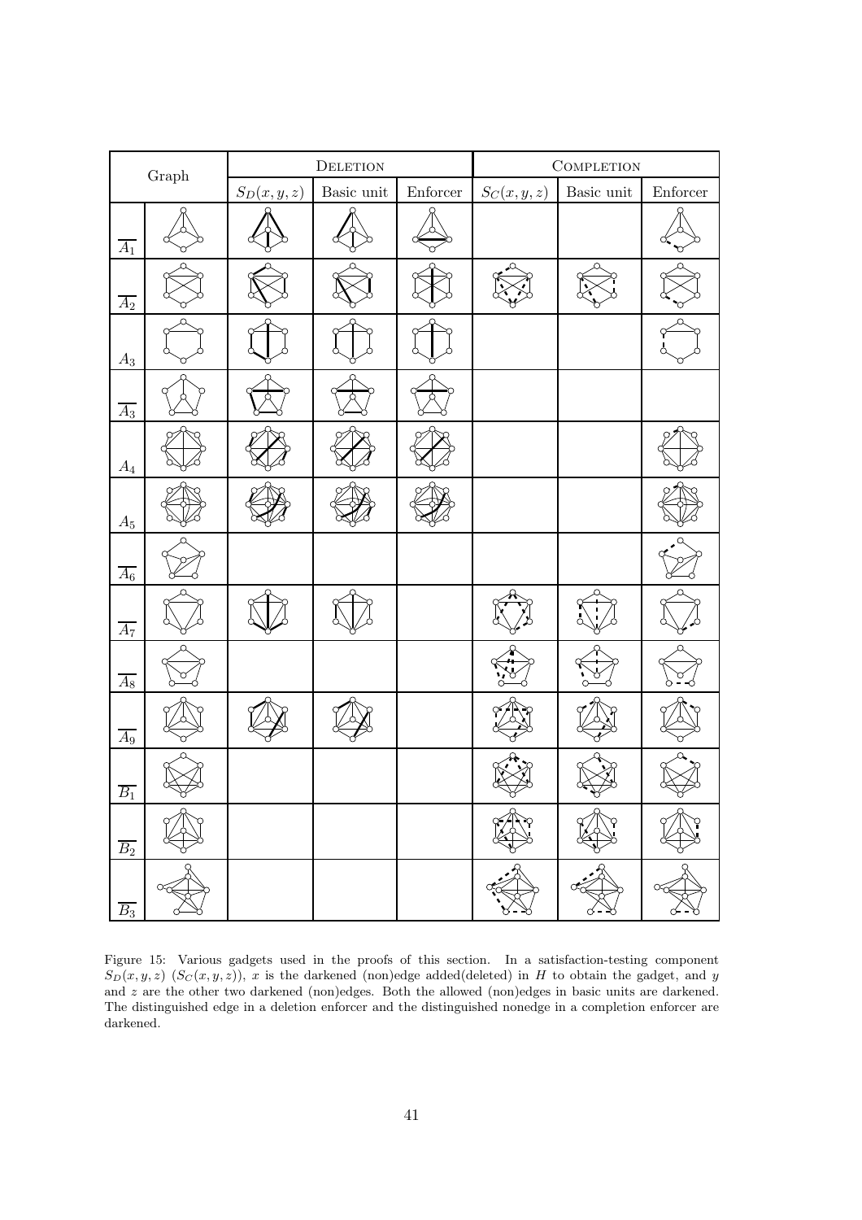| Graph | | Deletion | | | Completion | | |
|---|---|---|---|---|---|---|---|
| | | $S_D(x,y,z)$ | Basic unit | Enforcer | $S_C(x,y,z)$ | Basic unit | Enforcer |
| $\overline{A_1}$ | | | | | | | |
| $\overline{A_2}$ | | | | | | | |
| $A_3$ | | | | | | | |
| $\overline{A_3}$ | | | | | | | |
| $A_4$ | | | | | | | |
| $A_5$ | | | | | | | |
| $\overline{A_6}$ | | | | | | | |
| $\overline{A_7}$ | | | | | | | |
| $\overline{A_8}$ | | | | | | | |
| $\overline{A_9}$ | | | | | | | |
| $\overline{B_1}$ | | | | | | | |
| $\overline{B_2}$ | | | | | | | |
| $\overline{B_3}$ | | | | | | | |

Figure 15: Various gadgets used in the proofs of this section. In a satisfaction-testing component $S_D(x, y, z)$ ($S_C(x, y, z)$), $x$ is the darkened (non)edge added(deleted) in $H$ to obtain the gadget, and $y$ and $z$ are the other two darkened (non)edges. Both the allowed (non)edges in basic units are darkened. The distinguished edge in a deletion enforcer and the distinguished nonedge in a completion enforcer are darkened.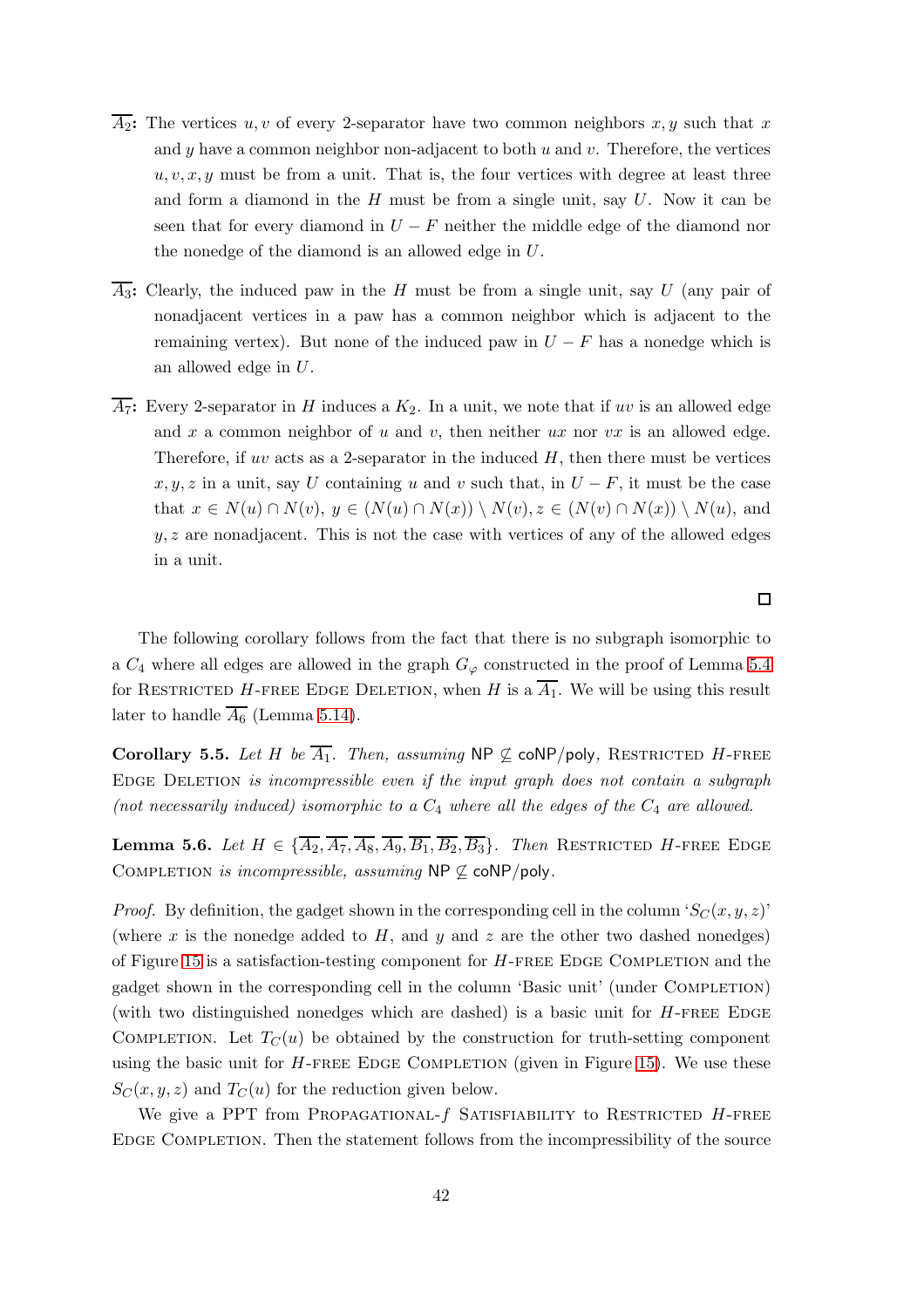**$\overline{A_2}$:** The vertices $u, v$ of every 2-separator have two common neighbors $x, y$ such that $x$ and $y$ have a common neighbor non-adjacent to both $u$ and $v$. Therefore, the vertices $u, v, x, y$ must be from a unit. That is, the four vertices with degree at least three and form a diamond in the $H$ must be from a single unit, say $U$. Now it can be seen that for every diamond in $U - F$ neither the middle edge of the diamond nor the nonedge of the diamond is an allowed edge in $U$.

**$\overline{A_3}$:** Clearly, the induced paw in the $H$ must be from a single unit, say $U$ (any pair of nonadjacent vertices in a paw has a common neighbor which is adjacent to the remaining vertex). But none of the induced paw in $U - F$ has a nonedge which is an allowed edge in $U$.

**$\overline{A_7}$:** Every 2-separator in $H$ induces a $K_2$. In a unit, we note that if $uv$ is an allowed edge and $x$ a common neighbor of $u$ and $v$, then neither $ux$ nor $vx$ is an allowed edge. Therefore, if $uv$ acts as a 2-separator in the induced $H$, then there must be vertices $x, y, z$ in a unit, say $U$ containing $u$ and $v$ such that, in $U - F$, it must be the case that $x \in N(u) \cap N(v)$, $y \in (N(u) \cap N(x)) \setminus N(v)$, $z \in (N(v) \cap N(x)) \setminus N(u)$, and $y, z$ are nonadjacent. This is not the case with vertices of any of the allowed edges in a unit.

□

The following corollary follows from the fact that there is no subgraph isomorphic to a $C_4$ where all edges are allowed in the graph $G_\varphi$ constructed in the proof of Lemma 5.4 for Restricted $H$-free Edge Deletion, when $H$ is a $\overline{A_1}$. We will be using this result later to handle $\overline{A_6}$ (Lemma 5.14).

**Corollary 5.5.** *Let $H$ be $\overline{A_1}$. Then, assuming $\mathsf{NP} \not\subseteq \mathsf{coNP/poly}$, Restricted $H$-free Edge Deletion is incompressible even if the input graph does not contain a subgraph (not necessarily induced) isomorphic to a $C_4$ where all the edges of the $C_4$ are allowed.*

**Lemma 5.6.** *Let $H \in \{\overline{A_2}, \overline{A_7}, \overline{A_8}, \overline{A_9}, \overline{B_1}, \overline{B_2}, \overline{B_3}\}$. Then Restricted $H$-free Edge Completion is incompressible, assuming $\mathsf{NP} \not\subseteq \mathsf{coNP/poly}$.*

*Proof.* By definition, the gadget shown in the corresponding cell in the column '$S_C(x, y, z)$' (where $x$ is the nonedge added to $H$, and $y$ and $z$ are the other two dashed nonedges) of Figure 15 is a satisfaction-testing component for $H$-free Edge Completion and the gadget shown in the corresponding cell in the column 'Basic unit' (under Completion) (with two distinguished nonedges which are dashed) is a basic unit for $H$-free Edge Completion. Let $T_C(u)$ be obtained by the construction for truth-setting component using the basic unit for $H$-free Edge Completion (given in Figure 15). We use these $S_C(x, y, z)$ and $T_C(u)$ for the reduction given below.

We give a PPT from Propagational-$f$ Satisfiability to Restricted $H$-free Edge Completion. Then the statement follows from the incompressibility of the source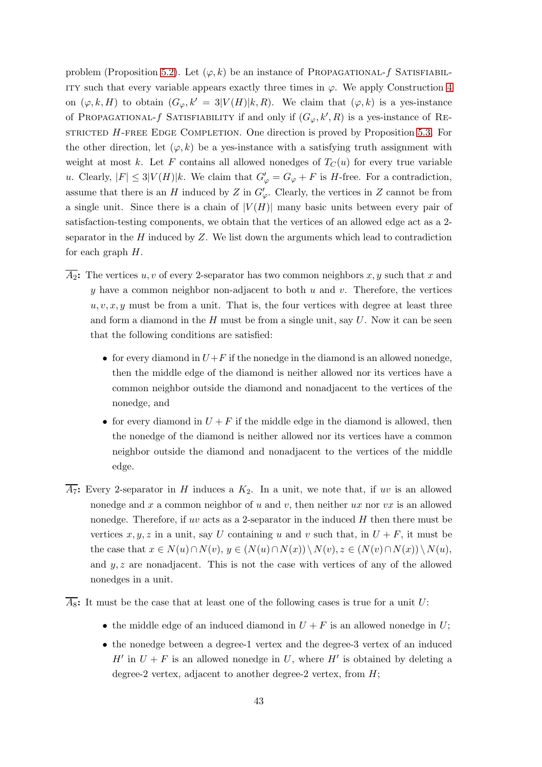problem (Proposition 5.2). Let $(\varphi, k)$ be an instance of PROPAGATIONAL-$f$ SATISFIABILITY such that every variable appears exactly three times in $\varphi$. We apply Construction 4 on $(\varphi, k, H)$ to obtain $(G_\varphi, k' = 3|V(H)|k, R)$. We claim that $(\varphi, k)$ is a yes-instance of PROPAGATIONAL-$f$ SATISFIABILITY if and only if $(G_\varphi, k', R)$ is a yes-instance of RESTRICTED $H$-FREE EDGE COMPLETION. One direction is proved by Proposition 5.3. For the other direction, let $(\varphi, k)$ be a yes-instance with a satisfying truth assignment with weight at most $k$. Let $F$ contains all allowed nonedges of $T_C(u)$ for every true variable $u$. Clearly, $|F| \leq 3|V(H)|k$. We claim that $G'_\varphi = G_\varphi + F$ is $H$-free. For a contradiction, assume that there is an $H$ induced by $Z$ in $G'_\varphi$. Clearly, the vertices in $Z$ cannot be from a single unit. Since there is a chain of $|V(H)|$ many basic units between every pair of satisfaction-testing components, we obtain that the vertices of an allowed edge act as a 2-separator in the $H$ induced by $Z$. We list down the arguments which lead to contradiction for each graph $H$.

**$\overline{A_2}$:** The vertices $u, v$ of every 2-separator has two common neighbors $x, y$ such that $x$ and $y$ have a common neighbor non-adjacent to both $u$ and $v$. Therefore, the vertices $u, v, x, y$ must be from a unit. That is, the four vertices with degree at least three and form a diamond in the $H$ must be from a single unit, say $U$. Now it can be seen that the following conditions are satisfied:

- for every diamond in $U+F$ if the nonedge in the diamond is an allowed nonedge, then the middle edge of the diamond is neither allowed nor its vertices have a common neighbor outside the diamond and nonadjacent to the vertices of the nonedge, and
- for every diamond in $U + F$ if the middle edge in the diamond is allowed, then the nonedge of the diamond is neither allowed nor its vertices have a common neighbor outside the diamond and nonadjacent to the vertices of the middle edge.

**$\overline{A_7}$:** Every 2-separator in $H$ induces a $K_2$. In a unit, we note that, if $uv$ is an allowed nonedge and $x$ a common neighbor of $u$ and $v$, then neither $ux$ nor $vx$ is an allowed nonedge. Therefore, if $uv$ acts as a 2-separator in the induced $H$ then there must be vertices $x, y, z$ in a unit, say $U$ containing $u$ and $v$ such that, in $U + F$, it must be the case that $x \in N(u) \cap N(v)$, $y \in (N(u) \cap N(x)) \setminus N(v)$, $z \in (N(v) \cap N(x)) \setminus N(u)$, and $y, z$ are nonadjacent. This is not the case with vertices of any of the allowed nonedges in a unit.

**$\overline{A_8}$:** It must be the case that at least one of the following cases is true for a unit $U$:

- the middle edge of an induced diamond in $U + F$ is an allowed nonedge in $U$;
- the nonedge between a degree-1 vertex and the degree-3 vertex of an induced $H'$ in $U + F$ is an allowed nonedge in $U$, where $H'$ is obtained by deleting a degree-2 vertex, adjacent to another degree-2 vertex, from $H$;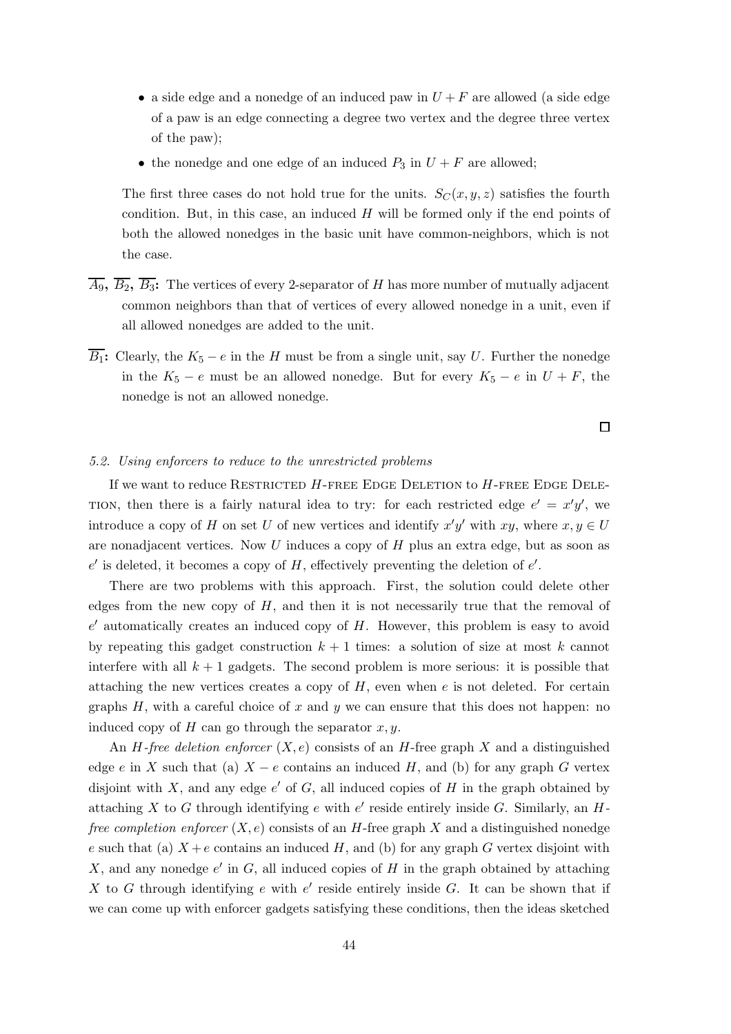- a side edge and a nonedge of an induced paw in $U + F$ are allowed (a side edge of a paw is an edge connecting a degree two vertex and the degree three vertex of the paw);
- the nonedge and one edge of an induced $P_3$ in $U + F$ are allowed;

The first three cases do not hold true for the units. $S_C(x, y, z)$ satisfies the fourth condition. But, in this case, an induced $H$ will be formed only if the end points of both the allowed nonedges in the basic unit have common-neighbors, which is not the case.

**$\overline{A_9}$, $\overline{B_2}$, $\overline{B_3}$:** The vertices of every 2-separator of $H$ has more number of mutually adjacent common neighbors than that of vertices of every allowed nonedge in a unit, even if all allowed nonedges are added to the unit.

**$\overline{B_1}$:** Clearly, the $K_5 - e$ in the $H$ must be from a single unit, say $U$. Further the nonedge in the $K_5 - e$ must be an allowed nonedge. But for every $K_5 - e$ in $U + F$, the nonedge is not an allowed nonedge.

□

*5.2. Using enforcers to reduce to the unrestricted problems*

If we want to reduce Restricted $H$-free Edge Deletion to $H$-free Edge Deletion, then there is a fairly natural idea to try: for each restricted edge $e' = x'y'$, we introduce a copy of $H$ on set $U$ of new vertices and identify $x'y'$ with $xy$, where $x, y \in U$ are nonadjacent vertices. Now $U$ induces a copy of $H$ plus an extra edge, but as soon as $e'$ is deleted, it becomes a copy of $H$, effectively preventing the deletion of $e'$.

There are two problems with this approach. First, the solution could delete other edges from the new copy of $H$, and then it is not necessarily true that the removal of $e'$ automatically creates an induced copy of $H$. However, this problem is easy to avoid by repeating this gadget construction $k + 1$ times: a solution of size at most $k$ cannot interfere with all $k + 1$ gadgets. The second problem is more serious: it is possible that attaching the new vertices creates a copy of $H$, even when $e$ is not deleted. For certain graphs $H$, with a careful choice of $x$ and $y$ we can ensure that this does not happen: no induced copy of $H$ can go through the separator $x, y$.

An *$H$-free deletion enforcer* $(X, e)$ consists of an $H$-free graph $X$ and a distinguished edge $e$ in $X$ such that (a) $X - e$ contains an induced $H$, and (b) for any graph $G$ vertex disjoint with $X$, and any edge $e'$ of $G$, all induced copies of $H$ in the graph obtained by attaching $X$ to $G$ through identifying $e$ with $e'$ reside entirely inside $G$. Similarly, an *$H$-free completion enforcer* $(X, e)$ consists of an $H$-free graph $X$ and a distinguished nonedge $e$ such that (a) $X + e$ contains an induced $H$, and (b) for any graph $G$ vertex disjoint with $X$, and any nonedge $e'$ in $G$, all induced copies of $H$ in the graph obtained by attaching $X$ to $G$ through identifying $e$ with $e'$ reside entirely inside $G$. It can be shown that if we can come up with enforcer gadgets satisfying these conditions, then the ideas sketched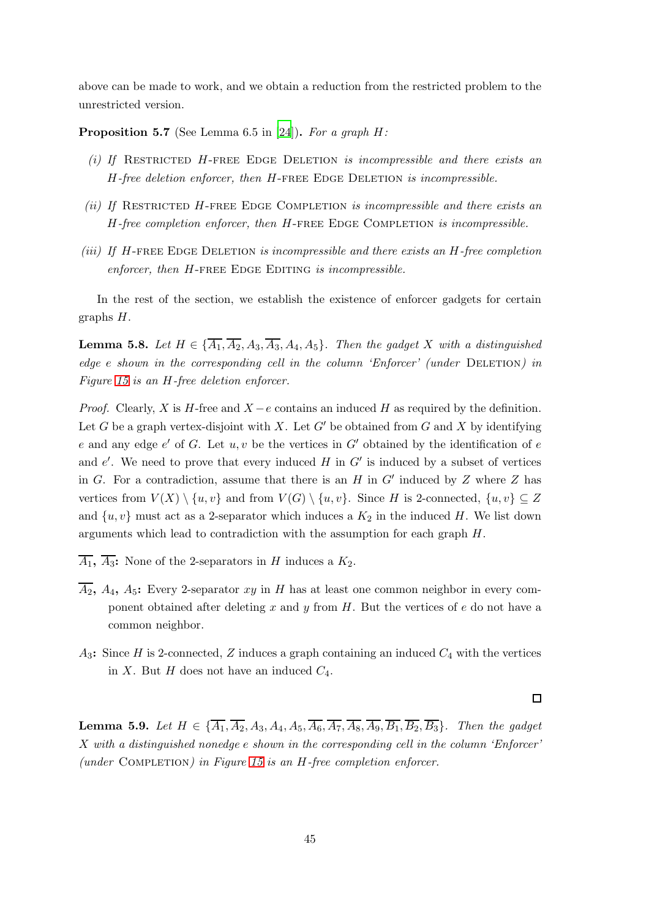above can be made to work, and we obtain a reduction from the restricted problem to the unrestricted version.

**Proposition 5.7** (See Lemma 6.5 in [24])**.** *For a graph $H$:*

*(i) If* Restricted $H$-free Edge Deletion *is incompressible and there exists an $H$-free deletion enforcer, then* $H$-free Edge Deletion *is incompressible.*

*(ii) If* Restricted $H$-free Edge Completion *is incompressible and there exists an $H$-free completion enforcer, then* $H$-free Edge Completion *is incompressible.*

*(iii) If* $H$-free Edge Deletion *is incompressible and there exists an $H$-free completion enforcer, then* $H$-free Edge Editing *is incompressible.*

In the rest of the section, we establish the existence of enforcer gadgets for certain graphs $H$.

**Lemma 5.8.** *Let $H \in \{\overline{A_1}, \overline{A_2}, A_3, \overline{A_3}, A_4, A_5\}$. Then the gadget $X$ with a distinguished edge $e$ shown in the corresponding cell in the column 'Enforcer' (under* Deletion*) in Figure 15 is an $H$-free deletion enforcer.*

*Proof.* Clearly, $X$ is $H$-free and $X - e$ contains an induced $H$ as required by the definition. Let $G$ be a graph vertex-disjoint with $X$. Let $G'$ be obtained from $G$ and $X$ by identifying $e$ and any edge $e'$ of $G$. Let $u, v$ be the vertices in $G'$ obtained by the identification of $e$ and $e'$. We need to prove that every induced $H$ in $G'$ is induced by a subset of vertices in $G$. For a contradiction, assume that there is an $H$ in $G'$ induced by $Z$ where $Z$ has vertices from $V(X) \setminus \{u, v\}$ and from $V(G) \setminus \{u, v\}$. Since $H$ is 2-connected, $\{u, v\} \subseteq Z$ and $\{u, v\}$ must act as a 2-separator which induces a $K_2$ in the induced $H$. We list down arguments which lead to contradiction with the assumption for each graph $H$.

**$\overline{A_1}$, $\overline{A_3}$:** None of the 2-separators in $H$ induces a $K_2$.

**$\overline{A_2}$, $A_4$, $A_5$:** Every 2-separator $xy$ in $H$ has at least one common neighbor in every component obtained after deleting $x$ and $y$ from $H$. But the vertices of $e$ do not have a common neighbor.

**$A_3$:** Since $H$ is 2-connected, $Z$ induces a graph containing an induced $C_4$ with the vertices in $X$. But $H$ does not have an induced $C_4$.

□

**Lemma 5.9.** *Let $H \in \{\overline{A_1}, \overline{A_2}, A_3, A_4, A_5, \overline{A_6}, \overline{A_7}, \overline{A_8}, \overline{A_9}, \overline{B_1}, \overline{B_2}, \overline{B_3}\}$. Then the gadget $X$ with a distinguished nonedge $e$ shown in the corresponding cell in the column 'Enforcer' (under* Completion*) in Figure 15 is an $H$-free completion enforcer.*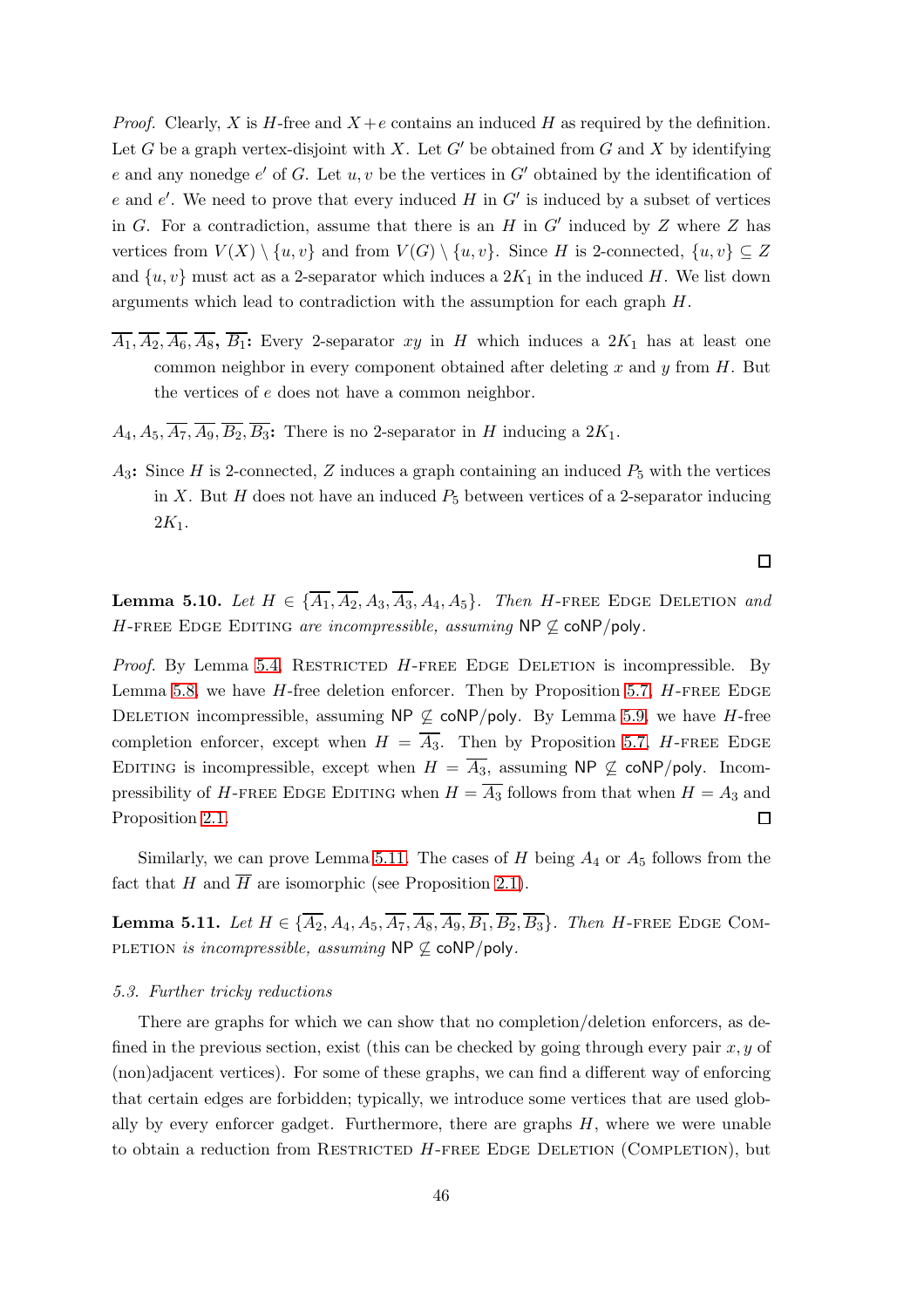*Proof.* Clearly, $X$ is $H$-free and $X + e$ contains an induced $H$ as required by the definition. Let $G$ be a graph vertex-disjoint with $X$. Let $G'$ be obtained from $G$ and $X$ by identifying $e$ and any nonedge $e'$ of $G$. Let $u, v$ be the vertices in $G'$ obtained by the identification of $e$ and $e'$. We need to prove that every induced $H$ in $G'$ is induced by a subset of vertices in $G$. For a contradiction, assume that there is an $H$ in $G'$ induced by $Z$ where $Z$ has vertices from $V(X) \setminus \{u, v\}$ and from $V(G) \setminus \{u, v\}$. Since $H$ is 2-connected, $\{u, v\} \subseteq Z$ and $\{u, v\}$ must act as a 2-separator which induces a $2K_1$ in the induced $H$. We list down arguments which lead to contradiction with the assumption for each graph $H$.

- $\overline{A_1}, \overline{A_2}, \overline{A_6}, \overline{A_8}$**,** $\overline{B_1}$**:** Every 2-separator $xy$ in $H$ which induces a $2K_1$ has at least one common neighbor in every component obtained after deleting $x$ and $y$ from $H$. But the vertices of $e$ does not have a common neighbor.
- $A_4, A_5, \overline{A_7}, \overline{A_9}, \overline{B_2}, \overline{B_3}$**:** There is no 2-separator in $H$ inducing a $2K_1$.
- $A_3$**:** Since $H$ is 2-connected, $Z$ induces a graph containing an induced $P_5$ with the vertices in $X$. But $H$ does not have an induced $P_5$ between vertices of a 2-separator inducing $2K_1$.

□

**Lemma 5.10.** *Let $H \in \{\overline{A_1}, \overline{A_2}, A_3, \overline{A_3}, A_4, A_5\}$. Then $H$-free Edge Deletion and $H$-free Edge Editing are incompressible, assuming $\mathsf{NP} \not\subseteq \mathsf{coNP/poly}$.*

*Proof.* By Lemma 5.4, Restricted $H$-free Edge Deletion is incompressible. By Lemma 5.8, we have $H$-free deletion enforcer. Then by Proposition 5.7, $H$-free Edge Deletion incompressible, assuming $\mathsf{NP} \not\subseteq \mathsf{coNP/poly}$. By Lemma 5.9, we have $H$-free completion enforcer, except when $H = \overline{A_3}$. Then by Proposition 5.7, $H$-free Edge Editing is incompressible, except when $H = \overline{A_3}$, assuming $\mathsf{NP} \not\subseteq \mathsf{coNP/poly}$. Incompressibility of $H$-free Edge Editing when $H = \overline{A_3}$ follows from that when $H = A_3$ and Proposition 2.1. □

Similarly, we can prove Lemma 5.11. The cases of $H$ being $A_4$ or $A_5$ follows from the fact that $H$ and $\overline{H}$ are isomorphic (see Proposition 2.1).

**Lemma 5.11.** *Let $H \in \{\overline{A_2}, A_4, A_5, \overline{A_7}, \overline{A_8}, \overline{A_9}, \overline{B_1}, \overline{B_2}, \overline{B_3}\}$. Then $H$-free Edge Completion is incompressible, assuming $\mathsf{NP} \not\subseteq \mathsf{coNP/poly}$.*

### 5.3. Further tricky reductions

There are graphs for which we can show that no completion/deletion enforcers, as defined in the previous section, exist (this can be checked by going through every pair $x, y$ of (non)adjacent vertices). For some of these graphs, we can find a different way of enforcing that certain edges are forbidden; typically, we introduce some vertices that are used globally by every enforcer gadget. Furthermore, there are graphs $H$, where we were unable to obtain a reduction from Restricted $H$-free Edge Deletion (Completion), but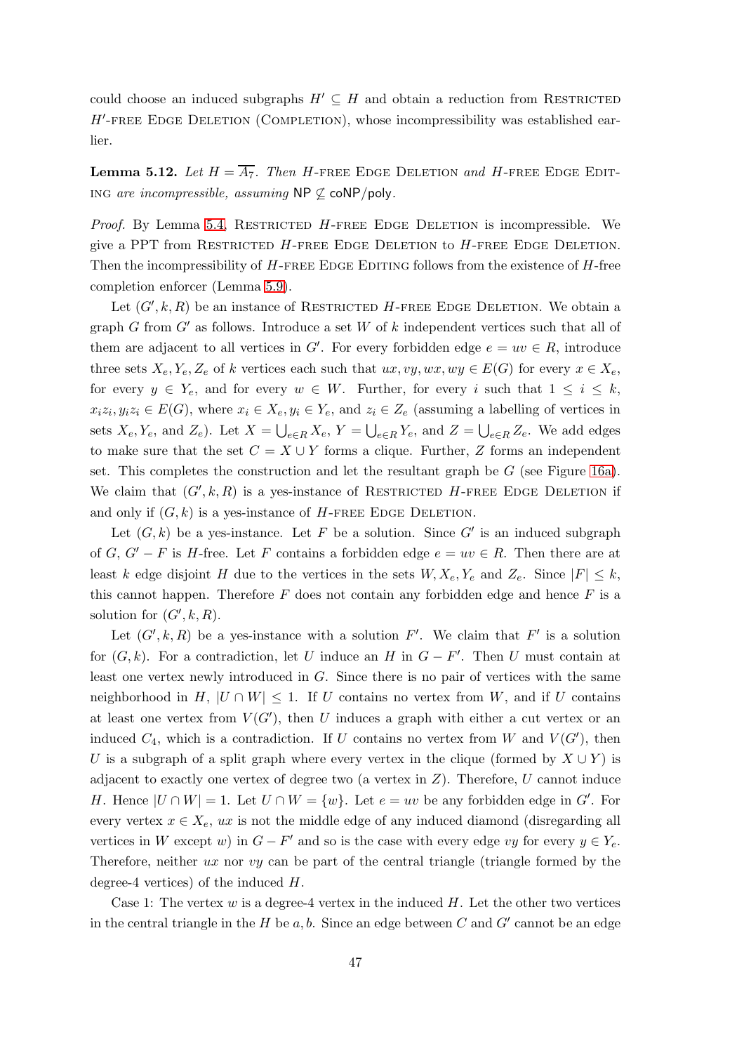could choose an induced subgraphs $H' \subseteq H$ and obtain a reduction from Restricted $H'$-free Edge Deletion (Completion), whose incompressibility was established earlier.

**Lemma 5.12.** *Let $H = \overline{A_7}$. Then $H$-free Edge Deletion and $H$-free Edge Editing are incompressible, assuming* $\mathsf{NP} \not\subseteq \mathsf{coNP/poly}$*.*

*Proof.* By Lemma 5.4, Restricted $H$-free Edge Deletion is incompressible. We give a PPT from Restricted $H$-free Edge Deletion to $H$-free Edge Deletion. Then the incompressibility of $H$-free Edge Editing follows from the existence of $H$-free completion enforcer (Lemma 5.9).

Let $(G', k, R)$ be an instance of Restricted $H$-free Edge Deletion. We obtain a graph $G$ from $G'$ as follows. Introduce a set $W$ of $k$ independent vertices such that all of them are adjacent to all vertices in $G'$. For every forbidden edge $e = uv \in R$, introduce three sets $X_e, Y_e, Z_e$ of $k$ vertices each such that $ux, vy, wx, wy \in E(G)$ for every $x \in X_e$, for every $y \in Y_e$, and for every $w \in W$. Further, for every $i$ such that $1 \leq i \leq k$, $x_i z_i, y_i z_i \in E(G)$, where $x_i \in X_e, y_i \in Y_e$, and $z_i \in Z_e$ (assuming a labelling of vertices in sets $X_e, Y_e$, and $Z_e$). Let $X = \bigcup_{e \in R} X_e$, $Y = \bigcup_{e \in R} Y_e$, and $Z = \bigcup_{e \in R} Z_e$. We add edges to make sure that the set $C = X \cup Y$ forms a clique. Further, $Z$ forms an independent set. This completes the construction and let the resultant graph be $G$ (see Figure 16a). We claim that $(G', k, R)$ is a yes-instance of Restricted $H$-free Edge Deletion if and only if $(G, k)$ is a yes-instance of $H$-free Edge Deletion.

Let $(G, k)$ be a yes-instance. Let $F$ be a solution. Since $G'$ is an induced subgraph of $G$, $G' - F$ is $H$-free. Let $F$ contains a forbidden edge $e = uv \in R$. Then there are at least $k$ edge disjoint $H$ due to the vertices in the sets $W, X_e, Y_e$ and $Z_e$. Since $|F| \leq k$, this cannot happen. Therefore $F$ does not contain any forbidden edge and hence $F$ is a solution for $(G', k, R)$.

Let $(G', k, R)$ be a yes-instance with a solution $F'$. We claim that $F'$ is a solution for $(G, k)$. For a contradiction, let $U$ induce an $H$ in $G - F'$. Then $U$ must contain at least one vertex newly introduced in $G$. Since there is no pair of vertices with the same neighborhood in $H$, $|U \cap W| \leq 1$. If $U$ contains no vertex from $W$, and if $U$ contains at least one vertex from $V(G')$, then $U$ induces a graph with either a cut vertex or an induced $C_4$, which is a contradiction. If $U$ contains no vertex from $W$ and $V(G')$, then $U$ is a subgraph of a split graph where every vertex in the clique (formed by $X \cup Y$) is adjacent to exactly one vertex of degree two (a vertex in $Z$). Therefore, $U$ cannot induce $H$. Hence $|U \cap W| = 1$. Let $U \cap W = \{w\}$. Let $e = uv$ be any forbidden edge in $G'$. For every vertex $x \in X_e$, $ux$ is not the middle edge of any induced diamond (disregarding all vertices in $W$ except $w$) in $G - F'$ and so is the case with every edge $vy$ for every $y \in Y_e$. Therefore, neither $ux$ nor $vy$ can be part of the central triangle (triangle formed by the degree-4 vertices) of the induced $H$.

Case 1: The vertex $w$ is a degree-4 vertex in the induced $H$. Let the other two vertices in the central triangle in the $H$ be $a, b$. Since an edge between $C$ and $G'$ cannot be an edge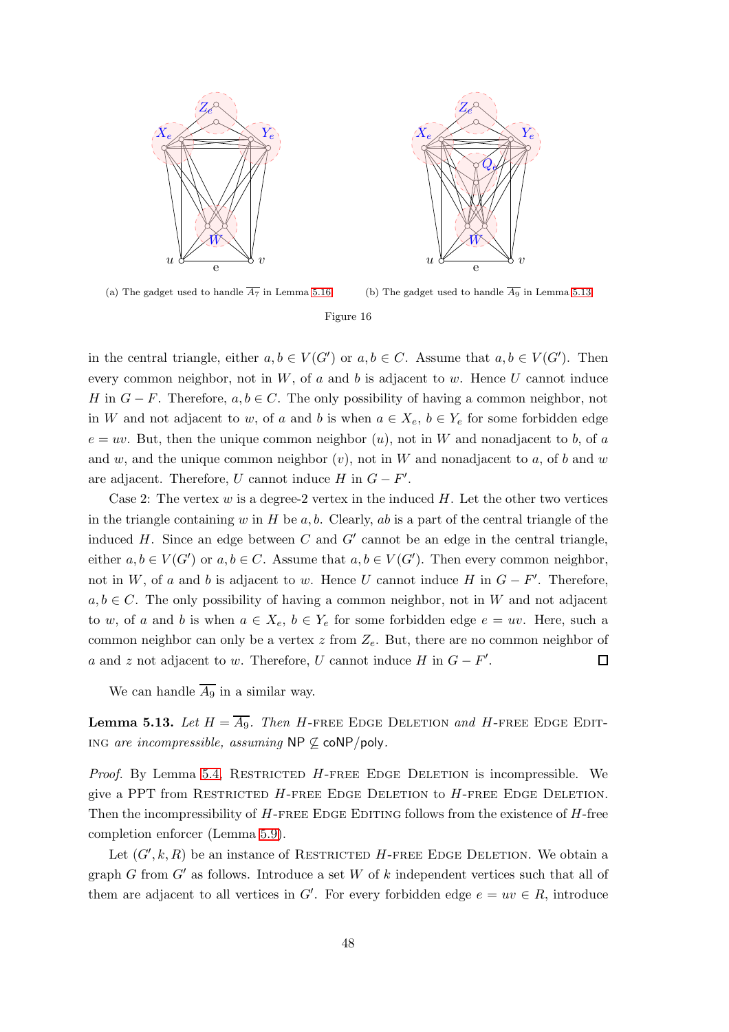(a) The gadget used to handle $\overline{A_7}$ in Lemma 5.16

(b) The gadget used to handle $\overline{A_9}$ in Lemma 5.13

Figure 16

in the central triangle, either $a, b \in V(G')$ or $a, b \in C$. Assume that $a, b \in V(G')$. Then every common neighbor, not in $W$, of $a$ and $b$ is adjacent to $w$. Hence $U$ cannot induce $H$ in $G - F$. Therefore, $a, b \in C$. The only possibility of having a common neighbor, not in $W$ and not adjacent to $w$, of $a$ and $b$ is when $a \in X_e$, $b \in Y_e$ for some forbidden edge $e = uv$. But, then the unique common neighbor ($u$), not in $W$ and nonadjacent to $b$, of $a$ and $w$, and the unique common neighbor ($v$), not in $W$ and nonadjacent to $a$, of $b$ and $w$ are adjacent. Therefore, $U$ cannot induce $H$ in $G - F'$.

Case 2: The vertex $w$ is a degree-2 vertex in the induced $H$. Let the other two vertices in the triangle containing $w$ in $H$ be $a, b$. Clearly, $ab$ is a part of the central triangle of the induced $H$. Since an edge between $C$ and $G'$ cannot be an edge in the central triangle, either $a, b \in V(G')$ or $a, b \in C$. Assume that $a, b \in V(G')$. Then every common neighbor, not in $W$, of $a$ and $b$ is adjacent to $w$. Hence $U$ cannot induce $H$ in $G - F'$. Therefore, $a, b \in C$. The only possibility of having a common neighbor, not in $W$ and not adjacent to $w$, of $a$ and $b$ is when $a \in X_e$, $b \in Y_e$ for some forbidden edge $e = uv$. Here, such a common neighbor can only be a vertex $z$ from $Z_e$. But, there are no common neighbor of $a$ and $z$ not adjacent to $w$. Therefore, $U$ cannot induce $H$ in $G - F'$. ◻

We can handle $\overline{A_9}$ in a similar way.

**Lemma 5.13.** *Let $H = \overline{A_9}$. Then* H-free Edge Deletion *and* H-free Edge Editing *are incompressible, assuming* $\mathsf{NP} \not\subseteq \mathsf{coNP/poly}$.

*Proof.* By Lemma 5.4, Restricted $H$-free Edge Deletion is incompressible. We give a PPT from Restricted $H$-free Edge Deletion to $H$-free Edge Deletion. Then the incompressibility of $H$-free Edge Editing follows from the existence of $H$-free completion enforcer (Lemma 5.9).

Let $(G', k, R)$ be an instance of Restricted $H$-free Edge Deletion. We obtain a graph $G$ from $G'$ as follows. Introduce a set $W$ of $k$ independent vertices such that all of them are adjacent to all vertices in $G'$. For every forbidden edge $e = uv \in R$, introduce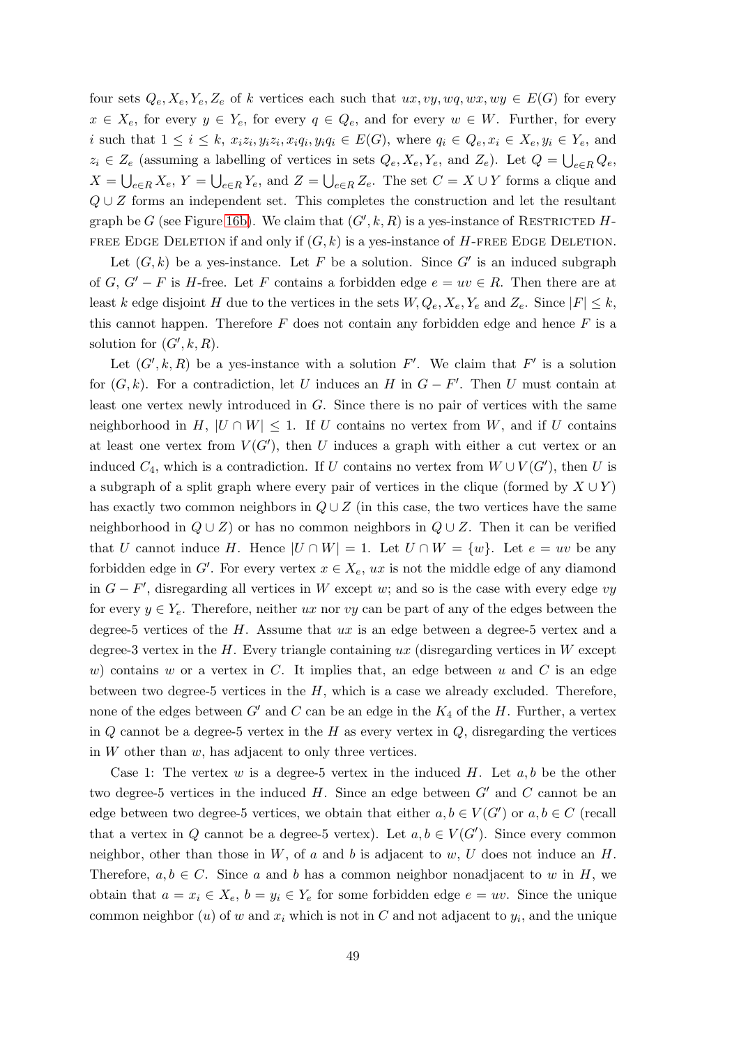four sets $Q_e, X_e, Y_e, Z_e$ of $k$ vertices each such that $ux, vy, wq, wx, wy \in E(G)$ for every $x \in X_e$, for every $y \in Y_e$, for every $q \in Q_e$, and for every $w \in W$. Further, for every $i$ such that $1 \leq i \leq k$, $x_iz_i, y_iz_i, x_iq_i, y_iq_i \in E(G)$, where $q_i \in Q_e, x_i \in X_e, y_i \in Y_e$, and $z_i \in Z_e$ (assuming a labelling of vertices in sets $Q_e, X_e, Y_e$, and $Z_e$). Let $Q = \bigcup_{e \in R} Q_e$, $X = \bigcup_{e \in R} X_e$, $Y = \bigcup_{e \in R} Y_e$, and $Z = \bigcup_{e \in R} Z_e$. The set $C = X \cup Y$ forms a clique and $Q \cup Z$ forms an independent set. This completes the construction and let the resultant graph be $G$ (see Figure 16b). We claim that $(G', k, R)$ is a yes-instance of Restricted $H$-free Edge Deletion if and only if $(G, k)$ is a yes-instance of $H$-free Edge Deletion.

Let $(G, k)$ be a yes-instance. Let $F$ be a solution. Since $G'$ is an induced subgraph of $G$, $G' - F$ is $H$-free. Let $F$ contains a forbidden edge $e = uv \in R$. Then there are at least $k$ edge disjoint $H$ due to the vertices in the sets $W, Q_e, X_e, Y_e$ and $Z_e$. Since $|F| \leq k$, this cannot happen. Therefore $F$ does not contain any forbidden edge and hence $F$ is a solution for $(G', k, R)$.

Let $(G', k, R)$ be a yes-instance with a solution $F'$. We claim that $F'$ is a solution for $(G, k)$. For a contradiction, let $U$ induces an $H$ in $G - F'$. Then $U$ must contain at least one vertex newly introduced in $G$. Since there is no pair of vertices with the same neighborhood in $H$, $|U \cap W| \leq 1$. If $U$ contains no vertex from $W$, and if $U$ contains at least one vertex from $V(G')$, then $U$ induces a graph with either a cut vertex or an induced $C_4$, which is a contradiction. If $U$ contains no vertex from $W \cup V(G')$, then $U$ is a subgraph of a split graph where every pair of vertices in the clique (formed by $X \cup Y$) has exactly two common neighbors in $Q \cup Z$ (in this case, the two vertices have the same neighborhood in $Q \cup Z$) or has no common neighbors in $Q \cup Z$. Then it can be verified that $U$ cannot induce $H$. Hence $|U \cap W| = 1$. Let $U \cap W = \{w\}$. Let $e = uv$ be any forbidden edge in $G'$. For every vertex $x \in X_e$, $ux$ is not the middle edge of any diamond in $G - F'$, disregarding all vertices in $W$ except $w$; and so is the case with every edge $vy$ for every $y \in Y_e$. Therefore, neither $ux$ nor $vy$ can be part of any of the edges between the degree-5 vertices of the $H$. Assume that $ux$ is an edge between a degree-5 vertex and a degree-3 vertex in the $H$. Every triangle containing $ux$ (disregarding vertices in $W$ except $w$) contains $w$ or a vertex in $C$. It implies that, an edge between $u$ and $C$ is an edge between two degree-5 vertices in the $H$, which is a case we already excluded. Therefore, none of the edges between $G'$ and $C$ can be an edge in the $K_4$ of the $H$. Further, a vertex in $Q$ cannot be a degree-5 vertex in the $H$ as every vertex in $Q$, disregarding the vertices in $W$ other than $w$, has adjacent to only three vertices.

Case 1: The vertex $w$ is a degree-5 vertex in the induced $H$. Let $a, b$ be the other two degree-5 vertices in the induced $H$. Since an edge between $G'$ and $C$ cannot be an edge between two degree-5 vertices, we obtain that either $a, b \in V(G')$ or $a, b \in C$ (recall that a vertex in $Q$ cannot be a degree-5 vertex). Let $a, b \in V(G')$. Since every common neighbor, other than those in $W$, of $a$ and $b$ is adjacent to $w$, $U$ does not induce an $H$. Therefore, $a, b \in C$. Since $a$ and $b$ has a common neighbor nonadjacent to $w$ in $H$, we obtain that $a = x_i \in X_e$, $b = y_i \in Y_e$ for some forbidden edge $e = uv$. Since the unique common neighbor ($u$) of $w$ and $x_i$ which is not in $C$ and not adjacent to $y_i$, and the unique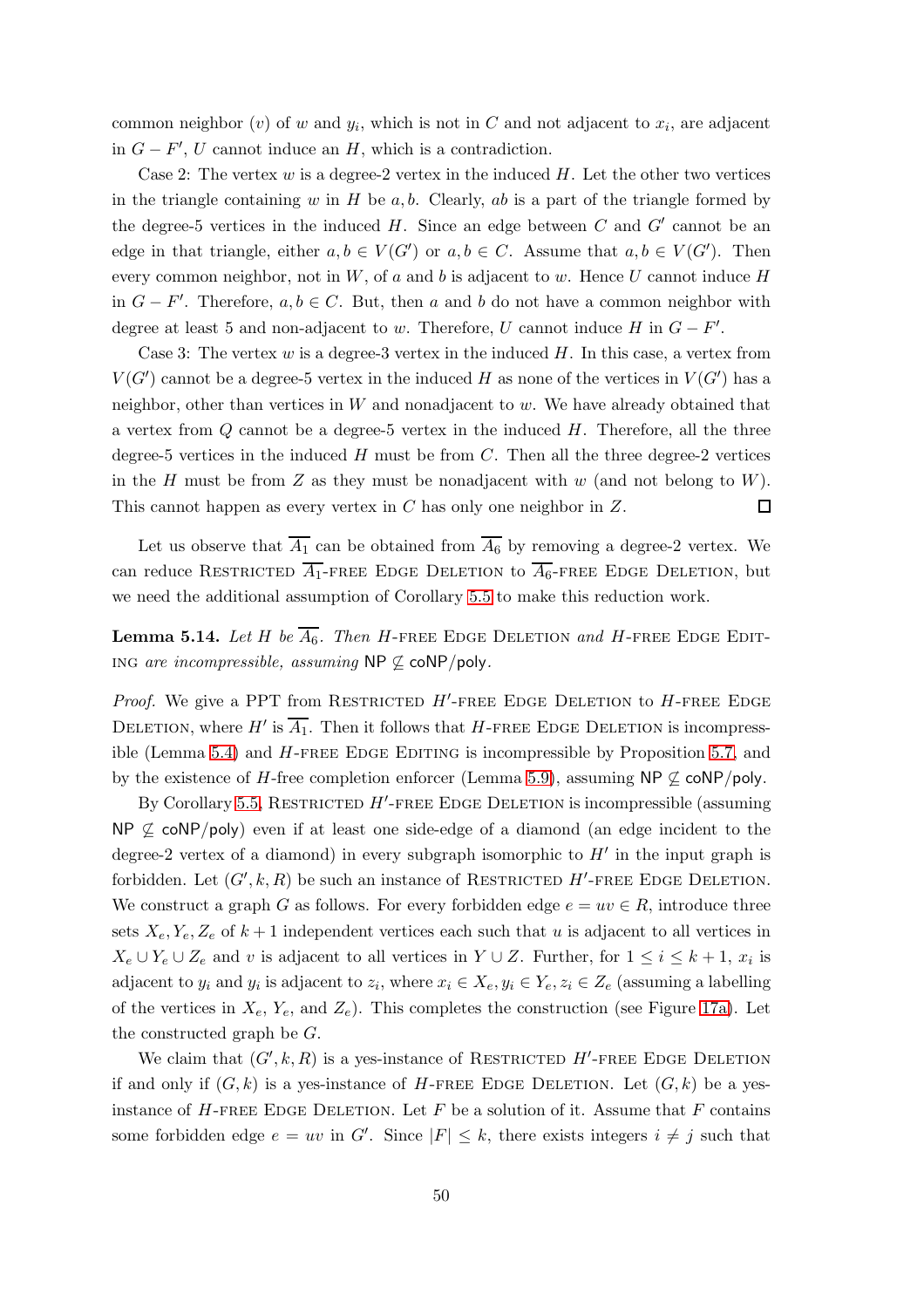common neighbor ($v$) of $w$ and $y_i$, which is not in $C$ and not adjacent to $x_i$, are adjacent in $G - F'$, $U$ cannot induce an $H$, which is a contradiction.

Case 2: The vertex $w$ is a degree-2 vertex in the induced $H$. Let the other two vertices in the triangle containing $w$ in $H$ be $a, b$. Clearly, $ab$ is a part of the triangle formed by the degree-5 vertices in the induced $H$. Since an edge between $C$ and $G'$ cannot be an edge in that triangle, either $a, b \in V(G')$ or $a, b \in C$. Assume that $a, b \in V(G')$. Then every common neighbor, not in $W$, of $a$ and $b$ is adjacent to $w$. Hence $U$ cannot induce $H$ in $G - F'$. Therefore, $a, b \in C$. But, then $a$ and $b$ do not have a common neighbor with degree at least 5 and non-adjacent to $w$. Therefore, $U$ cannot induce $H$ in $G - F'$.

Case 3: The vertex $w$ is a degree-3 vertex in the induced $H$. In this case, a vertex from $V(G')$ cannot be a degree-5 vertex in the induced $H$ as none of the vertices in $V(G')$ has a neighbor, other than vertices in $W$ and nonadjacent to $w$. We have already obtained that a vertex from $Q$ cannot be a degree-5 vertex in the induced $H$. Therefore, all the three degree-5 vertices in the induced $H$ must be from $C$. Then all the three degree-2 vertices in the $H$ must be from $Z$ as they must be nonadjacent with $w$ (and not belong to $W$). This cannot happen as every vertex in $C$ has only one neighbor in $Z$. ◻

Let us observe that $\overline{A_1}$ can be obtained from $\overline{A_6}$ by removing a degree-2 vertex. We can reduce Restricted $\overline{A_1}$-free Edge Deletion to $\overline{A_6}$-free Edge Deletion, but we need the additional assumption of Corollary 5.5 to make this reduction work.

**Lemma 5.14.** *Let $H$ be $\overline{A_6}$. Then $H$-free Edge Deletion and $H$-free Edge Editing are incompressible, assuming* $\mathsf{NP} \not\subseteq \mathsf{coNP/poly}$.

*Proof.* We give a PPT from Restricted $H'$-free Edge Deletion to $H$-free Edge Deletion, where $H'$ is $\overline{A_1}$. Then it follows that $H$-free Edge Deletion is incompressible (Lemma 5.4) and $H$-free Edge Editing is incompressible by Proposition 5.7, and by the existence of $H$-free completion enforcer (Lemma 5.9), assuming $\mathsf{NP} \not\subseteq \mathsf{coNP/poly}$.

By Corollary 5.5, Restricted $H'$-free Edge Deletion is incompressible (assuming $\mathsf{NP} \not\subseteq \mathsf{coNP/poly}$) even if at least one side-edge of a diamond (an edge incident to the degree-2 vertex of a diamond) in every subgraph isomorphic to $H'$ in the input graph is forbidden. Let $(G', k, R)$ be such an instance of Restricted $H'$-free Edge Deletion. We construct a graph $G$ as follows. For every forbidden edge $e = uv \in R$, introduce three sets $X_e, Y_e, Z_e$ of $k+1$ independent vertices each such that $u$ is adjacent to all vertices in $X_e \cup Y_e \cup Z_e$ and $v$ is adjacent to all vertices in $Y \cup Z$. Further, for $1 \le i \le k+1$, $x_i$ is adjacent to $y_i$ and $y_i$ is adjacent to $z_i$, where $x_i \in X_e, y_i \in Y_e, z_i \in Z_e$ (assuming a labelling of the vertices in $X_e$, $Y_e$, and $Z_e$). This completes the construction (see Figure 17a). Let the constructed graph be $G$.

We claim that $(G', k, R)$ is a yes-instance of Restricted $H'$-free Edge Deletion if and only if $(G, k)$ is a yes-instance of $H$-free Edge Deletion. Let $(G, k)$ be a yes-instance of $H$-free Edge Deletion. Let $F$ be a solution of it. Assume that $F$ contains some forbidden edge $e = uv$ in $G'$. Since $|F| \le k$, there exists integers $i \ne j$ such that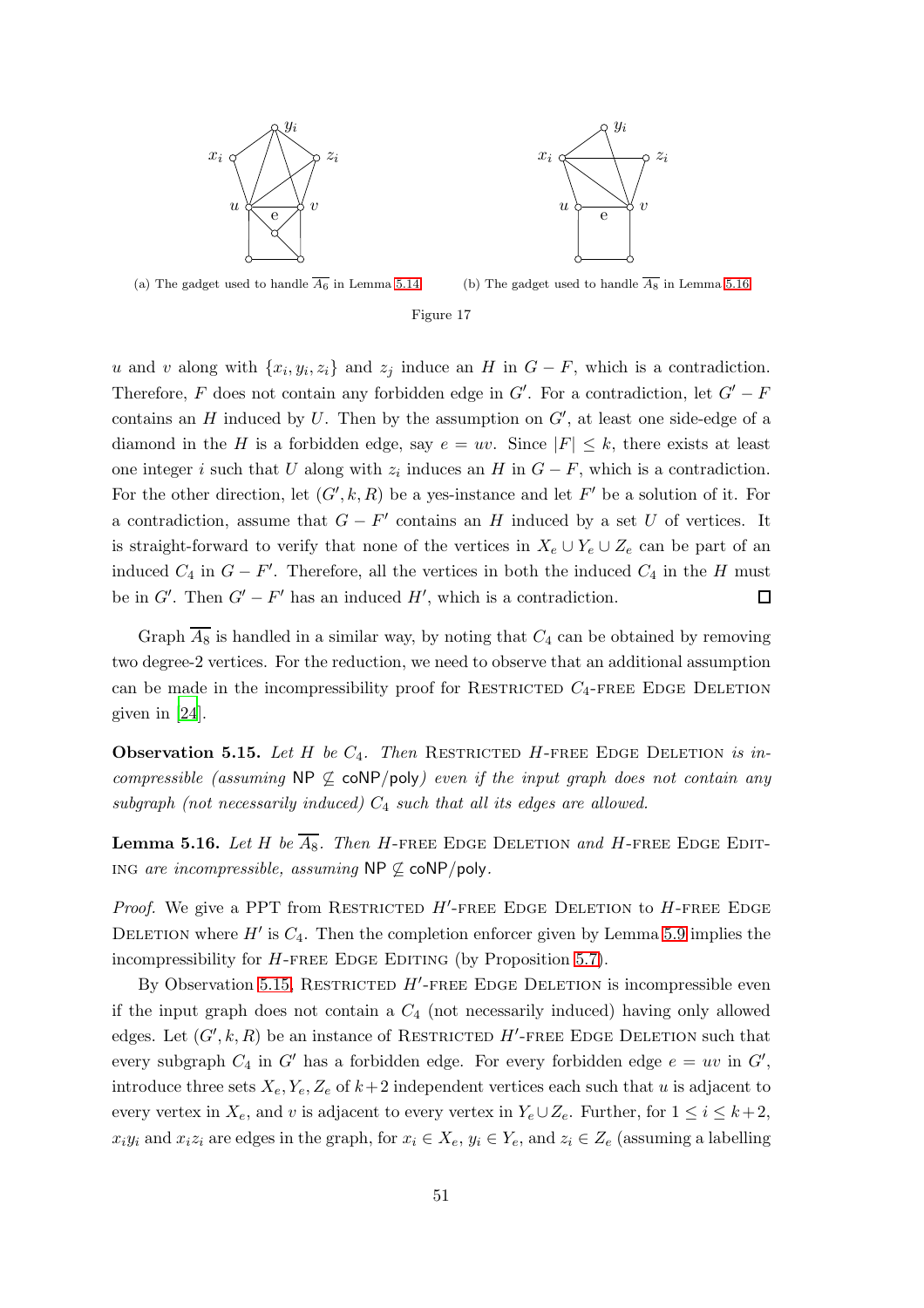(a) The gadget used to handle $\overline{A_6}$ in Lemma 5.14 (b) The gadget used to handle $\overline{A_8}$ in Lemma 5.16

Figure 17

$u$ and $v$ along with $\{x_i, y_i, z_i\}$ and $z_j$ induce an $H$ in $G - F$, which is a contradiction. Therefore, $F$ does not contain any forbidden edge in $G'$. For a contradiction, let $G' - F$ contains an $H$ induced by $U$. Then by the assumption on $G'$, at least one side-edge of a diamond in the $H$ is a forbidden edge, say $e = uv$. Since $|F| \leq k$, there exists at least one integer $i$ such that $U$ along with $z_i$ induces an $H$ in $G - F$, which is a contradiction. For the other direction, let $(G', k, R)$ be a yes-instance and let $F'$ be a solution of it. For a contradiction, assume that $G - F'$ contains an $H$ induced by a set $U$ of vertices. It is straight-forward to verify that none of the vertices in $X_e \cup Y_e \cup Z_e$ can be part of an induced $C_4$ in $G - F'$. Therefore, all the vertices in both the induced $C_4$ in the $H$ must be in $G'$. Then $G' - F'$ has an induced $H'$, which is a contradiction. □

Graph $\overline{A_8}$ is handled in a similar way, by noting that $C_4$ can be obtained by removing two degree-2 vertices. For the reduction, we need to observe that an additional assumption can be made in the incompressibility proof for Restricted $C_4$-free Edge Deletion given in [24].

**Observation 5.15.** *Let $H$ be $C_4$. Then* Restricted $H$-free Edge Deletion *is incompressible (assuming* $\mathsf{NP} \not\subseteq \mathsf{coNP/poly}$*) even if the input graph does not contain any subgraph (not necessarily induced) $C_4$ such that all its edges are allowed.*

**Lemma 5.16.** *Let $H$ be $\overline{A_8}$. Then* $H$-free Edge Deletion *and* $H$-free Edge Editing *are incompressible, assuming* $\mathsf{NP} \not\subseteq \mathsf{coNP/poly}$.

*Proof.* We give a PPT from Restricted $H'$-free Edge Deletion to $H$-free Edge Deletion where $H'$ is $C_4$. Then the completion enforcer given by Lemma 5.9 implies the incompressibility for $H$-free Edge Editing (by Proposition 5.7).

By Observation 5.15, Restricted $H'$-free Edge Deletion is incompressible even if the input graph does not contain a $C_4$ (not necessarily induced) having only allowed edges. Let $(G', k, R)$ be an instance of Restricted $H'$-free Edge Deletion such that every subgraph $C_4$ in $G'$ has a forbidden edge. For every forbidden edge $e = uv$ in $G'$, introduce three sets $X_e, Y_e, Z_e$ of $k+2$ independent vertices each such that $u$ is adjacent to every vertex in $X_e$, and $v$ is adjacent to every vertex in $Y_e \cup Z_e$. Further, for $1 \leq i \leq k+2$, $x_i y_i$ and $x_i z_i$ are edges in the graph, for $x_i \in X_e$, $y_i \in Y_e$, and $z_i \in Z_e$ (assuming a labelling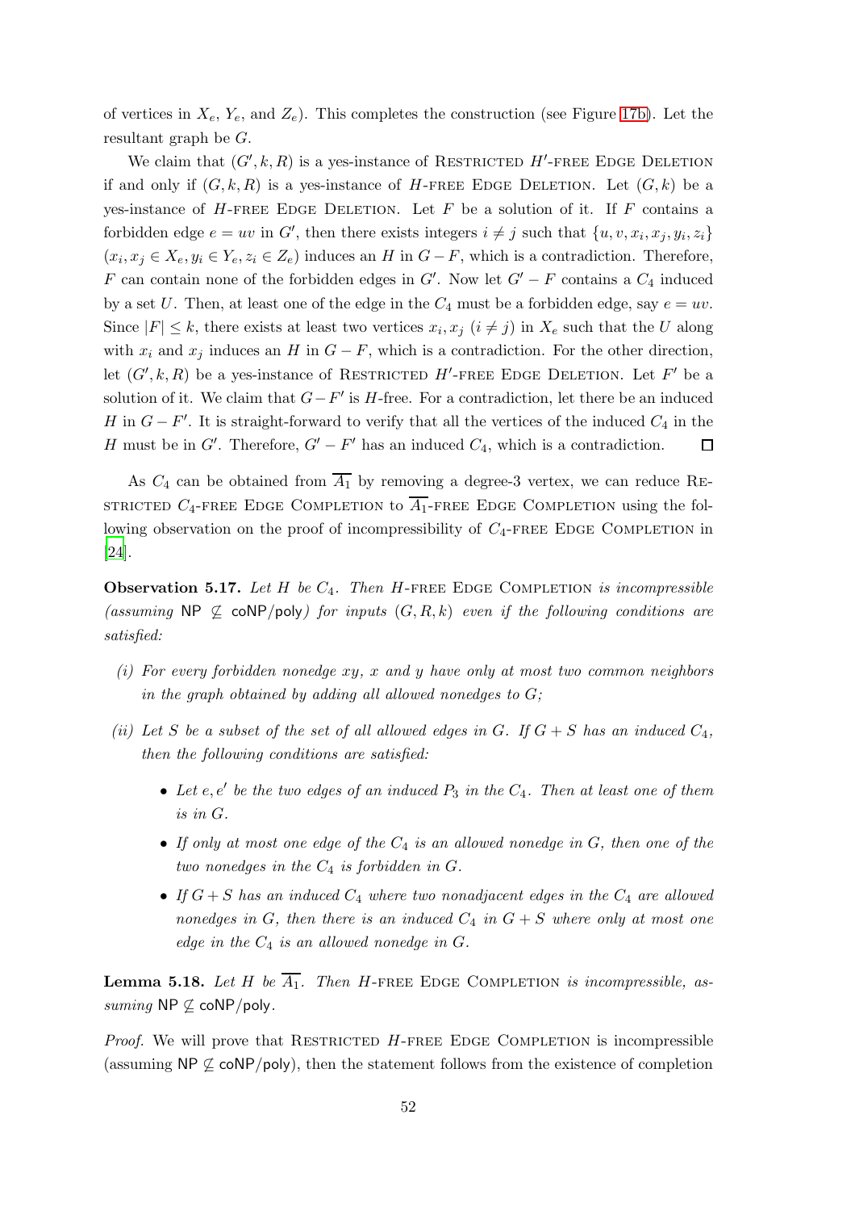of vertices in $X_e$, $Y_e$, and $Z_e$). This completes the construction (see Figure 17b). Let the resultant graph be $G$.

We claim that $(G', k, R)$ is a yes-instance of Restricted $H'$-free Edge Deletion if and only if $(G, k, R)$ is a yes-instance of $H$-free Edge Deletion. Let $(G, k)$ be a yes-instance of $H$-free Edge Deletion. Let $F$ be a solution of it. If $F$ contains a forbidden edge $e = uv$ in $G'$, then there exists integers $i \neq j$ such that $\{u, v, x_i, x_j, y_i, z_i\}$ $(x_i, x_j \in X_e, y_i \in Y_e, z_i \in Z_e)$ induces an $H$ in $G - F$, which is a contradiction. Therefore, $F$ can contain none of the forbidden edges in $G'$. Now let $G' - F$ contains a $C_4$ induced by a set $U$. Then, at least one of the edge in the $C_4$ must be a forbidden edge, say $e = uv$. Since $|F| \leq k$, there exists at least two vertices $x_i, x_j$ $(i \neq j)$ in $X_e$ such that the $U$ along with $x_i$ and $x_j$ induces an $H$ in $G - F$, which is a contradiction. For the other direction, let $(G', k, R)$ be a yes-instance of Restricted $H'$-free Edge Deletion. Let $F'$ be a solution of it. We claim that $G - F'$ is $H$-free. For a contradiction, let there be an induced $H$ in $G - F'$. It is straight-forward to verify that all the vertices of the induced $C_4$ in the $H$ must be in $G'$. Therefore, $G' - F'$ has an induced $C_4$, which is a contradiction. $\square$

As $C_4$ can be obtained from $\overline{A_1}$ by removing a degree-3 vertex, we can reduce Restricted $C_4$-free Edge Completion to $\overline{A_1}$-free Edge Completion using the following observation on the proof of incompressibility of $C_4$-free Edge Completion in [24].

**Observation 5.17.** *Let $H$ be $C_4$. Then $H$-free Edge Completion is incompressible (assuming $\mathsf{NP} \not\subseteq \mathsf{coNP/poly}$) for inputs $(G, R, k)$ even if the following conditions are satisfied:*

*(i) For every forbidden nonedge $xy$, $x$ and $y$ have only at most two common neighbors in the graph obtained by adding all allowed nonedges to $G$;*

*(ii) Let $S$ be a subset of the set of all allowed edges in $G$. If $G + S$ has an induced $C_4$, then the following conditions are satisfied:*

- *Let $e, e'$ be the two edges of an induced $P_3$ in the $C_4$. Then at least one of them is in $G$.*
- *If only at most one edge of the $C_4$ is an allowed nonedge in $G$, then one of the two nonedges in the $C_4$ is forbidden in $G$.*
- *If $G + S$ has an induced $C_4$ where two nonadjacent edges in the $C_4$ are allowed nonedges in $G$, then there is an induced $C_4$ in $G + S$ where only at most one edge in the $C_4$ is an allowed nonedge in $G$.*

**Lemma 5.18.** *Let $H$ be $\overline{A_1}$. Then $H$-free Edge Completion is incompressible, assuming $\mathsf{NP} \not\subseteq \mathsf{coNP/poly}$.*

*Proof.* We will prove that Restricted $H$-free Edge Completion is incompressible (assuming $\mathsf{NP} \not\subseteq \mathsf{coNP/poly}$), then the statement follows from the existence of completion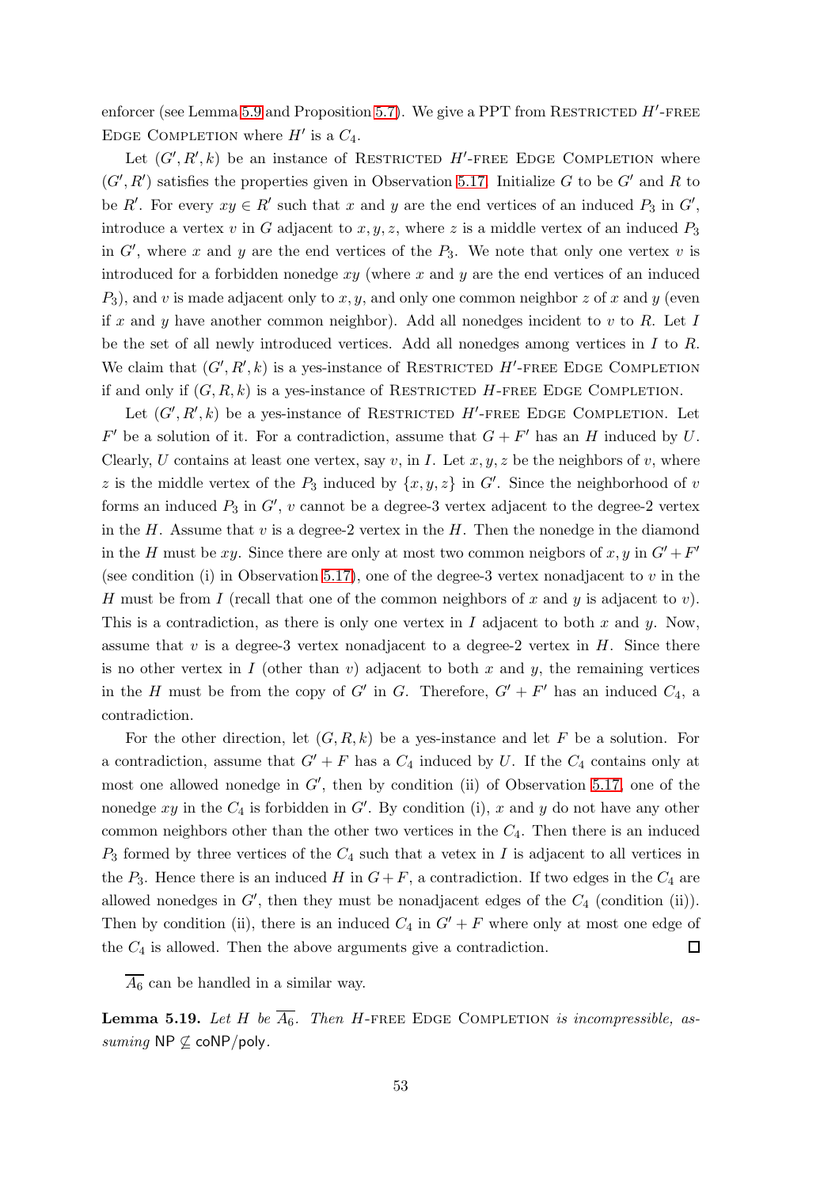enforcer (see Lemma 5.9 and Proposition 5.7). We give a PPT from Restricted $H'$-free Edge Completion where $H'$ is a $C_4$.

Let $(G', R', k)$ be an instance of Restricted $H'$-free Edge Completion where $(G', R')$ satisfies the properties given in Observation 5.17. Initialize $G$ to be $G'$ and $R$ to be $R'$. For every $xy \in R'$ such that $x$ and $y$ are the end vertices of an induced $P_3$ in $G'$, introduce a vertex $v$ in $G$ adjacent to $x, y, z$, where $z$ is a middle vertex of an induced $P_3$ in $G'$, where $x$ and $y$ are the end vertices of the $P_3$. We note that only one vertex $v$ is introduced for a forbidden nonedge $xy$ (where $x$ and $y$ are the end vertices of an induced $P_3$), and $v$ is made adjacent only to $x, y$, and only one common neighbor $z$ of $x$ and $y$ (even if $x$ and $y$ have another common neighbor). Add all nonedges incident to $v$ to $R$. Let $I$ be the set of all newly introduced vertices. Add all nonedges among vertices in $I$ to $R$. We claim that $(G', R', k)$ is a yes-instance of Restricted $H'$-free Edge Completion if and only if $(G, R, k)$ is a yes-instance of Restricted $H$-free Edge Completion.

Let $(G', R', k)$ be a yes-instance of Restricted $H'$-free Edge Completion. Let $F'$ be a solution of it. For a contradiction, assume that $G + F'$ has an $H$ induced by $U$. Clearly, $U$ contains at least one vertex, say $v$, in $I$. Let $x, y, z$ be the neighbors of $v$, where $z$ is the middle vertex of the $P_3$ induced by $\{x, y, z\}$ in $G'$. Since the neighborhood of $v$ forms an induced $P_3$ in $G'$, $v$ cannot be a degree-3 vertex adjacent to the degree-2 vertex in the $H$. Assume that $v$ is a degree-2 vertex in the $H$. Then the nonedge in the diamond in the $H$ must be $xy$. Since there are only at most two common neigbors of $x, y$ in $G' + F'$ (see condition (i) in Observation 5.17), one of the degree-3 vertex nonadjacent to $v$ in the $H$ must be from $I$ (recall that one of the common neighbors of $x$ and $y$ is adjacent to $v$). This is a contradiction, as there is only one vertex in $I$ adjacent to both $x$ and $y$. Now, assume that $v$ is a degree-3 vertex nonadjacent to a degree-2 vertex in $H$. Since there is no other vertex in $I$ (other than $v$) adjacent to both $x$ and $y$, the remaining vertices in the $H$ must be from the copy of $G'$ in $G$. Therefore, $G' + F'$ has an induced $C_4$, a contradiction.

For the other direction, let $(G, R, k)$ be a yes-instance and let $F$ be a solution. For a contradiction, assume that $G' + F$ has a $C_4$ induced by $U$. If the $C_4$ contains only at most one allowed nonedge in $G'$, then by condition (ii) of Observation 5.17, one of the nonedge $xy$ in the $C_4$ is forbidden in $G'$. By condition (i), $x$ and $y$ do not have any other common neighbors other than the other two vertices in the $C_4$. Then there is an induced $P_3$ formed by three vertices of the $C_4$ such that a vetex in $I$ is adjacent to all vertices in the $P_3$. Hence there is an induced $H$ in $G + F$, a contradiction. If two edges in the $C_4$ are allowed nonedges in $G'$, then they must be nonadjacent edges of the $C_4$ (condition (ii)). Then by condition (ii), there is an induced $C_4$ in $G' + F$ where only at most one edge of the $C_4$ is allowed. Then the above arguments give a contradiction. ◻

$\overline{A_6}$ can be handled in a similar way.

**Lemma 5.19.** *Let $H$ be $\overline{A_6}$. Then $H$-free Edge Completion is incompressible, assuming* $\mathsf{NP} \not\subseteq \mathsf{coNP/poly}$.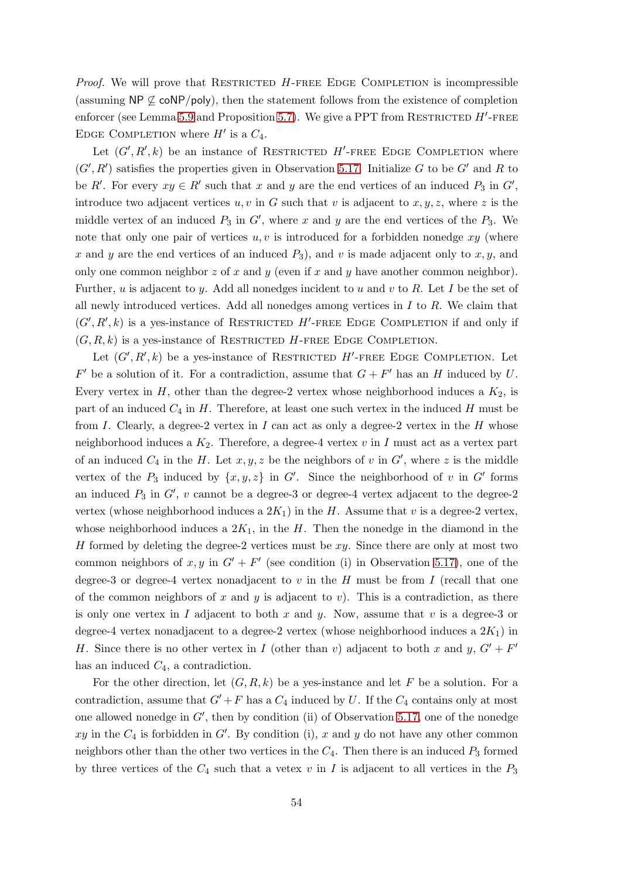*Proof.* We will prove that Restricted $H$-free Edge Completion is incompressible (assuming $\mathsf{NP} \not\subseteq \mathsf{coNP/poly}$), then the statement follows from the existence of completion enforcer (see Lemma 5.9 and Proposition 5.7). We give a PPT from Restricted $H'$-free Edge Completion where $H'$ is a $C_4$.

Let $(G', R', k)$ be an instance of Restricted $H'$-free Edge Completion where $(G', R')$ satisfies the properties given in Observation 5.17. Initialize $G$ to be $G'$ and $R$ to be $R'$. For every $xy \in R'$ such that $x$ and $y$ are the end vertices of an induced $P_3$ in $G'$, introduce two adjacent vertices $u, v$ in $G$ such that $v$ is adjacent to $x, y, z$, where $z$ is the middle vertex of an induced $P_3$ in $G'$, where $x$ and $y$ are the end vertices of the $P_3$. We note that only one pair of vertices $u, v$ is introduced for a forbidden nonedge $xy$ (where $x$ and $y$ are the end vertices of an induced $P_3$), and $v$ is made adjacent only to $x$, $y$, and only one common neighbor $z$ of $x$ and $y$ (even if $x$ and $y$ have another common neighbor). Further, $u$ is adjacent to $y$. Add all nonedges incident to $u$ and $v$ to $R$. Let $I$ be the set of all newly introduced vertices. Add all nonedges among vertices in $I$ to $R$. We claim that $(G', R', k)$ is a yes-instance of Restricted $H'$-free Edge Completion if and only if $(G, R, k)$ is a yes-instance of Restricted $H$-free Edge Completion.

Let $(G', R', k)$ be a yes-instance of Restricted $H'$-free Edge Completion. Let $F'$ be a solution of it. For a contradiction, assume that $G + F'$ has an $H$ induced by $U$. Every vertex in $H$, other than the degree-2 vertex whose neighborhood induces a $K_2$, is part of an induced $C_4$ in $H$. Therefore, at least one such vertex in the induced $H$ must be from $I$. Clearly, a degree-2 vertex in $I$ can act as only a degree-2 vertex in the $H$ whose neighborhood induces a $K_2$. Therefore, a degree-4 vertex $v$ in $I$ must act as a vertex part of an induced $C_4$ in the $H$. Let $x, y, z$ be the neighbors of $v$ in $G'$, where $z$ is the middle vertex of the $P_3$ induced by $\{x, y, z\}$ in $G'$. Since the neighborhood of $v$ in $G'$ forms an induced $P_3$ in $G'$, $v$ cannot be a degree-3 or degree-4 vertex adjacent to the degree-2 vertex (whose neighborhood induces a $2K_1$) in the $H$. Assume that $v$ is a degree-2 vertex, whose neighborhood induces a $2K_1$, in the $H$. Then the nonedge in the diamond in the $H$ formed by deleting the degree-2 vertices must be $xy$. Since there are only at most two common neighbors of $x, y$ in $G' + F'$ (see condition (i) in Observation 5.17), one of the degree-3 or degree-4 vertex nonadjacent to $v$ in the $H$ must be from $I$ (recall that one of the common neighbors of $x$ and $y$ is adjacent to $v$). This is a contradiction, as there is only one vertex in $I$ adjacent to both $x$ and $y$. Now, assume that $v$ is a degree-3 or degree-4 vertex nonadjacent to a degree-2 vertex (whose neighborhood induces a $2K_1$) in $H$. Since there is no other vertex in $I$ (other than $v$) adjacent to both $x$ and $y$, $G' + F'$ has an induced $C_4$, a contradiction.

For the other direction, let $(G, R, k)$ be a yes-instance and let $F$ be a solution. For a contradiction, assume that $G' + F$ has a $C_4$ induced by $U$. If the $C_4$ contains only at most one allowed nonedge in $G'$, then by condition (ii) of Observation 5.17, one of the nonedge $xy$ in the $C_4$ is forbidden in $G'$. By condition (i), $x$ and $y$ do not have any other common neighbors other than the other two vertices in the $C_4$. Then there is an induced $P_3$ formed by three vertices of the $C_4$ such that a vetex $v$ in $I$ is adjacent to all vertices in the $P_3$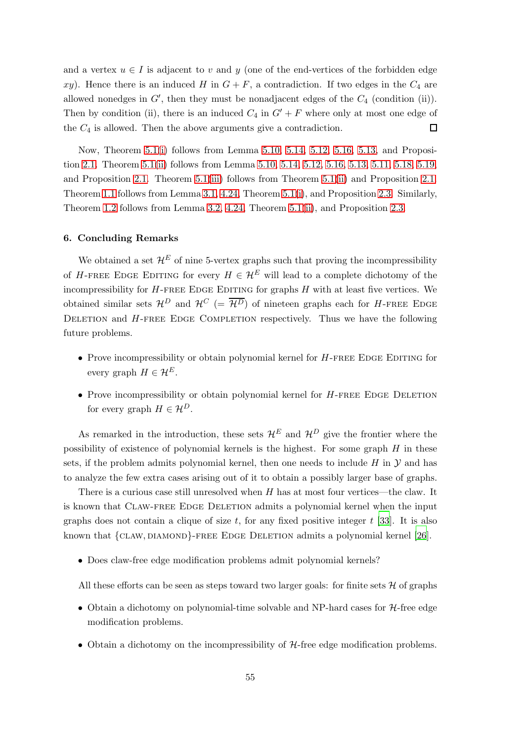and a vertex $u \in I$ is adjacent to $v$ and $y$ (one of the end-vertices of the forbidden edge $xy$). Hence there is an induced $H$ in $G + F$, a contradiction. If two edges in the $C_4$ are allowed nonedges in $G'$, then they must be nonadjacent edges of the $C_4$ (condition (ii)). Then by condition (ii), there is an induced $C_4$ in $G' + F$ where only at most one edge of the $C_4$ is allowed. Then the above arguments give a contradiction. ☐

Now, Theorem 5.1(i) follows from Lemma 5.10, 5.14, 5.12, 5.16, 5.13, and Proposition 2.1. Theorem 5.1(ii) follows from Lemma 5.10, 5.14, 5.12, 5.16, 5.13, 5.11, 5.18, 5.19, and Proposition 2.1. Theorem 5.1(iii) follows from Theorem 5.1(ii) and Proposition 2.1. Theorem 1.1 follows from Lemma 3.1, 4.24, Theorem 5.1(i), and Proposition 2.3. Similarly, Theorem 1.2 follows from Lemma 3.2, 4.24, Theorem 5.1(ii), and Proposition 2.3.

## 6. Concluding Remarks

We obtained a set $\mathcal{H}^E$ of nine 5-vertex graphs such that proving the incompressibility of $H$-free Edge Editing for every $H \in \mathcal{H}^E$ will lead to a complete dichotomy of the incompressibility for $H$-free Edge Editing for graphs $H$ with at least five vertices. We obtained similar sets $\mathcal{H}^D$ and $\mathcal{H}^C$ ($= \overline{\mathcal{H}^D}$) of nineteen graphs each for $H$-free Edge Deletion and $H$-free Edge Completion respectively. Thus we have the following future problems.

- Prove incompressibility or obtain polynomial kernel for $H$-free Edge Editing for every graph $H \in \mathcal{H}^E$.
- Prove incompressibility or obtain polynomial kernel for $H$-free Edge Deletion for every graph $H \in \mathcal{H}^D$.

As remarked in the introduction, these sets $\mathcal{H}^E$ and $\mathcal{H}^D$ give the frontier where the possibility of existence of polynomial kernels is the highest. For some graph $H$ in these sets, if the problem admits polynomial kernel, then one needs to include $H$ in $\mathcal{Y}$ and has to analyze the few extra cases arising out of it to obtain a possibly larger base of graphs.

There is a curious case still unresolved when $H$ has at most four vertices—the claw. It is known that Claw-free Edge Deletion admits a polynomial kernel when the input graphs does not contain a clique of size $t$, for any fixed positive integer $t$ [33]. It is also known that {claw, diamond}-free Edge Deletion admits a polynomial kernel [26].

- Does claw-free edge modification problems admit polynomial kernels?

All these efforts can be seen as steps toward two larger goals: for finite sets $\mathcal{H}$ of graphs

- Obtain a dichotomy on polynomial-time solvable and NP-hard cases for $\mathcal{H}$-free edge modification problems.
- Obtain a dichotomy on the incompressibility of $\mathcal{H}$-free edge modification problems.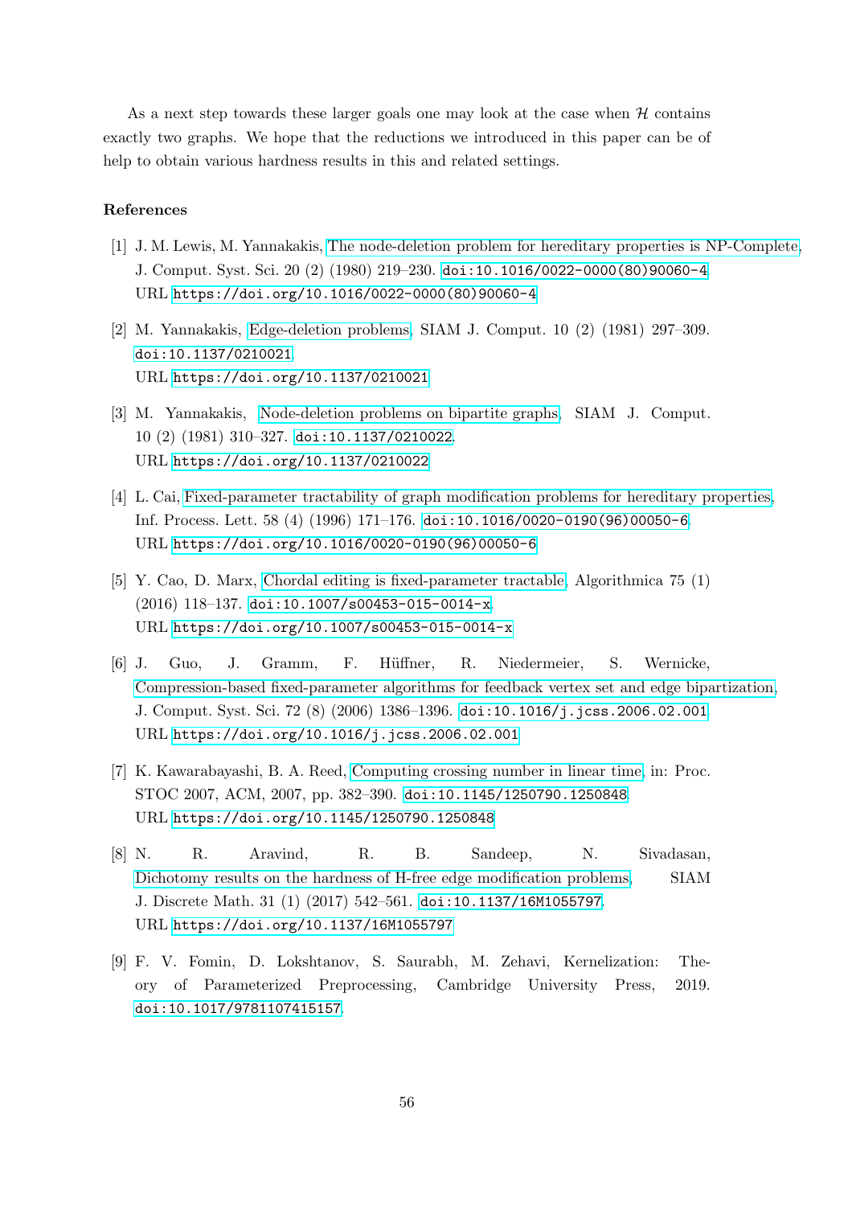As a next step towards these larger goals one may look at the case when $\mathcal{H}$ contains exactly two graphs. We hope that the reductions we introduced in this paper can be of help to obtain various hardness results in this and related settings.

## References

[1] J. M. Lewis, M. Yannakakis, The node-deletion problem for hereditary properties is NP-Complete, J. Comput. Syst. Sci. 20 (2) (1980) 219–230. doi:10.1016/0022-0000(80)90060-4. URL https://doi.org/10.1016/0022-0000(80)90060-4

[2] M. Yannakakis, Edge-deletion problems, SIAM J. Comput. 10 (2) (1981) 297–309. doi:10.1137/0210021. URL https://doi.org/10.1137/0210021

[3] M. Yannakakis, Node-deletion problems on bipartite graphs, SIAM J. Comput. 10 (2) (1981) 310–327. doi:10.1137/0210022. URL https://doi.org/10.1137/0210022

[4] L. Cai, Fixed-parameter tractability of graph modification problems for hereditary properties, Inf. Process. Lett. 58 (4) (1996) 171–176. doi:10.1016/0020-0190(96)00050-6. URL https://doi.org/10.1016/0020-0190(96)00050-6

[5] Y. Cao, D. Marx, Chordal editing is fixed-parameter tractable, Algorithmica 75 (1) (2016) 118–137. doi:10.1007/s00453-015-0014-x. URL https://doi.org/10.1007/s00453-015-0014-x

[6] J. Guo, J. Gramm, F. Hüffner, R. Niedermeier, S. Wernicke, Compression-based fixed-parameter algorithms for feedback vertex set and edge bipartization, J. Comput. Syst. Sci. 72 (8) (2006) 1386–1396. doi:10.1016/j.jcss.2006.02.001. URL https://doi.org/10.1016/j.jcss.2006.02.001

[7] K. Kawarabayashi, B. A. Reed, Computing crossing number in linear time, in: Proc. STOC 2007, ACM, 2007, pp. 382–390. doi:10.1145/1250790.1250848. URL https://doi.org/10.1145/1250790.1250848

[8] N. R. Aravind, R. B. Sandeep, N. Sivadasan, Dichotomy results on the hardness of H-free edge modification problems, SIAM J. Discrete Math. 31 (1) (2017) 542–561. doi:10.1137/16M1055797. URL https://doi.org/10.1137/16M1055797

[9] F. V. Fomin, D. Lokshtanov, S. Saurabh, M. Zehavi, Kernelization: Theory of Parameterized Preprocessing, Cambridge University Press, 2019. doi:10.1017/9781107415157.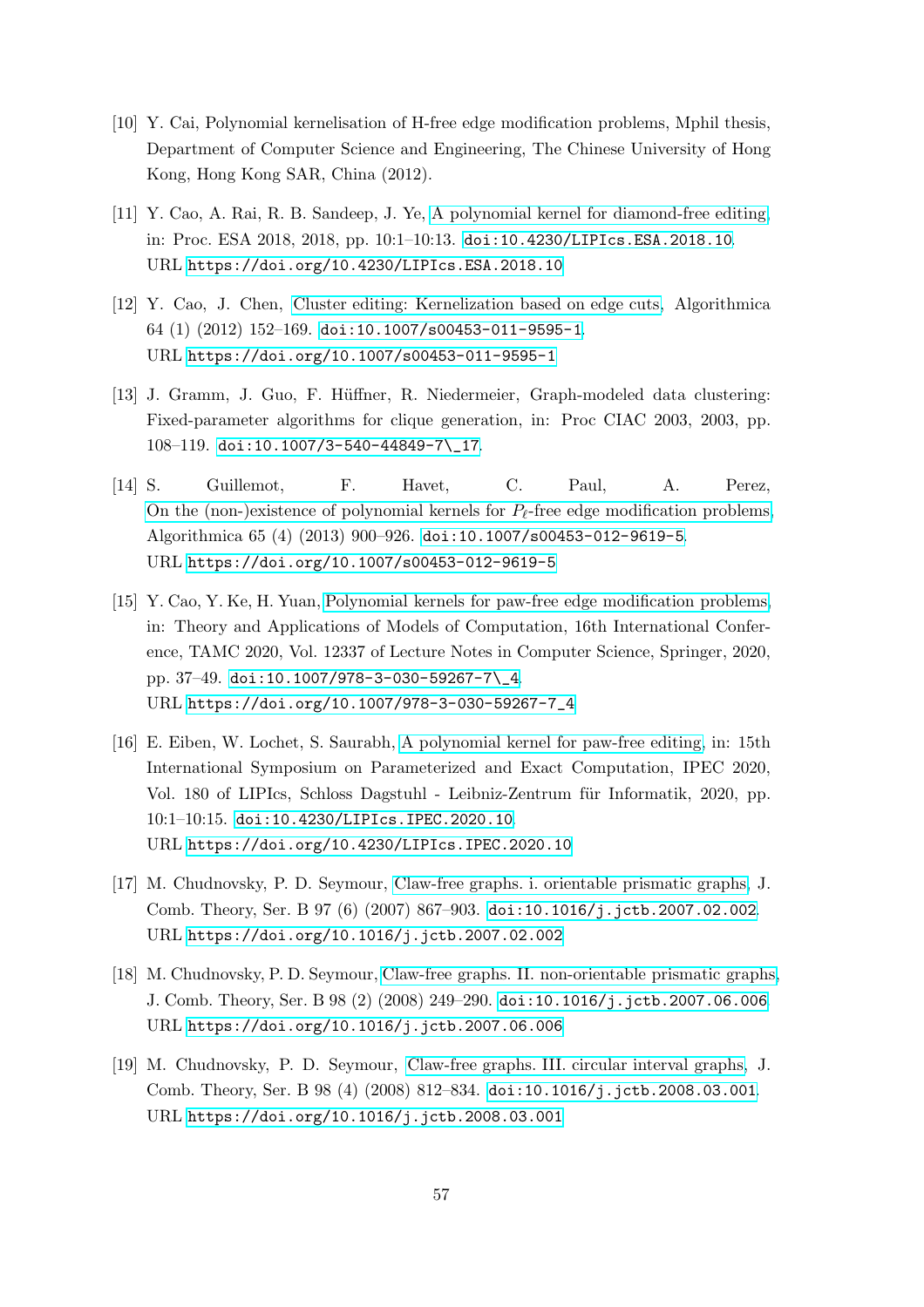[10] Y. Cai, Polynomial kernelisation of H-free edge modification problems, Mphil thesis, Department of Computer Science and Engineering, The Chinese University of Hong Kong, Hong Kong SAR, China (2012).

[11] Y. Cao, A. Rai, R. B. Sandeep, J. Ye, A polynomial kernel for diamond-free editing, in: Proc. ESA 2018, 2018, pp. 10:1–10:13. doi:10.4230/LIPIcs.ESA.2018.10. URL https://doi.org/10.4230/LIPIcs.ESA.2018.10

[12] Y. Cao, J. Chen, Cluster editing: Kernelization based on edge cuts, Algorithmica 64 (1) (2012) 152–169. doi:10.1007/s00453-011-9595-1. URL https://doi.org/10.1007/s00453-011-9595-1

[13] J. Gramm, J. Guo, F. Hüffner, R. Niedermeier, Graph-modeled data clustering: Fixed-parameter algorithms for clique generation, in: Proc CIAC 2003, 2003, pp. 108–119. doi:10.1007/3-540-44849-7\_17.

[14] S. Guillemot, F. Havet, C. Paul, A. Perez, On the (non-)existence of polynomial kernels for $P_\ell$-free edge modification problems, Algorithmica 65 (4) (2013) 900–926. doi:10.1007/s00453-012-9619-5. URL https://doi.org/10.1007/s00453-012-9619-5

[15] Y. Cao, Y. Ke, H. Yuan, Polynomial kernels for paw-free edge modification problems, in: Theory and Applications of Models of Computation, 16th International Conference, TAMC 2020, Vol. 12337 of Lecture Notes in Computer Science, Springer, 2020, pp. 37–49. doi:10.1007/978-3-030-59267-7\_4. URL https://doi.org/10.1007/978-3-030-59267-7_4

[16] E. Eiben, W. Lochet, S. Saurabh, A polynomial kernel for paw-free editing, in: 15th International Symposium on Parameterized and Exact Computation, IPEC 2020, Vol. 180 of LIPIcs, Schloss Dagstuhl - Leibniz-Zentrum für Informatik, 2020, pp. 10:1–10:15. doi:10.4230/LIPIcs.IPEC.2020.10. URL https://doi.org/10.4230/LIPIcs.IPEC.2020.10

[17] M. Chudnovsky, P. D. Seymour, Claw-free graphs. i. orientable prismatic graphs, J. Comb. Theory, Ser. B 97 (6) (2007) 867–903. doi:10.1016/j.jctb.2007.02.002. URL https://doi.org/10.1016/j.jctb.2007.02.002

[18] M. Chudnovsky, P. D. Seymour, Claw-free graphs. II. non-orientable prismatic graphs, J. Comb. Theory, Ser. B 98 (2) (2008) 249–290. doi:10.1016/j.jctb.2007.06.006. URL https://doi.org/10.1016/j.jctb.2007.06.006

[19] M. Chudnovsky, P. D. Seymour, Claw-free graphs. III. circular interval graphs, J. Comb. Theory, Ser. B 98 (4) (2008) 812–834. doi:10.1016/j.jctb.2008.03.001. URL https://doi.org/10.1016/j.jctb.2008.03.001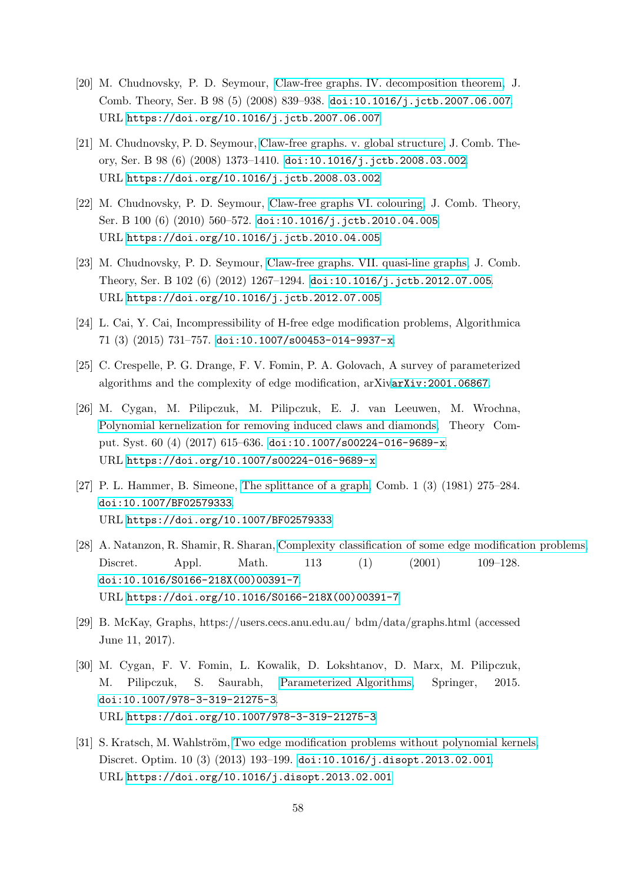[20] M. Chudnovsky, P. D. Seymour, Claw-free graphs. IV. decomposition theorem, J. Comb. Theory, Ser. B 98 (5) (2008) 839–938. doi:10.1016/j.jctb.2007.06.007.
URL https://doi.org/10.1016/j.jctb.2007.06.007

[21] M. Chudnovsky, P. D. Seymour, Claw-free graphs. v. global structure, J. Comb. Theory, Ser. B 98 (6) (2008) 1373–1410. doi:10.1016/j.jctb.2008.03.002.
URL https://doi.org/10.1016/j.jctb.2008.03.002

[22] M. Chudnovsky, P. D. Seymour, Claw-free graphs VI. colouring, J. Comb. Theory, Ser. B 100 (6) (2010) 560–572. doi:10.1016/j.jctb.2010.04.005.
URL https://doi.org/10.1016/j.jctb.2010.04.005

[23] M. Chudnovsky, P. D. Seymour, Claw-free graphs. VII. quasi-line graphs, J. Comb. Theory, Ser. B 102 (6) (2012) 1267–1294. doi:10.1016/j.jctb.2012.07.005.
URL https://doi.org/10.1016/j.jctb.2012.07.005

[24] L. Cai, Y. Cai, Incompressibility of H-free edge modification problems, Algorithmica 71 (3) (2015) 731–757. doi:10.1007/s00453-014-9937-x.

[25] C. Crespelle, P. G. Drange, F. V. Fomin, P. A. Golovach, A survey of parameterized algorithms and the complexity of edge modification, arXivarXiv:2001.06867.

[26] M. Cygan, M. Pilipczuk, M. Pilipczuk, E. J. van Leeuwen, M. Wrochna, Polynomial kernelization for removing induced claws and diamonds, Theory Comput. Syst. 60 (4) (2017) 615–636. doi:10.1007/s00224-016-9689-x.
URL https://doi.org/10.1007/s00224-016-9689-x

[27] P. L. Hammer, B. Simeone, The splittance of a graph, Comb. 1 (3) (1981) 275–284. doi:10.1007/BF02579333.
URL https://doi.org/10.1007/BF02579333

[28] A. Natanzon, R. Shamir, R. Sharan, Complexity classification of some edge modification problems, Discret. Appl. Math. 113 (1) (2001) 109–128. doi:10.1016/S0166-218X(00)00391-7.
URL https://doi.org/10.1016/S0166-218X(00)00391-7

[29] B. McKay, Graphs, https://users.cecs.anu.edu.au/ bdm/data/graphs.html (accessed June 11, 2017).

[30] M. Cygan, F. V. Fomin, L. Kowalik, D. Lokshtanov, D. Marx, M. Pilipczuk, M. Pilipczuk, S. Saurabh, Parameterized Algorithms, Springer, 2015. doi:10.1007/978-3-319-21275-3.
URL https://doi.org/10.1007/978-3-319-21275-3

[31] S. Kratsch, M. Wahlström, Two edge modification problems without polynomial kernels, Discret. Optim. 10 (3) (2013) 193–199. doi:10.1016/j.disopt.2013.02.001.
URL https://doi.org/10.1016/j.disopt.2013.02.001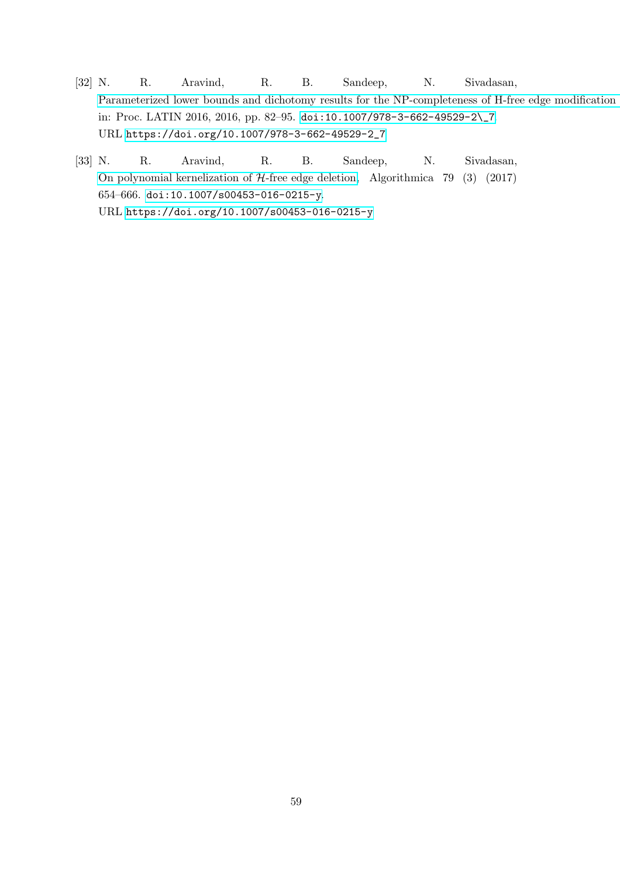[32] N. R. Aravind, R. B. Sandeep, N. Sivadasan, Parameterized lower bounds and dichotomy results for the NP-completeness of H-free edge modification in: Proc. LATIN 2016, 2016, pp. 82–95. doi:10.1007/978-3-662-49529-2\_7. URL https://doi.org/10.1007/978-3-662-49529-2_7

[33] N. R. Aravind, R. B. Sandeep, N. Sivadasan, On polynomial kernelization of $\mathcal{H}$-free edge deletion, Algorithmica 79 (3) (2017) 654–666. doi:10.1007/s00453-016-0215-y. URL https://doi.org/10.1007/s00453-016-0215-y